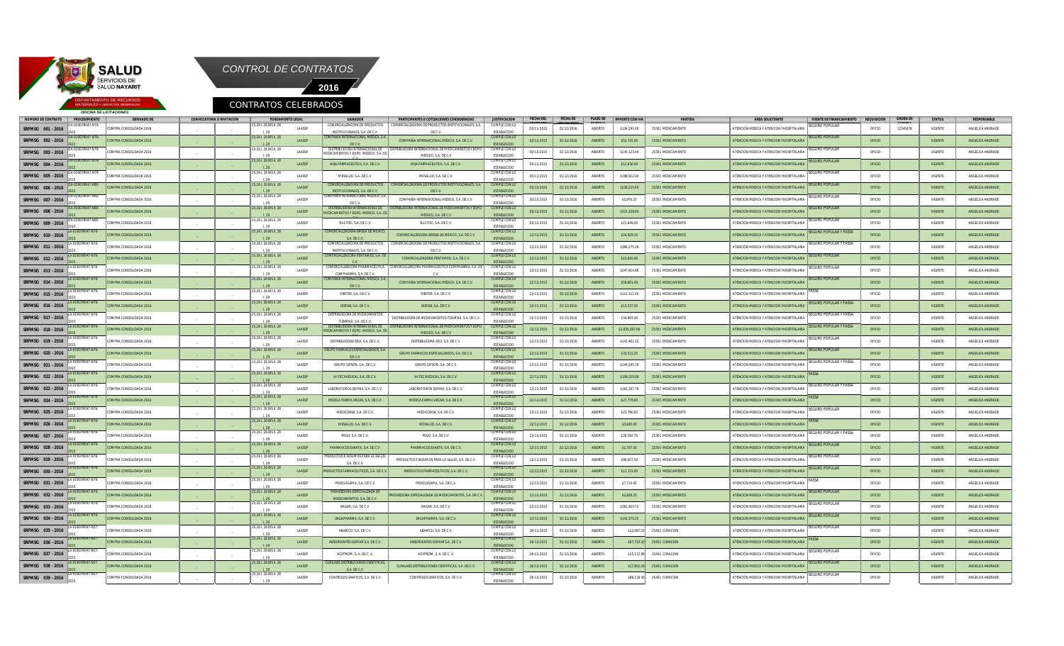SALUD
SERVICIOS DE SALUD NAYARIT

DEPARTAMENTO DE RECURSOS MATERIALES Y SERVICIOS GENERALES
OFICINA DE LICITACIONES

# CONTROL DE CONTRATOS

## 2016

## CONTRATOS CELEBRADOS

| NUMERO DE CONTRATO | PROCEDIMIENTO | DERIVADO DE | CONVOCATORIA O INVITACION | | FUNDAMENTO LEGAL | | GANADOR | PARTICIPANTES O COTIZACIONES CONSIDERADAS | JUSTIFICACION | FECHA DEL | FECHA DE VENCIMIENTO | PLAZO DE | IMPORTE CON IVA | PARTIDA | AREA SOLICITANTE | FUENTE DE FINANCIAMIENTO | REQUISICION | ORDEN DE | STATUS | RESPONSABLE |
|---|---|---|---|---|---|---|---|---|---|---|---|---|---|---|---|---|---|---|---|---|
| SRFMSG 001 - 2016 | LA-018GYN047-N78-2015 | COMPRA CONSOLIDADA 2016 | - | - | 25,261, 26 BIS II, 28 I, 29 | LAASSP | COMERCIALIZADORA DE PRODUCTOS INSTITUCIONALES, S.A. DE C.V. | COMERCIALIZADORA DE PRODUCTOS INSTITUCIONALES, S.A. DE C.V. | CUMPLE CON LO ESTABLECIDO | 03/11/2015 | 31/12/2016 | ABIERTO | $134,290.40 | 25301 MEDICAMENTO | ATENCION MEDICA Y ATENCION YHOSPITALARIA | SEGURO POPULAR | OFICIO | 12345678 | VIGENTE | ANGELICA ANDRADE |
| SRFMSG 002 - 2016 | LA-018GYN047-N78-2015 | COMPRA CONSOLIDADA 2016 | - | - | 25,261, 26 BIS II, 28 I, 29 | LAASSP | COMPAÑIA INTERNACIONAL MEDICA, S.A. DE C.V. | COMPAÑIA INTERNACIONAL MEDICA, S.A. DE C.V. | CUMPLE CON LO ESTABLECIDO | 03/11/2015 | 31/12/2016 | ABIERTO | $51,745.00 | 25301 MEDICAMENTO | ATENCION MEDICA Y ATENCION YHOSPITALARIA | SEGURO POPULAR | OFICIO | | VIGENTE | ANGELICA ANDRADE |
| SRFMSG 003 - 2016 | LA-018GYN047-N78-2015 | COMPRA CONSOLIDADA 2016 | - | - | 25,261, 26 BIS II, 28 I, 29 | LAASSP | DISTRIBUIDORA INTERNACIONAL DE MEDICAMENTOS Y EQPO. MEDICO, S.A. DE C.V. | DISTRIBUIDORA INTERNACIONAL DE MEDICAMENTOS Y EQPO. MEDICO, S.A. DE C.V. | CUMPLE CON LO ESTABLECIDO | 03/11/2015 | 31/12/2016 | ABIERTO | $245,123.44 | 25301 MEDICAMENTO | ATENCION MEDICA Y ATENCION YHOSPITALARIA | SEGURO POPULAR | OFICIO | | VIGENTE | ANGELICA ANDRADE |
| SRFMSG 004 - 2016 | LA-018GYN047-N78-2015 | COMPRA CONSOLIDADA 2016 | - | - | 25,261, 26 BIS II, 28 I, 29 | LAASSP | HISA FARMACEUTICA, S.A. DE C.V. | HISA FARMACEUTICA, S.A. DE C.V. | CUMPLE CON LO ESTABLECIDO | 03/11/2015 | 31/12/2016 | ABIERTO | $12,636.00 | 25301 MEDICAMENTO | ATENCION MEDICA Y ATENCION YHOSPITALARIA | SEGURO POPULAR | OFICIO | | VIGENTE | ANGELICA ANDRADE |
| SRFMSG 005 - 2016 | LA-018GYN047-N78-2015 | COMPRA CONSOLIDADA 2016 | - | - | 25,261, 26 BIS II, 28 I, 29 | LAASSP | MEISALUD, S.A. DE C.V. | MEISALUD, S.A. DE C.V. | CUMPLE CON LO ESTABLECIDO | 03/11/2015 | 31/12/2016 | ABIERTO | $198,912.00 | 25301 MEDICAMENTO | ATENCION MEDICA Y ATENCION YHOSPITALARIA | SEGURO POPULAR | OFICIO | | VIGENTE | ANGELICA ANDRADE |
| SRFMSG 006 - 2016 | LA-018GYN047-N80-2015 | COMPRA CONSOLIDADA 2016 | - | - | 25,261, 26 BIS II, 28 I, 29 | LAASSP | COMERCIALIZADORA DE PRODUCTOS INSTITUCIONALES, S.A. DE C.V. | COMERCIALIZADORA DE PRODUCTOS INSTITUCIONALES, S.A. DE C.V. | CUMPLE CON LO ESTABLECIDO | 03/11/2015 | 31/12/2016 | ABIERTO | $238,225.40 | 25301 MEDICAMENTO | ATENCION MEDICA Y ATENCION YHOSPITALARIA | SEGURO POPULAR | OFICIO | | VIGENTE | ANGELICA ANDRADE |
| SRFMSG 007 - 2016 | LA-018GYN047-N80-2015 | COMPRA CONSOLIDADA 2016 | - | - | 25,261, 26 BIS II, 28 I, 29 | LAASSP | COMPAÑIA INTERNACIONAL MEDICA, S.A. DE C.V. | COMPAÑIA INTERNACIONAL MEDICA, S.A. DE C.V. | CUMPLE CON LO ESTABLECIDO | 03/11/2015 | 31/12/2016 | ABIERTO | $5,970.25 | 25301 MEDICAMENTO | ATENCION MEDICA Y ATENCION YHOSPITALARIA | SEGURO POPULAR | OFICIO | | VIGENTE | ANGELICA ANDRADE |
| SRFMSG 008 - 2016 | LA-018GYN047-N80-2015 | COMPRA CONSOLIDADA 2016 | - | - | 25,261, 26 BIS II, 28 I, 29 | LAASSP | DISTRIBUIDORA INTERNACIONAL DE MEDICAMENTOS Y EQPO. MEDICO, S.A. DE C.V. | DISTRIBUIDORA INTERNACIONAL DE MEDICAMENTOS Y EQPO. MEDICO, S.A. DE C.V. | CUMPLE CON LO ESTABLECIDO | 03/11/2015 | 31/12/2016 | ABIERTO | $331,329.00 | 25301 MEDICAMENTO | ATENCION MEDICA Y ATENCION YHOSPITALARIA | SEGURO POPULAR | OFICIO | | VIGENTE | ANGELICA ANDRADE |
| SRFMSG 009 - 2016 | LA-018GYN047-N80-2015 | COMPRA CONSOLIDADA 2016 | - | - | 25,261, 26 BIS II, 28 I, 29 | LAASSP | NUCITEC, S.A. DE C.V. | NUCITEC, S.A. DE C.V. | CUMPLE CON LO ESTABLECIDO | 03/11/2015 | 31/12/2016 | ABIERTO | $21,848.00 | 25301 MEDICAMENTO | ATENCION MEDICA Y ATENCION YHOSPITALARIA | SEGURO POPULAR | OFICIO | | VIGENTE | ANGELICA ANDRADE |
| SRFMSG 010 - 2016 | LA-019GYN047-N76-2015 | COMPRA CONSOLIDADA 2016 | - | - | 25,261, 26 BIS II, 28 I, 29 | LAASSP | COMERCIALIZADORA BRISSA DE MEXICO, S.A. DE C.V. | COMERCIALIZADORA BRISSA DE MEXICO, S.A. DE C.V. | CUMPLE CON LO ESTABLECIDO | 12/11/2015 | 31/12/2016 | ABIERTO | $24,929.10 | 25301 MEDICAMENTO | ATENCION MEDICA Y ATENCION YHOSPITALARIA | SEGURO POPULAR Y FASSA | OFICIO | | VIGENTE | ANGELICA ANDRADE |
| SRFMSG 011 - 2016 | LA-019GYN047-N76-2015 | COMPRA CONSOLIDADA 2016 | - | - | 25,261, 26 BIS II, 28 I, 29 | LAASSP | COMERCIALIZADORA DE PRODUCTOS INSTITUCIONALES, S.A. DE C.V. | COMERCIALIZADORA DE PRODUCTOS INSTITUCIONALES, S.A. DE C.V. | CUMPLE CON LO ESTABLECIDO | 12/11/2015 | 31/12/2016 | ABIERTO | $386,275.26 | 25301 MEDICAMENTO | ATENCION MEDICA Y ATENCION YHOSPITALARIA | SEGURO POPULAR Y FASSA | OFICIO | | VIGENTE | ANGELICA ANDRADE |
| SRFMSG 012 - 2016 | LA-019GYN047-N76-2015 | COMPRA CONSOLIDADA 2016 | - | - | 25,261, 26 BIS II, 28 I, 29 | LAASSP | COMERCIALIZADORA PENTAMED, S.A. DE C.V. | COMERCIALIZADORA PENTAMED, S.A. DE C.V. | CUMPLE CON LO ESTABLECIDO | 12/11/2015 | 31/12/2016 | ABIERTO | $12,620.60 | 25301 MEDICAMENTO | ATENCION MEDICA Y ATENCION YHOSPITALARIA | SEGURO POPULAR | OFICIO | | VIGENTE | ANGELICA ANDRADE |
| SRFMSG 013 - 2016 | LA-019GYN047-N76-2015 | COMPRA CONSOLIDADA 2016 | - | - | 25,261, 26 BIS II, 28 I, 29 | LAASSP | COMERCIALIZADORA PHARMACEUTICA COMPHARMA, S.A. DE C.V. | COMERCIALIZADORA PHARMACEUTICA COMPHARMA, S.A. DE C.V. | CUMPLE CON LO ESTABLECIDO | 12/11/2015 | 31/12/2016 | ABIERTO | $247,914.48 | 25301 MEDICAMENTO | ATENCION MEDICA Y ATENCION YHOSPITALARIA | SEGURO POPULAR | OFICIO | | VIGENTE | ANGELICA ANDRADE |
| SRFMSG 014 - 2016 | LA-019GYN047-N76-2015 | COMPRA CONSOLIDADA 2016 | - | - | 25,261, 26 BIS II, 28 I, 29 | LAASSP | COMPAÑIA INTERNACIONAL MEDICA, S.A. DE C.V. | COMPAÑIA INTERNACIONAL MEDICA, S.A. DE C.V. | CUMPLE CON LO ESTABLECIDO | 12/11/2015 | 31/12/2016 | ABIERTO | $58,861.40 | 25301 MEDICAMENTO | ATENCION MEDICA Y ATENCION YHOSPITALARIA | SEGURO POPULAR | OFICIO | | VIGENTE | ANGELICA ANDRADE |
| SRFMSG 015 - 2016 | LA-019GYN047-N76-2015 | COMPRA CONSOLIDADA 2016 | - | - | 25,261, 26 BIS II, 28 I, 29 | LAASSP | DIBITER, S.A. DE C.V. | DIBITER, S.A. DE C.V. | CUMPLE CON LO ESTABLECIDO | 12/11/2015 | 31/12/2016 | ABIERTO | $112,512.40 | 25301 MEDICAMENTO | ATENCION MEDICA Y ATENCION YHOSPITALARIA | FASSA | OFICIO | | VIGENTE | ANGELICA ANDRADE |
| SRFMSG 016 - 2016 | LA-019GYN047-N76-2015 | COMPRA CONSOLIDADA 2016 | - | - | 25,261, 26 BIS II, 28 I, 29 | LAASSP | DISFAB, S.A. DE C.V. | DISFAB, S.A. DE C.V. | CUMPLE CON LO ESTABLECIDO | 12/11/2015 | 31/12/2016 | ABIERTO | $13,537.50 | 25301 MEDICAMENTO | ATENCION MEDICA Y ATENCION YHOSPITALARIA | SEGURO POPULAR Y FASSA | OFICIO | | VIGENTE | ANGELICA ANDRADE |
| SRFMSG 017 - 2016 | LA-019GYN047-N76-2015 | COMPRA CONSOLIDADA 2016 | - | - | 25,261, 26 BIS II, 28 I, 29 | LAASSP | DISTRIBUIDORA DE MEDICAMENTOS ITZAMNÁ, S.A. DE C.V. | DISTRIBUIDORA DE MEDICAMENTOS ITZAMNÁ, S.A. DE C.V. | CUMPLE CON LO ESTABLECIDO | 12/11/2015 | 31/12/2016 | ABIERTO | $34,993.40 | 25301 MEDICAMENTO | ATENCION MEDICA Y ATENCION YHOSPITALARIA | SEGURO POPULAR Y FASSA | OFICIO | | VIGENTE | ANGELICA ANDRADE |
| SRFMSG 018 - 2016 | LA-019GYN047-N76-2015 | COMPRA CONSOLIDADA 2016 | - | - | 25,261, 26 BIS II, 28 I, 29 | LAASSP | DISTRIBUIDORA INTERNACIONAL DE MEDICAMENTOS Y EQPO. MEDICO, S.A. DE C.V. | DISTRIBUIDORA INTERNACIONAL DE MEDICAMENTOS Y EQPO. MEDICO, S.A. DE C.V. | CUMPLE CON LO ESTABLECIDO | 12/11/2015 | 31/12/2016 | ABIERTO | $2,835,307.60 | 25301 MEDICAMENTO | ATENCION MEDICA Y ATENCION YHOSPITALARIA | SEGURO POPULAR Y FASSA | OFICIO | | VIGENTE | ANGELICA ANDRADE |
| SRFMSG 019 - 2016 | LA-019GYN047-N76-2015 | COMPRA CONSOLIDADA 2016 | - | - | 25,261, 26 BIS II, 28 I, 29 | LAASSP | DISTRIBUIDORA SEVI, S.A. DE C.V. | DISTRIBUIDORA SEVI, S.A. DE C.V. | CUMPLE CON LO ESTABLECIDO | 12/11/2015 | 31/12/2016 | ABIERTO | $143,461.10 | 25301 MEDICAMENTO | ATENCION MEDICA Y ATENCION YHOSPITALARIA | SEGURO POPULAR | OFICIO | | VIGENTE | ANGELICA ANDRADE |
| SRFMSG 020 - 2016 | LA-019GYN047-N76-2015 | COMPRA CONSOLIDADA 2016 | - | - | 25,261, 26 BIS II, 28 I, 29 | LAASSP | GRUPO FARMACOS ESPECIALIZADOS, S.A. DE C.V. | GRUPO FARMACOS ESPECIALIZADOS, S.A. DE C.V. | CUMPLE CON LO ESTABLECIDO | 12/11/2015 | 31/12/2016 | ABIERTO | $32,522.25 | 25301 MEDICAMENTO | ATENCION MEDICA Y ATENCION YHOSPITALARIA | SEGURO POPULAR | OFICIO | | VIGENTE | ANGELICA ANDRADE |
| SRFMSG 021 - 2016 | LA-019GYN047-N76-2015 | COMPRA CONSOLIDADA 2016 | - | - | 25,261, 26 BIS II, 28 I, 29 | LAASSP | GRUPO GIPSON, S.A. DE C.V. | GRUPO GIPSON, S.A. DE C.V. | CUMPLE CON LO ESTABLECIDO | 12/11/2015 | 31/12/2016 | ABIERTO | $144,245.76 | 25301 MEDICAMENTO | ATENCION MEDICA Y ATENCION YHOSPITALARIA | SEGURO POPULAR Y FASSA | OFICIO | | VIGENTE | ANGELICA ANDRADE |
| SRFMSG 022 - 2016 | LA-019GYN047-N76-2015 | COMPRA CONSOLIDADA 2016 | - | - | 25,261, 26 BIS II, 28 I, 29 | LAASSP | HI-TEC MEDICAL, S.A. DE C.V. | HI-TEC MEDICAL, S.A. DE C.V. | CUMPLE CON LO ESTABLECIDO | 12/11/2015 | 31/12/2016 | ABIERTO | $109,525.00 | 25301 MEDICAMENTO | ATENCION MEDICA Y ATENCION YHOSPITALARIA | FASSA | OFICIO | | VIGENTE | ANGELICA ANDRADE |
| SRFMSG 023 - 2016 | LA-019GYN047-N76-2015 | COMPRA CONSOLIDADA 2016 | - | - | 25,261, 26 BIS II, 28 I, 29 | LAASSP | LABORATORIOS SOPHIA, S.A. DE C.V. | LABORATORIOS SOPHIA, S.A. DE C.V. | CUMPLE CON LO ESTABLECIDO | 12/11/2015 | 31/12/2016 | ABIERTO | $162,207.76 | 25301 MEDICAMENTO | ATENCION MEDICA Y ATENCION YHOSPITALARIA | SEGURO POPULAR Y FASSA | OFICIO | | VIGENTE | ANGELICA ANDRADE |
| SRFMSG 024 - 2016 | LA-019GYN047-N76-2015 | COMPRA CONSOLIDADA 2016 | - | - | 25,261, 26 BIS II, 28 I, 29 | LAASSP | MEDICA FARMA ARCAR, S.A. DE C.V. | MEDICA FARMA ARCAR, S.A. DE C.V. | CUMPLE CON LO ESTABLECIDO | 12/11/2015 | 31/12/2016 | ABIERTO | $27,779.80 | 25301 MEDICAMENTO | ATENCION MEDICA Y ATENCION YHOSPITALARIA | FASSA | OFICIO | | VIGENTE | ANGELICA ANDRADE |
| SRFMSG 025 - 2016 | LA-019GYN047-N76-2015 | COMPRA CONSOLIDADA 2016 | - | - | 25,261, 26 BIS II, 28 I, 29 | LAASSP | MEDICONSA, S.A. DE C.V. | MEDICONSA, S.A. DE C.V. | CUMPLE CON LO ESTABLECIDO | 12/11/2015 | 31/12/2016 | ABIERTO | $23,790.00 | 25301 MEDICAMENTO | ATENCION MEDICA Y ATENCION YHOSPITALARIA | SEGURO POPULAR | OFICIO | | VIGENTE | ANGELICA ANDRADE |
| SRFMSG 026 - 2016 | LA-019GYN047-N76-2015 | COMPRA CONSOLIDADA 2016 | - | - | 25,261, 26 BIS II, 28 I, 29 | LAASSP | MEISALUD, S.A. DE C.V. | MEISALUD, S.A. DE C.V. | CUMPLE CON LO ESTABLECIDO | 12/11/2015 | 31/12/2016 | ABIERTO | $3,045.00 | 25301 MEDICAMENTO | ATENCION MEDICA Y ATENCION YHOSPITALARIA | FASSA | OFICIO | | VIGENTE | ANGELICA ANDRADE |
| SRFMSG 027 - 2016 | LA-019GYN047-N76-2015 | COMPRA CONSOLIDADA 2016 | - | - | 25,261, 26 BIS II, 28 I, 29 | LAASSP | PEGO, S.A. DE C.V. | PEGO, S.A. DE C.V. | CUMPLE CON LO ESTABLECIDO | 12/11/2015 | 31/12/2016 | ABIERTO | $26,592.70 | 25301 MEDICAMENTO | ATENCION MEDICA Y ATENCION YHOSPITALARIA | SEGURO POPULAR Y FASSA | OFICIO | | VIGENTE | ANGELICA ANDRADE |
| SRFMSG 028 - 2016 | LA-019GYN047-N76-2015 | COMPRA CONSOLIDADA 2016 | - | - | 25,261, 26 BIS II, 28 I, 29 | LAASSP | PHARMACOS EXAKTA, S.A. DE C.V. | PHARMACOS EXAKTA, S.A. DE C.V. | CUMPLE CON LO ESTABLECIDO | 12/11/2015 | 31/12/2016 | ABIERTO | $1,787.50 | 25301 MEDICAMENTO | ATENCION MEDICA Y ATENCION YHOSPITALARIA | SEGURO POPULAR | OFICIO | | VIGENTE | ANGELICA ANDRADE |
| SRFMSG 029 - 2016 | LA-019GYN047-N76-2015 | COMPRA CONSOLIDADA 2016 | - | - | 25,261, 26 BIS II, 28 I, 29 | LAASSP | PRODUCTOS E INSUMOS PARA LA SALUD, S.A. DE C.V. | PRODUCTOS E INSUMOS PARA LA SALUD, S.A. DE C.V. | CUMPLE CON LO ESTABLECIDO | 12/11/2015 | 31/12/2016 | ABIERTO | $90,807.50 | 25301 MEDICAMENTO | ATENCION MEDICA Y ATENCION YHOSPITALARIA | SEGURO POPULAR | OFICIO | | VIGENTE | ANGELICA ANDRADE |
| SRFMSG 030 - 2016 | LA-019GYN047-N76-2015 | COMPRA CONSOLIDADA 2016 | - | - | 25,261, 26 BIS II, 28 I, 29 | LAASSP | PRODUCTOS FARMACEUTICOS, S.A. DE C.V. | PRODUCTOS FARMACEUTICOS, S.A. DE C.V. | CUMPLE CON LO ESTABLECIDO | 12/11/2015 | 31/12/2016 | ABIERTO | $11,315.00 | 25301 MEDICAMENTO | ATENCION MEDICA Y ATENCION YHOSPITALARIA | SEGURO POPULAR | OFICIO | | VIGENTE | ANGELICA ANDRADE |
| SRFMSG 031 - 2016 | LA-019GYN047-N76-2015 | COMPRA CONSOLIDADA 2016 | - | - | 25,261, 26 BIS II, 28 I, 29 | LAASSP | PROQUIGAMA, S.A. DE C.V. | PROQUIGAMA, S.A. DE C.V. | CUMPLE CON LO ESTABLECIDO | 12/11/2015 | 31/12/2016 | ABIERTO | $7,714.00 | 25301 MEDICAMENTO | ATENCION MEDICA Y ATENCION YHOSPITALARIA | FASSA | OFICIO | | VIGENTE | ANGELICA ANDRADE |
| SRFMSG 032 - 2016 | LA-019GYN047-N76-2015 | COMPRA CONSOLIDADA 2016 | - | - | 25,261, 26 BIS II, 28 I, 29 | LAASSP | PROVEEDORA ESPECIALIZADA DE MEDICAMENTOS, S.A. DE C.V. | PROVEEDORA ESPECIALIZADA DE MEDICAMENTOS, S.A. DE C.V. | CUMPLE CON LO ESTABLECIDO | 12/11/2015 | 31/12/2016 | ABIERTO | $2,826.25 | 25301 MEDICAMENTO | ATENCION MEDICA Y ATENCION YHOSPITALARIA | SEGURO POPULAR | OFICIO | | VIGENTE | ANGELICA ANDRADE |
| SRFMSG 033 - 2016 | LA-019GYN047-N76-2015 | COMPRA CONSOLIDADA 2016 | - | - | 25,261, 26 BIS II, 28 I, 29 | LAASSP | RAGAR, S.A. DE C.V. | RAGAR, S.A. DE C.V. | CUMPLE CON LO ESTABLECIDO | 12/11/2015 | 31/12/2016 | ABIERTO | $381,924.72 | 25301 MEDICAMENTO | ATENCION MEDICA Y ATENCION YHOSPITALARIA | SEGURO POPULAR | OFICIO | | VIGENTE | ANGELICA ANDRADE |
| SRFMSG 034 - 2016 | LA-019GYN047-N76-2015 | COMPRA CONSOLIDADA 2016 | - | - | 25,261, 26 BIS II, 28 I, 29 | LAASSP | ZAGAPHARMA, S.A. DE C.V. | ZAGAPHARMA, S.A. DE C.V. | CUMPLE CON LO ESTABLECIDO | 12/11/2015 | 31/12/2016 | ABIERTO | $141,375.25 | 25301 MEDICAMENTO | ATENCION MEDICA Y ATENCION YHOSPITALARIA | SEGURO POPULAR | OFICIO | | VIGENTE | ANGELICA ANDRADE |
| SRFMSG 035 - 2016 | LA-019GYN047-N57-2015 | COMPRA CONSOLIDADA 2016 | - | - | 25,261, 26 BIS II, 28 I, 29 | LAASSP | ABAMCU, S.A. DE C.V. | ABAMCU, S.A. DE C.V. | CUMPLE CON LO ESTABLECIDO | 24/11/2015 | 31/12/2016 | ABIERTO | $12,697.51 | 25401 CURACION | ATENCION MEDICA Y ATENCION YHOSPITALARIA | SEGURO POPULAR | OFICIO | | VIGENTE | ANGELICA ANDRADE |
| SRFMSG 036 - 2016 | LA-019GYN047-N57-2015 | COMPRA CONSOLIDADA 2016 | - | - | 25,261, 26 BIS II, 28 I, 29 | LAASSP | ABSORVENTES GOMAR S.A. DE C.V. | ABSORVENTES GOMAR S.A. DE C.V. | CUMPLE CON LO ESTABLECIDO | 24/11/2015 | 31/12/2016 | ABIERTO | $67,733.20 | 25401 CURACION | ATENCION MEDICA Y ATENCION YHOSPITALARIA | FASSA | OFICIO | | VIGENTE | ANGELICA ANDRADE |
| SRFMSG 037 - 2016 | LA-019GYN047-N57-2015 | COMPRA CONSOLIDADA 2016 | - | - | 25,261, 26 BIS II, 28 I, 29 | LAASSP | AGYPROM, S.A. DE C.V. | AGYPROM, S.A. DE C.V. | CUMPLE CON LO ESTABLECIDO | 24/11/2015 | 31/12/2016 | ABIERTO | $15,172.99 | 25401 CURACION | ATENCION MEDICA Y ATENCION YHOSPITALARIA | SEGURO POPULAR | OFICIO | | VIGENTE | ANGELICA ANDRADE |
| SRFMSG 038 - 2016 | LA-019GYN047-N57-2015 | COMPRA CONSOLIDADA 2016 | - | - | 25,261, 26 BIS II, 28 I, 29 | LAASSP | CUMLABS DISTRIBUCIONES CIENTIFICAS, S.A. DE C.V. | CUMLABS DISTRIBUCIONES CIENTIFICAS, S.A. DE C.V. | CUMPLE CON LO ESTABLECIDO | 24/11/2015 | 31/12/2016 | ABIERTO | $17,602.29 | 25401 CURACION | ATENCION MEDICA Y ATENCION YHOSPITALARIA | SEGURO POPULAR | OFICIO | | VIGENTE | ANGELICA ANDRADE |
| SRFMSG 039 - 2016 | LA-019GYN047-N57-2015 | COMPRA CONSOLIDADA 2016 | - | - | 25,261, 26 BIS II, 28 I, 29 | LAASSP | CONTROLES GRAFICOS, S.A. DE C.V. | CONTROLES GRAFICOS, S.A. DE C.V. | CUMPLE CON LO ESTABLECIDO | 24/11/2015 | 31/12/2016 | ABIERTO | $86,118.40 | 25401 CURACION | ATENCION MEDICA Y ATENCION YHOSPITALARIA | SEGURO POPULAR | OFICIO | | VIGENTE | ANGELICA ANDRADE |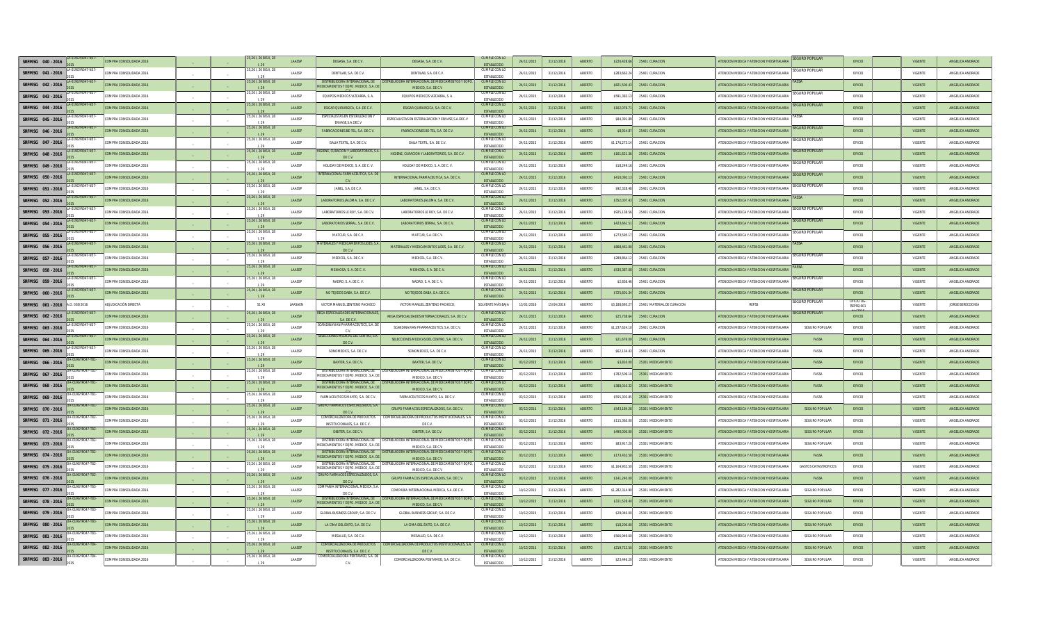| SRFMSG 040 - 2016 | LA-019GYR047-N57-2015 | COMPRA CONSOLIDADA 2016 | - | - | 25,261, 26 BIS A, 28 I, 29 | LAASSP | DEGASA, S.A. DE C.V. | DEGASA, S.A. DE C.V. | CUMPLE CON LO ESTABLECIDO | 24/11/2015 | 31/12/2016 | ABIERTO | $220,428.66 | 25401 CURACION | ATENCION MEDICA Y ATENCION YHOSPITALARIA | SEGURO POPULAR | OFICIO | | VIGENTE | ANGELICA ANDRADE |
|---|---|---|---|---|---|---|---|---|---|---|---|---|---|---|---|---|---|---|---|---|
| SRFMSG 041 - 2016 | LA-019GYR047-N57-2015 | COMPRA CONSOLIDADA 2016 | - | - | 25,261, 26 BIS A, 28 I, 29 | LAASSP | DENTILAB, S.A. DE C.V. | DENTILAB, S.A. DE C.V. | CUMPLE CON LO ESTABLECIDO | 24/11/2015 | 31/12/2016 | ABIERTO | $283,663.24 | 25401 CURACION | ATENCION MEDICA Y ATENCION YHOSPITALARIA | SEGURO POPULAR | OFICIO | | VIGENTE | ANGELICA ANDRADE |
| SRFMSG 042 - 2016 | LA-019GYR047-N57-2015 | COMPRA CONSOLIDADA 2016 | - | - | 25,261, 26 BIS A, 28 I, 29 | LAASSP | DISTRIBUIDORA INTERNACIONAL DE MEDICAMENTOS Y EQPO. MEDICO, S.A. DE C.V. | DISTRIBUIDORA INTERNACIONAL DE MEDICAMENTOS Y EQPO. MEDICO, S.A. DE C.V. | CUMPLE CON LO ESTABLECIDO | 24/11/2015 | 31/12/2016 | ABIERTO | $821,500.43 | 25401 CURACION | ATENCION MEDICA Y ATENCION YHOSPITALARIA | FASSA | OFICIO | | VIGENTE | ANGELICA ANDRADE |
| SRFMSG 043 - 2016 | LA-019GYR047-N57-2015 | COMPRA CONSOLIDADA 2016 | - | - | 25,261, 26 BIS A, 28 I, 29 | LAASSP | EQUIPOS MEDICOS VIZCARRA, S.A. | EQUIPOS MEDICOS VIZCARRA, S.A. | CUMPLE CON LO ESTABLECIDO | 24/11/2015 | 31/12/2016 | ABIERTO | $591,383.13 | 25401 CURACION | ATENCION MEDICA Y ATENCION YHOSPITALARIA | SEGURO POPULAR | OFICIO | | VIGENTE | ANGELICA ANDRADE |
| SRFMSG 044 - 2016 | LA-019GYR047-N57-2015 | COMPRA CONSOLIDADA 2016 | - | - | 25,261, 26 BIS A, 28 I, 29 | LAASSP | ESIGAR QUIRURGICA, S.A. DE C.V. | ESIGAR QUIRURGICA, S.A. DE C.V. | CUMPLE CON LO ESTABLECIDO | 24/11/2015 | 31/12/2016 | ABIERTO | $162,078.71 | 25401 CURACION | ATENCION MEDICA Y ATENCION YHOSPITALARIA | SEGURO POPULAR | OFICIO | | VIGENTE | ANGELICA ANDRADE |
| SRFMSG 045 - 2016 | LA-019GYR047-N57-2015 | COMPRA CONSOLIDADA 2016 | - | - | 25,261, 26 BIS A, 28 I, 29 | LAASSP | ESPECIALISTAS EN ESTERILIZACION Y ENVASE,S.A.DEC.V. | ESPECIALISTAS EN ESTERILIZACION Y ENVASE,S.A.DEC.V. | CUMPLE CON LO ESTABLECIDO | 24/11/2015 | 31/12/2016 | ABIERTO | $84,391.89 | 25401 CURACION | ATENCION MEDICA Y ATENCION YHOSPITALARIA | FASSA | OFICIO | | VIGENTE | ANGELICA ANDRADE |
| SRFMSG 046 - 2016 | LA-019GYR047-N57-2015 | COMPRA CONSOLIDADA 2016 | - | - | 25,261, 26 BIS A, 28 I, 29 | LAASSP | FABRICACIONES BE-TEL, S.A. DE C.V. | FABRICACIONES BE-TEL, S.A. DE C.V. | CUMPLE CON LO ESTABLECIDO | 24/11/2015 | 31/12/2016 | ABIERTO | $8,914.87 | 25401 CURACION | ATENCION MEDICA Y ATENCION YHOSPITALARIA | SEGURO POPULAR | OFICIO | | VIGENTE | ANGELICA ANDRADE |
| SRFMSG 047 - 2016 | LA-019GYR047-N57-2015 | COMPRA CONSOLIDADA 2016 | - | - | 25,261, 26 BIS A, 28 I, 29 | LAASSP | GALIA TEXTIL, S.A. DE C.V. | GALIA TEXTIL, S.A. DE C.V. | CUMPLE CON LO ESTABLECIDO | 24/11/2015 | 31/12/2016 | ABIERTO | $1,176,273.14 | 25401 CURACION | ATENCION MEDICA Y ATENCION YHOSPITALARIA | SEGURO POPULAR | OFICIO | | VIGENTE | ANGELICA ANDRADE |
| SRFMSG 048 - 2016 | LA-019GYR047-N57-2015 | COMPRA CONSOLIDADA 2016 | - | - | 25,261, 26 BIS A, 28 I, 29 | LAASSP | HIGIENE, CURACION Y LABORATORIOS, S.A. DE C.V. | HIGIENE, CURACION Y LABORATORIOS, S.A. DE C.V. | CUMPLE CON LO ESTABLECIDO | 24/11/2015 | 31/12/2016 | ABIERTO | $161,621.38 | 25401 CURACION | ATENCION MEDICA Y ATENCION YHOSPITALARIA | SEGURO POPULAR | OFICIO | | VIGENTE | ANGELICA ANDRADE |
| SRFMSG 049 - 2016 | LA-019GYR047-N57-2015 | COMPRA CONSOLIDADA 2016 | - | - | 25,261, 26 BIS A, 28 I, 29 | LAASSP | HOLIDAY DE MEXICO, S. A. DE C. V. | HOLIDAY DE MEXICO, S. A. DE C. V. | CUMPLE CON LO ESTABLECIDO | 24/11/2015 | 31/12/2016 | ABIERTO | $18,249.16 | 25401 CURACION | ATENCION MEDICA Y ATENCION YHOSPITALARIA | SEGURO POPULAR | OFICIO | | VIGENTE | ANGELICA ANDRADE |
| SRFMSG 050 - 2016 | LA-019GYR047-N57-2015 | COMPRA CONSOLIDADA 2016 | - | - | 25,261, 26 BIS A, 28 I, 29 | LAASSP | INTERNACIONAL FARMACEUTICA, S.A. DE C.V. | INTERNACIONAL FARMACEUTICA, S.A. DE C.V. | CUMPLE CON LO ESTABLECIDO | 24/11/2015 | 31/12/2016 | ABIERTO | $410,092.13 | 25401 CURACION | ATENCION MEDICA Y ATENCION YHOSPITALARIA | SEGURO POPULAR | OFICIO | | VIGENTE | ANGELICA ANDRADE |
| SRFMSG 051 - 2016 | LA-019GYR047-N57-2015 | COMPRA CONSOLIDADA 2016 | - | - | 25,261, 26 BIS A, 28 I, 29 | LAASSP | JANEL, S.A. DE C.V. | JANEL, S.A. DE C.V. | CUMPLE CON LO ESTABLECIDO | 24/11/2015 | 31/12/2016 | ABIERTO | $62,328.48 | 25401 CURACION | ATENCION MEDICA Y ATENCION YHOSPITALARIA | SEGURO POPULAR | OFICIO | | VIGENTE | ANGELICA ANDRADE |
| SRFMSG 052 - 2016 | LA-019GYR047-N57-2015 | COMPRA CONSOLIDADA 2016 | - | - | 25,261, 26 BIS A, 28 I, 29 | LAASSP | LABORATORIOS JALOMA, S.A. DE C.V. | LABORATORIOS JALOMA, S.A. DE C.V. | CUMPLE CON LO ESTABLECIDO | 24/11/2015 | 31/12/2016 | ABIERTO | $352,007.43 | 25401 CURACION | ATENCION MEDICA Y ATENCION YHOSPITALARIA | FASSA | OFICIO | | VIGENTE | ANGELICA ANDRADE |
| SRFMSG 053 - 2016 | LA-019GYR047-N57-2015 | COMPRA CONSOLIDADA 2016 | - | - | 25,261, 26 BIS A, 28 I, 29 | LAASSP | LABORATORIOS LE ROY, S.A. DE C.V. | LABORATORIOS LE ROY, S.A. DE C.V. | CUMPLE CON LO ESTABLECIDO | 24/11/2015 | 31/12/2016 | ABIERTO | $925,138.56 | 25401 CURACION | ATENCION MEDICA Y ATENCION YHOSPITALARIA | SEGURO POPULAR | OFICIO | | VIGENTE | ANGELICA ANDRADE |
| SRFMSG 054 - 2016 | LA-019GYR047-N57-2015 | COMPRA CONSOLIDADA 2016 | - | - | 25,261, 26 BIS A, 28 I, 29 | LAASSP | LABORATORIOS SERRAL, S.A. DE C.V. | LABORATORIOS SERRAL, S.A. DE C.V. | CUMPLE CON LO ESTABLECIDO | 24/11/2015 | 31/12/2016 | ABIERTO | $423,661.51 | 25401 CURACION | ATENCION MEDICA Y ATENCION YHOSPITALARIA | SEGURO POPULAR | OFICIO | | VIGENTE | ANGELICA ANDRADE |
| SRFMSG 055 - 2016 | LA-019GYR047-N57-2015 | COMPRA CONSOLIDADA 2016 | - | - | 25,261, 26 BIS A, 28 I, 29 | LAASSP | MATCUR, S.A. DE C.V. | MATCUR, S.A. DE C.V. | CUMPLE CON LO ESTABLECIDO | 24/11/2015 | 31/12/2016 | ABIERTO | $273,595.17 | 25401 CURACION | ATENCION MEDICA Y ATENCION YHOSPITALARIA | SEGURO POPULAR | OFICIO | | VIGENTE | ANGELICA ANDRADE |
| SRFMSG 056 - 2016 | LA-019GYR047-N57-2015 | COMPRA CONSOLIDADA 2016 | - | - | 25,261, 26 BIS A, 28 I, 29 | LAASSP | MATERIALES Y MEDICAMENTOS LIDES, S.A. DE C.V. | MATERIALES Y MEDICAMENTOS LIDES, S.A. DE C.V. | CUMPLE CON LO ESTABLECIDO | 24/11/2015 | 31/12/2016 | ABIERTO | $868,461.00 | 25401 CURACION | ATENCION MEDICA Y ATENCION YHOSPITALARIA | FASSA | OFICIO | | VIGENTE | ANGELICA ANDRADE |
| SRFMSG 057 - 2016 | LA-019GYR047-N57-2015 | COMPRA CONSOLIDADA 2016 | - | - | 25,261, 26 BIS A, 28 I, 29 | LAASSP | MEDICEL, S.A. DE C.V. | MEDICEL, S.A. DE C.V. | CUMPLE CON LO ESTABLECIDO | 24/11/2015 | 31/12/2016 | ABIERTO | $289,864.12 | 25401 CURACION | ATENCION MEDICA Y ATENCION YHOSPITALARIA | SEGURO POPULAR | OFICIO | | VIGENTE | ANGELICA ANDRADE |
| SRFMSG 058 - 2016 | LA-019GYR047-N57-2015 | COMPRA CONSOLIDADA 2016 | - | - | 25,261, 26 BIS A, 28 I, 29 | LAASSP | MEXIKOSA, S. A. DE C. V. | MEXIKOSA, S. A. DE C. V. | CUMPLE CON LO ESTABLECIDO | 24/11/2015 | 31/12/2016 | ABIERTO | $520,307.08 | 25401 CURACION | ATENCION MEDICA Y ATENCION YHOSPITALARIA | FASSA | OFICIO | | VIGENTE | ANGELICA ANDRADE |
| SRFMSG 059 - 2016 | LA-019GYR047-N57-2015 | COMPRA CONSOLIDADA 2016 | - | - | 25,261, 26 BIS A, 28 I, 29 | LAASSP | NADRO, S. A. DE C.V. | NADRO, S. A. DE C.V. | CUMPLE CON LO ESTABLECIDO | 24/11/2015 | 31/12/2016 | ABIERTO | $2,836.46 | 25401 CURACION | ATENCION MEDICA Y ATENCION YHOSPITALARIA | SEGURO POPULAR | OFICIO | | VIGENTE | ANGELICA ANDRADE |
| SRFMSG 060 - 2016 | LA-019GYR047-N57-2015 | COMPRA CONSOLIDADA 2016 | - | - | 25,261, 26 BIS A, 28 I, 29 | LAASSP | NO TEJIDOS GABA, S.A. DE C.V. | NO TEJIDOS GABA, S.A. DE C.V. | CUMPLE CON LO ESTABLECIDO | 24/11/2015 | 31/12/2016 | ABIERTO | $725,601.34 | 25401 CURACION | ATENCION MEDICA Y ATENCION YHOSPITALARIA | SEGURO POPULAR | OFICIO | | VIGENTE | ANGELICA ANDRADE |
| SRFMSG 061 - 2016 | A.D. 038/2016 | ADJUDICACIÓN DIRECTA | | | 51 XII | LAASAEN | VICTOR MANUEL ZENTENO PACHECO | VICTOR MANUEL ZENTENO PACHECO | SOLVENTE MÁS BAJA | 13/01/2016 | 15/04/2016 | ABIERTO | $3,188,693.27 | 25401 MATERIAL DE CURACION | REPSS | SEGURO POPULAR | OFICIO DG-REPSS/001 | | VIGENTE | JORGE BERECOCHEA |
| SRFMSG 062 - 2016 | LA-019GYR047-N57-2015 | COMPRA CONSOLIDADA 2016 | - | - | 25,261, 26 BIS A, 28 I, 29 | LAASSP | REGA ESPECIALIDADES INTERNACIONALES, S.A. DE C.V. | REGA ESPECIALIDADES INTERNACIONALES, S.A. DE C.V. | CUMPLE CON LO ESTABLECIDO | 24/11/2015 | 31/12/2016 | ABIERTO | $25,738.64 | 25401 CURACION | ATENCION MEDICA Y ATENCION YHOSPITALARIA | SEGURO POPULAR | OFICIO | | VIGENTE | ANGELICA ANDRADE |
| SRFMSG 063 - 2016 | LA-019GYR047-N57-2015 | COMPRA CONSOLIDADA 2016 | - | - | 25,261, 26 BIS A, 28 I, 29 | LAASSP | SCANDINAVIAN PHARMACEUTICS, S.A. DE C.V. | SCANDINAVIAN PHARMACEUTICS, S.A. DE C.V. | CUMPLE CON LO ESTABLECIDO | 24/11/2015 | 31/12/2016 | ABIERTO | $1,237,624.10 | 25401 CURACION | ATENCION MEDICA Y ATENCION YHOSPITALARIA | SEGURO POPULAR | OFICIO | | VIGENTE | ANGELICA ANDRADE |
| SRFMSG 064 - 2016 | LA-019GYR047-N57-2015 | COMPRA CONSOLIDADA 2016 | - | - | 25,261, 26 BIS A, 28 I, 29 | LAASSP | SELECCIONES MEDICAS DEL CENTRO, S.A. DE C.V. | SELECCIONES MEDICAS DEL CENTRO, S.A. DE C.V. | CUMPLE CON LO ESTABLECIDO | 24/11/2015 | 31/12/2016 | ABIERTO | $21,676.00 | 25401 CURACION | ATENCION MEDICA Y ATENCION YHOSPITALARIA | FASSA | OFICIO | | VIGENTE | ANGELICA ANDRADE |
| SRFMSG 065 - 2016 | LA-019GYR047-N57-2015 | COMPRA CONSOLIDADA 2016 | - | - | 25,261, 26 BIS A, 28 I, 29 | LAASSP | SONOMEDICS, S.A. DE C.V. | SONOMEDICS, S.A. DE C.V. | CUMPLE CON LO ESTABLECIDO | 24/11/2015 | 31/12/2016 | ABIERTO | $62,134.43 | 25401 CURACION | ATENCION MEDICA Y ATENCION YHOSPITALARIA | FASSA | OFICIO | | VIGENTE | ANGELICA ANDRADE |
| SRFMSG 066 - 2016 | LA-019GYR047-T81-2015 | COMPRA CONSOLIDADA 2016 | - | - | 25,261, 26 BIS A, 28 I, 29 | LAASSP | BAXTER, S.A. DE C.V. | BAXTER, S.A. DE C.V. | CUMPLE CON LO ESTABLECIDO | 03/12/2015 | 31/12/2016 | ABIERTO | $3,810.00 | 25301 MEDICAMENTO | ATENCION MEDICA Y ATENCION YHOSPITALARIA | FASSA | OFICIO | | VIGENTE | ANGELICA ANDRADE |
| SRFMSG 067 - 2016 | LA-019GYR047-T81-2015 | COMPRA CONSOLIDADA 2016 | - | - | 25,261, 26 BIS A, 28 I, 29 | LAASSP | DISTRIBUIDORA INTERNACIONAL DE MEDICAMENTOS Y EQPO. MEDICO, S.A. DE C.V. | DISTRIBUIDORA INTERNACIONAL DE MEDICAMENTOS Y EQPO. MEDICO, S.A. DE C.V. | CUMPLE CON LO ESTABLECIDO | 03/12/2015 | 31/12/2016 | ABIERTO | $782,509.10 | 25301 MEDICAMENTO | ATENCION MEDICA Y ATENCION YHOSPITALARIA | FASSA | OFICIO | | VIGENTE | ANGELICA ANDRADE |
| SRFMSG 068 - 2016 | LA-019GYR047-T81-2015 | COMPRA CONSOLIDADA 2016 | - | - | 25,261, 26 BIS A, 28 I, 29 | LAASSP | DISTRIBUIDORA INTERNACIONAL DE MEDICAMENTOS Y EQPO. MEDICO, S.A. DE C.V. | DISTRIBUIDORA INTERNACIONAL DE MEDICAMENTOS Y EQPO. MEDICO, S.A. DE C.V. | CUMPLE CON LO ESTABLECIDO | 03/12/2015 | 31/12/2016 | ABIERTO | $388,010.32 | 25301 MEDICAMENTO | ATENCION MEDICA Y ATENCION YHOSPITALARIA | FASSA | OFICIO | | VIGENTE | ANGELICA ANDRADE |
| SRFMSG 069 - 2016 | LA-019GYR047-T81-2015 | COMPRA CONSOLIDADA 2016 | - | - | 25,261, 26 BIS A, 28 I, 29 | LAASSP | FARMACEUTICOS MAYPO, S.A. DE C.V. | FARMACEUTICOS MAYPO, S.A. DE C.V. | CUMPLE CON LO ESTABLECIDO | 03/12/2015 | 31/12/2016 | ABIERTO | $555,303.85 | 25301 MEDICAMENTO | ATENCION MEDICA Y ATENCION YHOSPITALARIA | FASSA | OFICIO | | VIGENTE | ANGELICA ANDRADE |
| SRFMSG 070 - 2016 | LA-019GYR047-T81-2015 | COMPRA CONSOLIDADA 2016 | - | - | 25,261, 26 BIS A, 28 I, 29 | LAASSP | GRUPO FARMACOS ESPECIALIZADOS, S.A. DE C.V. | GRUPO FARMACOS ESPECIALIZADOS, S.A. DE C.V. | CUMPLE CON LO ESTABLECIDO | 03/12/2015 | 31/12/2016 | ABIERTO | $543,184.26 | 25301 MEDICAMENTO | ATENCION MEDICA Y ATENCION YHOSPITALARIA | SEGURO POPULAR | OFICIO | | VIGENTE | ANGELICA ANDRADE |
| SRFMSG 071 - 2016 | LA-019GYR047-T82-2015 | COMPRA CONSOLIDADA 2016 | - | - | 25,261, 26 BIS A, 28 I, 29 | LAASSP | COMERCIALIZADORA DE PRODUCTOS INSTITUCIONALES, S.A. DE C.V. | COMERCIALIZADORA DE PRODUCTOS INSTITUCIONALES, S.A. DE C.V. | CUMPLE CON LO ESTABLECIDO | 03/12/2015 | 31/12/2016 | ABIERTO | $115,368.00 | 25301 MEDICAMENTO | ATENCION MEDICA Y ATENCION YHOSPITALARIA | SEGURO POPULAR | OFICIO | | VIGENTE | ANGELICA ANDRADE |
| SRFMSG 072 - 2016 | LA-019GYR047-T82-2015 | COMPRA CONSOLIDADA 2016 | - | - | 25,261, 26 BIS A, 28 I, 29 | LAASSP | DIBITER, S.A. DE C.V. | DIBITER, S.A. DE C.V. | CUMPLE CON LO ESTABLECIDO | 03/12/2015 | 31/12/2016 | ABIERTO | $490,000.00 | 25301 MEDICAMENTO | ATENCION MEDICA Y ATENCION YHOSPITALARIA | SEGURO POPULAR | OFICIO | | VIGENTE | ANGELICA ANDRADE |
| SRFMSG 073 - 2016 | LA-019GYR047-T82-2015 | COMPRA CONSOLIDADA 2016 | - | - | 25,261, 26 BIS A, 28 I, 29 | LAASSP | DISTRIBUIDORA INTERNACIONAL DE MEDICAMENTOS Y EQPO. MEDICO, S.A. DE C.V. | DISTRIBUIDORA INTERNACIONAL DE MEDICAMENTOS Y EQPO. MEDICO, S.A. DE C.V. | CUMPLE CON LO ESTABLECIDO | 03/12/2015 | 31/12/2016 | ABIERTO | $83,917.20 | 25301 MEDICAMENTO | ATENCION MEDICA Y ATENCION YHOSPITALARIA | SEGURO POPULAR | OFICIO | | VIGENTE | ANGELICA ANDRADE |
| SRFMSG 074 - 2016 | LA-019GYR047-T82-2015 | COMPRA CONSOLIDADA 2016 | - | - | 25,261, 26 BIS A, 28 I, 29 | LAASSP | DISTRIBUIDORA INTERNACIONAL DE MEDICAMENTOS Y EQPO. MEDICO, S.A. DE C.V. | DISTRIBUIDORA INTERNACIONAL DE MEDICAMENTOS Y EQPO. MEDICO, S.A. DE C.V. | CUMPLE CON LO ESTABLECIDO | 03/12/2015 | 31/12/2016 | ABIERTO | $173,432.50 | 25301 MEDICAMENTO | ATENCION MEDICA Y ATENCION YHOSPITALARIA | FASSA | OFICIO | | VIGENTE | ANGELICA ANDRADE |
| SRFMSG 075 - 2016 | LA-019GYR047-T82-2015 | COMPRA CONSOLIDADA 2016 | - | - | 25,261, 26 BIS A, 28 I, 29 | LAASSP | DISTRIBUIDORA INTERNACIONAL DE MEDICAMENTOS Y EQPO. MEDICO, S.A. DE C.V. | DISTRIBUIDORA INTERNACIONAL DE MEDICAMENTOS Y EQPO. MEDICO, S.A. DE C.V. | CUMPLE CON LO ESTABLECIDO | 03/12/2015 | 31/12/2016 | ABIERTO | $1,164,932.50 | 25301 MEDICAMENTO | ATENCION MEDICA Y ATENCION YHOSPITALARIA | GASTOS CATASTROFICOS | OFICIO | | VIGENTE | ANGELICA ANDRADE |
| SRFMSG 076 - 2016 | LA-019GYR047-T82-2015 | COMPRA CONSOLIDADA 2016 | - | - | 25,261, 26 BIS A, 28 I, 29 | LAASSP | GRUPO FARMACOS ESPECIALIZADOS, S.A. DE C.V. | GRUPO FARMACOS ESPECIALIZADOS, S.A. DE C.V. | CUMPLE CON LO ESTABLECIDO | 03/12/2015 | 31/12/2016 | ABIERTO | $141,240.00 | 25301 MEDICAMENTO | ATENCION MEDICA Y ATENCION YHOSPITALARIA | FASSA | OFICIO | | VIGENTE | ANGELICA ANDRADE |
| SRFMSG 077 - 2016 | LA-019GYR047-T83-2015 | COMPRA CONSOLIDADA 2016 | - | - | 25,261, 26 BIS A, 28 I, 29 | LAASSP | COMPAÑIA INTERNACIONAL MEDICA, S.A. DE C.V. | COMPAÑIA INTERNACIONAL MEDICA, S.A. DE C.V. | CUMPLE CON LO ESTABLECIDO | 10/12/2015 | 31/12/2016 | ABIERTO | $1,282,314.90 | 25301 MEDICAMENTO | ATENCION MEDICA Y ATENCION YHOSPITALARIA | SEGURO POPULAR | OFICIO | | VIGENTE | ANGELICA ANDRADE |
| SRFMSG 078 - 2016 | LA-019GYR047-T83-2015 | COMPRA CONSOLIDADA 2016 | - | - | 25,261, 26 BIS A, 28 I, 29 | LAASSP | DISTRIBUIDORA INTERNACIONAL DE MEDICAMENTOS Y EQPO. MEDICO, S.A. DE C.V. | DISTRIBUIDORA INTERNACIONAL DE MEDICAMENTOS Y EQPO. MEDICO, S.A. DE C.V. | CUMPLE CON LO ESTABLECIDO | 10/12/2015 | 31/12/2016 | ABIERTO | $311,528.40 | 25301 MEDICAMENTO | ATENCION MEDICA Y ATENCION YHOSPITALARIA | SEGURO POPULAR | OFICIO | | VIGENTE | ANGELICA ANDRADE |
| SRFMSG 079 - 2016 | LA-019GYR047-T83-2015 | COMPRA CONSOLIDADA 2016 | - | - | 25,261, 26 BIS A, 28 I, 29 | LAASSP | GLOBAL BUSINESS GROUP, S.A. DE C.V. | GLOBAL BUSINESS GROUP, S.A. DE C.V. | CUMPLE CON LO ESTABLECIDO | 10/12/2015 | 31/12/2016 | ABIERTO | $29,040.00 | 25301 MEDICAMENTO | ATENCION MEDICA Y ATENCION YHOSPITALARIA | SEGURO POPULAR | OFICIO | | VIGENTE | ANGELICA ANDRADE |
| SRFMSG 080 - 2016 | LA-019GYR047-T83-2015 | COMPRA CONSOLIDADA 2016 | - | - | 25,261, 26 BIS A, 28 I, 29 | LAASSP | LA CIMA DEL ÉXITO, S.A. DE C.V. | LA CIMA DEL ÉXITO, S.A. DE C.V. | CUMPLE CON LO ESTABLECIDO | 10/12/2015 | 31/12/2016 | ABIERTO | $18,200.00 | 25301 MEDICAMENTO | ATENCION MEDICA Y ATENCION YHOSPITALARIA | SEGURO POPULAR | OFICIO | | VIGENTE | ANGELICA ANDRADE |
| SRFMSG 081 - 2016 | LA-019GYR047-T83-2015 | COMPRA CONSOLIDADA 2016 | - | - | 25,261, 26 BIS A, 28 I, 29 | LAASSP | MIDSALUD, S.A. DE C.V. | MIDSALUD, S.A. DE C.V. | CUMPLE CON LO ESTABLECIDO | 10/12/2015 | 31/12/2016 | ABIERTO | $566,949.60 | 25301 MEDICAMENTO | ATENCION MEDICA Y ATENCION YHOSPITALARIA | SEGURO POPULAR | OFICIO | | VIGENTE | ANGELICA ANDRADE |
| SRFMSG 082 - 2016 | LA-019GYR047-T84-2015 | COMPRA CONSOLIDADA 2016 | - | - | 25,261, 26 BIS A, 28 I, 29 | LAASSP | COMERCIALIZADORA DE PRODUCTOS INSTITUCIONALES, S.A. DE C.V. | COMERCIALIZADORA DE PRODUCTOS INSTITUCIONALES, S.A. DE C.V. | CUMPLE CON LO ESTABLECIDO | 10/12/2015 | 31/12/2016 | ABIERTO | $219,712.50 | 25301 MEDICAMENTO | ATENCION MEDICA Y ATENCION YHOSPITALARIA | SEGURO POPULAR | OFICIO | | VIGENTE | ANGELICA ANDRADE |
| SRFMSG 083 - 2016 | LA-019GYR047-T84-2015 | COMPRA CONSOLIDADA 2016 | - | - | 25,261, 26 BIS A, 28 I, 29 | LAASSP | COMERCIALIZADORA PENTAMED, S.A. DE C.V. | COMERCIALIZADORA PENTAMED, S.A. DE C.V. | CUMPLE CON LO ESTABLECIDO | 10/12/2015 | 31/12/2016 | ABIERTO | $23,446.20 | 25301 MEDICAMENTO | ATENCION MEDICA Y ATENCION YHOSPITALARIA | SEGURO POPULAR | OFICIO | | VIGENTE | ANGELICA ANDRADE |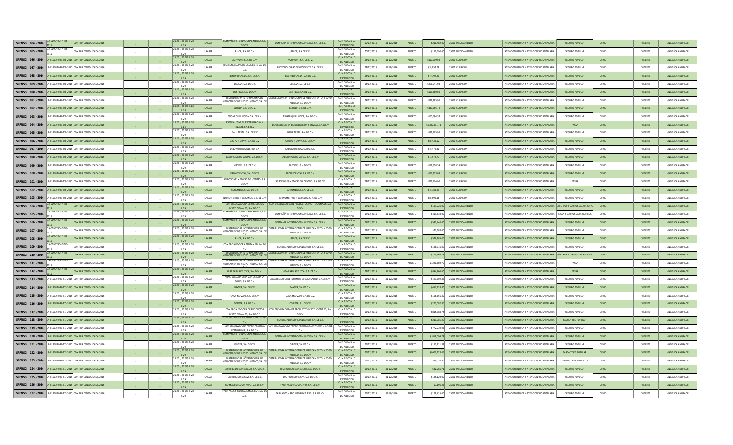| | | | | | | | | | | | | | | | | | | | | | | |
|---|---|---|---|---|---|---|---|---|---|---|---|---|---|---|---|---|---|---|---|---|---|---|
| SRFMSG 084 - 2016 | LA-019GYR047-T84-2015 | COMPRA CONSOLIDADA 2016 | _ | _ | 25,26 I, 26 BIS II, 28 I, 29 | LAASSP | COMPAÑIA INTERNACIONAL MEDICA, S.A. DE C.V. | COMPAÑIA INTERNACIONAL MEDICA, S.A. DE C.V. | CUMPLE CON LO ESTABLECIDO | 10/12/2015 | 31/12/2016 | ABIERTO | $211,482.00 | 25301 MEDICAMENTO | ATENCION MEDICA Y ATENCION YHOSPITALARIA | SEGURO POPULAR | OFICIO | | VIGENTE | ANGELICA ANDRADE |
| SRFMSG 085 - 2016 | LA-019GYR047-T84-2015 | COMPRA CONSOLIDADA 2016 | _ | _ | 25,26 I, 26 BIS II, 28 I, 29 | LAASSP | RALCA, S.A. DE C.V. | RALCA, S.A. DE C.V. | CUMPLE CON LO ESTABLECIDO | 10/12/2015 | 31/12/2016 | ABIERTO | $162,690.00 | 25301 MEDICAMENTO | ATENCION MEDICA Y ATENCION YHOSPITALARIA | SEGURO POPULAR | OFICIO | | VIGENTE | ANGELICA ANDRADE |
| SRFMSG 086 - 2016 | LA-019GYR047-T58-2015 | COMPRA CONSOLIDADA 2016 | _ | _ | 25,26 I, 26 BIS II, 28 I, 29 | LAASSP | AGYPROM, S. A. DE C. V. | AGYPROM, S. A. DE C. V. | CUMPLE CON LO ESTABLECIDO | 14/12/2015 | 31/12/2016 | ABIERTO | $110,909.09 | 25401 CURACION | ATENCION MEDICA Y ATENCION YHOSPITALARIA | SEGURO POPULAR | OFICIO | | VIGENTE | ANGELICA ANDRADE |
| SRFMSG 087 - 2016 | LA-019GYR047-T58-2015 | COMPRA CONSOLIDADA 2016 | _ | _ | 25,26 I, 26 BIS II, 28 I, 29 | LAASSP | BIOTECNOLOGIAS DE OCCIDENTE, S.A. DE C.V. | BIOTECNOLOGIAS DE OCCIDENTE, S.A. DE C.V. | CUMPLE CON LO ESTABLECIDO | 14/12/2015 | 31/12/2016 | ABIERTO | $32,852.29 | 25401 CURACION | ATENCION MEDICA Y ATENCION YHOSPITALARIA | SEGURO POPULAR | OFICIO | | VIGENTE | ANGELICA ANDRADE |
| SRFMSG 088 - 2016 | LA-019GYR047-T58-2015 | COMPRA CONSOLIDADA 2016 | _ | _ | 25,26 I, 26 BIS II, 28 I, 29 | LAASSP | BSN MEDICAL DC, S.A. DE C.V. | BSN MEDICAL DC, S.A. DE C.V. | CUMPLE CON LO ESTABLECIDO | 14/12/2015 | 31/12/2016 | ABIERTO | $78,797.49 | 25401 CURACION | ATENCION MEDICA Y ATENCION YHOSPITALARIA | SEGURO POPULAR | OFICIO | | VIGENTE | ANGELICA ANDRADE |
| SRFMSG 089 - 2016 | LA-019GYR047-T58-2015 | COMPRA CONSOLIDADA 2016 | _ | _ | 25,26 I, 26 BIS II, 28 I, 29 | LAASSP | DEGASA, S.A. DE C.V. | DEGASA, S.A. DE C.V. | CUMPLE CON LO ESTABLECIDO | 14/12/2015 | 31/12/2016 | ABIERTO | $238,041.08 | 25401 CURACION | ATENCION MEDICA Y ATENCION YHOSPITALARIA | SEGURO POPULAR | OFICIO | | VIGENTE | ANGELICA ANDRADE |
| SRFMSG 090 - 2016 | LA-019GYR047-T58-2015 | COMPRA CONSOLIDADA 2016 | _ | _ | 25,26 I, 26 BIS II, 28 I, 29 | LAASSP | DENTILAB, S.A. DE C.V. | DENTILAB, S.A. DE C.V. | CUMPLE CON LO ESTABLECIDO | 14/12/2015 | 31/12/2016 | ABIERTO | $512,680.06 | 25401 CURACION | ATENCION MEDICA Y ATENCION YHOSPITALARIA | SEGURO POPULAR | OFICIO | | VIGENTE | ANGELICA ANDRADE |
| SRFMSG 091 - 2016 | LA-019GYR047-T58-2015 | COMPRA CONSOLIDADA 2016 | _ | _ | 25,26 I, 26 BIS II, 28 I, 29 | LAASSP | DISTRIBUIDORA INTERNACIONAL DE MEDICAMENTOS Y EQPO. MEDICO, S.A. DE C.V. | DISTRIBUIDORA INTERNACIONAL DE MEDICAMENTOS Y EQPO. MEDICO, S.A. DE C.V. | CUMPLE CON LO ESTABLECIDO | 14/12/2015 | 31/12/2016 | ABIERTO | $287,295.96 | 25401 CURACION | ATENCION MEDICA Y ATENCION YHOSPITALARIA | SEGURO POPULAR | OFICIO | | VIGENTE | ANGELICA ANDRADE |
| SRFMSG 092 - 2016 | LA-019GYR047-T58-2015 | COMPRA CONSOLIDADA 2016 | _ | _ | 25,26 I, 26 BIS II, 28 I, 29 | LAASSP | ELIHELP, S. A. DE C. V. | ELIHELP, S. A. DE C. V. | CUMPLE CON LO ESTABLECIDO | 14/12/2015 | 31/12/2016 | ABIERTO | $860,955.79 | 25401 CURACION | ATENCION MEDICA Y ATENCION YHOSPITALARIA | SEGURO POPULAR | OFICIO | | VIGENTE | ANGELICA ANDRADE |
| SRFMSG 093 - 2016 | LA-019GYR047-T58-2015 | COMPRA CONSOLIDADA 2016 | _ | _ | 25,26 I, 26 BIS II, 28 I, 29 | LAASSP | ESGAR QUIRURGICA, S.A. DE C.V. | ESGAR QUIRURGICA, S.A. DE C.V. | CUMPLE CON LO ESTABLECIDO | 14/12/2015 | 31/12/2016 | ABIERTO | $136,584.33 | 25401 CURACION | ATENCION MEDICA Y ATENCION YHOSPITALARIA | SEGURO POPULAR | OFICIO | | VIGENTE | ANGELICA ANDRADE |
| SRFMSG 094 - 2016 | LA-019GYR047-T58-2015 | COMPRA CONSOLIDADA 2016 | _ | _ | 25,26 I, 26 BIS II, 28 I, 29 | LAASSP | ESPECIALISTAS EN ESTERILIZACION Y ENVASE,S.A.DE C.V | ESPECIALISTAS EN ESTERILIZACION Y ENVASE,S.A.DE C.V | CUMPLE CON LO ESTABLECIDO | 14/12/2015 | 31/12/2016 | ABIERTO | $2,440,381.73 | 25401 CURACION | ATENCION MEDICA Y ATENCION YHOSPITALARIA | FASSA | OFICIO | | VIGENTE | ANGELICA ANDRADE |
| SRFMSG 095 - 2016 | LA-019GYR047-T58-2015 | COMPRA CONSOLIDADA 2016 | _ | _ | 25,26 I, 26 BIS II, 28 I, 29 | LAASSP | GALIA TEXTIL, S.A. DE C.V. | GALIA TEXTIL, S.A. DE C.V. | CUMPLE CON LO ESTABLECIDO | 14/12/2015 | 31/12/2016 | ABIERTO | $183,165.92 | 25401 CURACION | ATENCION MEDICA Y ATENCION YHOSPITALARIA | SEGURO POPULAR | OFICIO | | VIGENTE | ANGELICA ANDRADE |
| SRFMSG 096 - 2016 | LA-019GYR047-T58-2015 | COMPRA CONSOLIDADA 2016 | _ | _ | 25,26 I, 26 BIS II, 28 I, 29 | LAASSP | GRUPO MORAVI, S.A. DE C.V. | GRUPO MORAVI, S.A. DE C.V. | CUMPLE CON LO ESTABLECIDO | 14/12/2015 | 31/12/2016 | ABIERTO | $98,436.52 | 25401 CURACION | ATENCION MEDICA Y ATENCION YHOSPITALARIA | SEGURO POPULAR | OFICIO | | VIGENTE | ANGELICA ANDRADE |
| SRFMSG 097 - 2016 | LA-019GYR047-T58-2015 | COMPRA CONSOLIDADA 2016 | _ | _ | 25,26 I, 26 BIS II, 28 I, 29 | LAASSP | LABORATORIOS DEL RIO, S.A. | LABORATORIOS DEL RIO, S.A. | CUMPLE CON LO ESTABLECIDO | 14/12/2015 | 31/12/2016 | ABIERTO | $49,476.31 | 25401 CURACION | ATENCION MEDICA Y ATENCION YHOSPITALARIA | SEGURO POPULAR | OFICIO | | VIGENTE | ANGELICA ANDRADE |
| SRFMSG 098 - 2016 | LA-019GYR047-T58-2015 | COMPRA CONSOLIDADA 2016 | _ | _ | 25,26 I, 26 BIS II, 28 I, 29 | LAASSP | LABORATORIOS SERRAL, S.A. DE C.V. | LABORATORIOS SERRAL, S.A. DE C.V. | CUMPLE CON LO ESTABLECIDO | 14/12/2015 | 31/12/2016 | ABIERTO | $18,978.77 | 25401 CURACION | ATENCION MEDICA Y ATENCION YHOSPITALARIA | SEGURO POPULAR | OFICIO | | VIGENTE | ANGELICA ANDRADE |
| SRFMSG 099 - 2016 | LA-019GYR047-T58-2015 | COMPRA CONSOLIDADA 2016 | _ | _ | 25,26 I, 26 BIS II, 28 I, 29 | LAASSP | MEDICEL, S.A. DE C.V. | MEDICEL, S.A. DE C.V. | CUMPLE CON LO ESTABLECIDO | 14/12/2015 | 31/12/2016 | ABIERTO | $177,500.59 | 25401 CURACION | ATENCION MEDICA Y ATENCION YHOSPITALARIA | SEGURO POPULAR | OFICIO | | VIGENTE | ANGELICA ANDRADE |
| SRFMSG 100 - 2016 | LA-019GYR047-T58-2015 | COMPRA CONSOLIDADA 2016 | _ | _ | 25,26 I, 26 BIS II, 28 I, 29 | LAASSP | PROMIDENTAL, S.A. DE C.V. | PROMIDENTAL, S.A. DE C.V. | CUMPLE CON LO ESTABLECIDO | 14/12/2015 | 31/12/2016 | ABIERTO | $125,833.03 | 25401 CURACION | ATENCION MEDICA Y ATENCION YHOSPITALARIA | SEGURO POPULAR | OFICIO | | VIGENTE | ANGELICA ANDRADE |
| SRFMSG 101 - 2016 | LA-019GYR047-T58-2015 | COMPRA CONSOLIDADA 2016 | _ | _ | 25,26 I, 26 BIS II, 28 I, 29 | LAASSP | SELECCIONES MEDICAS DEL CENTRO, S.A. DE C.V. | SELECCIONES MEDICAS DEL CENTRO, S.A. DE C.V. | CUMPLE CON LO ESTABLECIDO | 14/12/2015 | 31/12/2016 | ABIERTO | $228,174.06 | 25401 CURACION | ATENCION MEDICA Y ATENCION YHOSPITALARIA | FASSA | OFICIO | | VIGENTE | ANGELICA ANDRADE |
| SRFMSG 102 - 2016 | LA-019GYR047-T58-2015 | COMPRA CONSOLIDADA 2016 | _ | _ | 25,26 I, 26 BIS II, 28 I, 29 | LAASSP | SONOMEDICS, S.A. DE C.V. | SONOMEDICS, S.A. DE C.V. | CUMPLE CON LO ESTABLECIDO | 14/12/2015 | 31/12/2016 | ABIERTO | $46,703.20 | 25401 CURACION | ATENCION MEDICA Y ATENCION YHOSPITALARIA | SEGURO POPULAR | OFICIO | | VIGENTE | ANGELICA ANDRADE |
| SRFMSG 103 - 2016 | LA-019GYR047-T58-2015 | COMPRA CONSOLIDADA 2016 | _ | _ | 25,26 I, 26 BIS II, 28 I, 29 | LAASSP | TERMOMETROS MEXICANOS, S. A. DE C. V. | TERMOMETROS MEXICANOS, S. A. DE C. V. | CUMPLE CON LO ESTABLECIDO | 14/12/2015 | 31/12/2016 | ABIERTO | $87,998.18 | 25401 CURACION | ATENCION MEDICA Y ATENCION YHOSPITALARIA | SEGURO POPULAR | OFICIO | | VIGENTE | ANGELICA ANDRADE |
| SRFMSG 104 - 2016 | LA-019GYR047-T85-2015 | COMPRA CONSOLIDADA 2016 | _ | _ | 25,26 I, 26 BIS II, 28 I, 29 | LAASSP | COMERCIALIZADORA DE PRODUCTOS INSTITUCIONALES, S.A. DE C.V. | COMERCIALIZADORA DE PRODUCTOS INSTITUCIONALES, S.A. DE C.V. | CUMPLE CON LO ESTABLECIDO | 17/12/2015 | 31/12/2016 | ABIERTO | $143,025.00 | 25301 MEDICAMENTO | ATENCION MEDICA Y ATENCION YHOSPITALARIA | SEGURO POP Y GASTOS CATASTROFIC | OFICIO | | VIGENTE | ANGELICA ANDRADE |
| SRFMSG 105 - 2016 | LA-019GYR047-T85-2015 | COMPRA CONSOLIDADA 2016 | _ | _ | 25,26 I, 26 BIS II, 28 I, 29 | LAASSP | COMPAÑIA INTERNACIONAL MEDICA, S.A. DE C.V. | COMPAÑIA INTERNACIONAL MEDICA, S.A. DE C.V. | CUMPLE CON LO ESTABLECIDO | 17/12/2015 | 31/12/2016 | ABIERTO | $419,538.00 | 25301 MEDICAMENTO | ATENCION MEDICA Y ATENCION YHOSPITALARIA | FASSA Y GASTOS CATATROFICOS | OFICIO | | VIGENTE | ANGELICA ANDRADE |
| SRFMSG 106 - 2016 | LA-019GYR047-T85-2015 | COMPRA CONSOLIDADA 2016 | _ | _ | 25,26 I, 26 BIS II, 28 I, 29 | LAASSP | COMPAÑIA INTERNACIONAL MEDICA, S.A. DE C.V. | COMPAÑIA INTERNACIONAL MEDICA, S.A. DE C.V. | CUMPLE CON LO ESTABLECIDO | 17/12/2015 | 31/12/2016 | ABIERTO | $587,440.00 | 25301 MEDICAMENTO | ATENCION MEDICA Y ATENCION YHOSPITALARIA | SEGURO POPULAR | OFICIO | | VIGENTE | ANGELICA ANDRADE |
| SRFMSG 107 - 2016 | LA-019GYR047-T85-2015 | COMPRA CONSOLIDADA 2016 | _ | _ | 25,26 I, 26 BIS II, 28 I, 29 | LAASSP | DISTRIBUIDORA INTERNACIONAL DE MEDICAMENTOS Y EQPO. MEDICO, S.A. DE C.V. | DISTRIBUIDORA INTERNACIONAL DE MEDICAMENTOS Y EQPO. MEDICO, S.A. DE C.V. | CUMPLE CON LO ESTABLECIDO | 17/12/2015 | 31/12/2016 | ABIERTO | $73,583.00 | 25301 MEDICAMENTO | ATENCION MEDICA Y ATENCION YHOSPITALARIA | SEGURO POPULAR | OFICIO | | VIGENTE | ANGELICA ANDRADE |
| SRFMSG 108 - 2016 | LA-019GYR047-T85-2015 | COMPRA CONSOLIDADA 2016 | _ | _ | 25,26 I, 26 BIS II, 28 I, 29 | LAASSP | RALCA, S.A. DE C.V. | RALCA, S.A. DE C.V. | CUMPLE CON LO ESTABLECIDO | 17/12/2015 | 31/12/2016 | ABIERTO | $576,285.00 | 25301 MEDICAMENTO | ATENCION MEDICA Y ATENCION YHOSPITALARIA | SEGURO POPULAR | OFICIO | | VIGENTE | ANGELICA ANDRADE |
| SRFMSG 109 - 2016 | LA-019GYR047-T86-2015 | COMPRA CONSOLIDADA 2016 | _ | _ | 25,26 I, 26 BIS II, 28 I, 29 | LAASSP | COMERCIALIZADORA PENTAMED, S.A. DE C.V. | COMERCIALIZADORA PENTAMED, S.A. DE C.V. | CUMPLE CON LO ESTABLECIDO | 17/12/2015 | 31/12/2016 | ABIERTO | $196,718.00 | 25301 MEDICAMENTO | ATENCION MEDICA Y ATENCION YHOSPITALARIA | SEGURO POPULAR | OFICIO | | VIGENTE | ANGELICA ANDRADE |
| SRFMSG 110 - 2016 | LA-019GYR047-T86-2015 | COMPRA CONSOLIDADA 2016 | _ | _ | 25,26 I, 26 BIS II, 28 I, 29 | LAASSP | DISTRIBUIDORA INTERNACIONAL DE MEDICAMENTOS Y EQPO. MEDICO, S.A. DE C.V. | DISTRIBUIDORA INTERNACIONAL DE MEDICAMENTOS Y EQPO. MEDICO, S.A. DE C.V. | CUMPLE CON LO ESTABLECIDO | 17/12/2015 | 31/12/2016 | ABIERTO | $721,146.74 | 25301 MEDICAMENTO | ATENCION MEDICA Y ATENCION YHOSPITALARIA | SEGURO POP Y GASTOS CATASTROFIC | OFICIO | | VIGENTE | ANGELICA ANDRADE |
| SRFMSG 111 - 2016 | LA-019GYR047-T86-2015 | COMPRA CONSOLIDADA 2016 | _ | _ | 25,26 I, 26 BIS II, 28 I, 29 | LAASSP | DISTRIBUIDORA INTERNACIONAL DE MEDICAMENTOS Y EQPO. MEDICO, S.A. DE C.V. | DISTRIBUIDORA INTERNACIONAL DE MEDICAMENTOS Y EQPO. MEDICO, S.A. DE C.V. | CUMPLE CON LO ESTABLECIDO | 17/12/2015 | 31/12/2016 | ABIERTO | $1,221,689.70 | 25301 MEDICAMENTO | ATENCION MEDICA Y ATENCION YHOSPITALARIA | FASSA | OFICIO | | VIGENTE | ANGELICA ANDRADE |
| SRFMSG 112 - 2016 | LA-019GYR047-T86-2015 | COMPRA CONSOLIDADA 2016 | _ | _ | 25,26 I, 26 BIS II, 28 I, 29 | LAASSP | HISA FARMACEUTICA, S.A. DE C.V. | HISA FARMACEUTICA, S.A. DE C.V. | CUMPLE CON LO ESTABLECIDO | 17/12/2015 | 31/12/2016 | ABIERTO | $894,160.00 | 25301 MEDICAMENTO | ATENCION MEDICA Y ATENCION YHOSPITALARIA | FASSA | OFICIO | | VIGENTE | ANGELICA ANDRADE |
| SRFMSG 113 - 2016 | LA-019GYR047-T77-2015 | COMPRA CONSOLIDADA 2016 | _ | _ | 25,26 I, 26 BIS II, 28 I, 29 | LAASSP | ABASTECEDORA DE INSUMOS PARA LA SALUD, S.A. DE C.V. | ABASTECEDORA DE INSUMOS PARA LA SALUD, S.A. DE C.V. | CUMPLE CON LO ESTABLECIDO | 15/12/2015 | 31/12/2016 | ABIERTO | $123,602.38 | 25301 MEDICAMENTO | ATENCION MEDICA Y ATENCION YHOSPITALARIA | SEGURO POPULAR | OFICIO | | VIGENTE | ANGELICA ANDRADE |
| SRFMSG 114 - 2016 | LA-019GYR047-T77-2015 | COMPRA CONSOLIDADA 2016 | _ | _ | 25,26 I, 26 BIS II, 28 I, 29 | LAASSP | BAXTER, S.A. DE C.V. | BAXTER, S.A. DE C.V. | CUMPLE CON LO ESTABLECIDO | 15/12/2015 | 31/12/2016 | ABIERTO | $457,238.80 | 25301 MEDICAMENTO | ATENCION MEDICA Y ATENCION YHOSPITALARIA | SEGURO POPULAR | OFICIO | | VIGENTE | ANGELICA ANDRADE |
| SRFMSG 115 - 2016 | LA-019GYR047-T77-2015 | COMPRA CONSOLIDADA 2016 | _ | _ | 25,26 I, 26 BIS II, 28 I, 29 | LAASSP | CASA MARZAM, S.A. DE C.V. | CASA MARZAM, S.A. DE C.V. | CUMPLE CON LO ESTABLECIDO | 15/12/2015 | 31/12/2016 | ABIERTO | $108,656.30 | 25301 MEDICAMENTO | ATENCION MEDICA Y ATENCION YHOSPITALARIA | SEGURO POPULAR | OFICIO | | VIGENTE | ANGELICA ANDRADE |
| SRFMSG 116 - 2016 | LA-019GYR047-T77-2015 | COMPRA CONSOLIDADA 2016 | _ | _ | 25,26 I, 26 BIS II, 28 I, 29 | LAASSP | COBITER, S.A. DE C.V. | COBITER, S.A. DE C.V. | CUMPLE CON LO ESTABLECIDO | 15/12/2015 | 31/12/2016 | ABIERTO | $223,087.80 | 25301 MEDICAMENTO | ATENCION MEDICA Y ATENCION YHOSPITALARIA | SEGURO POPULAR | OFICIO | | VIGENTE | ANGELICA ANDRADE |
| SRFMSG 117 - 2016 | LA-019GYR047-T77-2015 | COMPRA CONSOLIDADA 2016 | _ | _ | 25,26 I, 26 BIS II, 28 I, 29 | LAASSP | COMERCIALIZADORA DE PRODUCTOS INSTITUCIONALES, S.A. DE C.V. | COMERCIALIZADORA DE PRODUCTOS INSTITUCIONALES, S.A. DE C.V. | CUMPLE CON LO ESTABLECIDO | 15/12/2015 | 31/12/2016 | ABIERTO | $815,383.74 | 25301 MEDICAMENTO | ATENCION MEDICA Y ATENCION YHOSPITALARIA | SEGURO POPULAR | OFICIO | | VIGENTE | ANGELICA ANDRADE |
| SRFMSG 118 - 2016 | LA-019GYR047-T77-2015 | COMPRA CONSOLIDADA 2016 | _ | _ | 25,26 I, 26 BIS II, 28 I, 29 | LAASSP | COMERCIALIZADORA PENTAMED, S.A. DE C.V. | COMERCIALIZADORA PENTAMED, S.A. DE C.V. | CUMPLE CON LO ESTABLECIDO | 15/12/2015 | 31/12/2016 | ABIERTO | $210,081.20 | 25301 MEDICAMENTO | ATENCION MEDICA Y ATENCION YHOSPITALARIA | FASSA Y SEG POPULAR | OFICIO | | VIGENTE | ANGELICA ANDRADE |
| SRFMSG 119 - 2016 | LA-019GYR047-T77-2015 | COMPRA CONSOLIDADA 2016 | _ | _ | 25,26 I, 26 BIS II, 28 I, 29 | LAASSP | COMERCIALIZADORA PHARMACEUTICA COMPHARMA, S.A. DE C.V. | COMERCIALIZADORA PHARMACEUTICA COMPHARMA, S.A. DE C.V. | CUMPLE CON LO ESTABLECIDO | 15/12/2015 | 31/12/2016 | ABIERTO | $772,230.00 | 25301 MEDICAMENTO | ATENCION MEDICA Y ATENCION YHOSPITALARIA | SEGURO POPULAR | OFICIO | | VIGENTE | ANGELICA ANDRADE |
| SRFMSG 120 - 2016 | LA-019GYR047-T77-2015 | COMPRA CONSOLIDADA 2016 | _ | _ | 25,26 I, 26 BIS II, 28 I, 29 | LAASSP | COMPAÑIA INTERNACIONAL MEDICA, S.A. DE C.V. | COMPAÑIA INTERNACIONAL MEDICA, S.A. DE C.V. | CUMPLE CON LO ESTABLECIDO | 15/12/2015 | 31/12/2016 | ABIERTO | $1,819,094.74 | 25301 MEDICAMENTO | ATENCION MEDICA Y ATENCION YHOSPITALARIA | SEGURO POPULAR | OFICIO | | VIGENTE | ANGELICA ANDRADE |
| SRFMSG 121 - 2016 | LA-019GYR047-T77-2015 | COMPRA CONSOLIDADA 2016 | _ | _ | 25,26 I, 26 BIS II, 28 I, 29 | LAASSP | DIBITER, S.A. DE C.V. | DIBITER, S.A. DE C.V. | CUMPLE CON LO ESTABLECIDO | 15/12/2015 | 31/12/2016 | ABIERTO | $153,211.32 | 25301 MEDICAMENTO | ATENCION MEDICA Y ATENCION YHOSPITALARIA | SEGURO POPULAR | OFICIO | | VIGENTE | ANGELICA ANDRADE |
| SRFMSG 122 - 2016 | LA-019GYR047-T77-2015 | COMPRA CONSOLIDADA 2016 | _ | _ | 25,26 I, 26 BIS II, 28 I, 29 | LAASSP | DISTRIBUIDORA INTERNACIONAL DE MEDICAMENTOS Y EQPO. MEDICO, S.A. DE C.V. | DISTRIBUIDORA INTERNACIONAL DE MEDICAMENTOS Y EQPO. MEDICO, S.A. DE C.V. | CUMPLE CON LO ESTABLECIDO | 15/12/2015 | 31/12/2016 | ABIERTO | $3,607,123.05 | 25301 MEDICAMENTO | ATENCION MEDICA Y ATENCION YHOSPITALARIA | FASSA Y SEG POPULAR | OFICIO | | VIGENTE | ANGELICA ANDRADE |
| SRFMSG 123 - 2016 | LA-019GYR047-T77-2015 | COMPRA CONSOLIDADA 2016 | _ | _ | 25,26 I, 26 BIS II, 28 I, 29 | LAASSP | DISTRIBUIDORA INTERNACIONAL DE MEDICAMENTOS Y EQPO. MEDICO, S.A. DE C.V. | DISTRIBUIDORA INTERNACIONAL DE MEDICAMENTOS Y EQPO. MEDICO, S.A. DE C.V. | CUMPLE CON LO ESTABLECIDO | 15/12/2015 | 31/12/2016 | ABIERTO | $59,070.50 | 25301 MEDICAMENTO | ATENCION MEDICA Y ATENCION YHOSPITALARIA | GASTOS CATASTROFICOS | OFICIO | | VIGENTE | ANGELICA ANDRADE |
| SRFMSG 124 - 2016 | LA-019GYR047-T77-2015 | COMPRA CONSOLIDADA 2016 | _ | _ | 25,26 I, 26 BIS II, 28 I, 29 | LAASSP | DISTRIBUIDORA MEDIGOB, S.A. DE C.V. | DISTRIBUIDORA MEDIGOB, S.A. DE C.V. | CUMPLE CON LO ESTABLECIDO | 15/12/2015 | 31/12/2016 | ABIERTO | $81,268.71 | 25301 MEDICAMENTO | ATENCION MEDICA Y ATENCION YHOSPITALARIA | SEGURO POPULAR | OFICIO | | VIGENTE | ANGELICA ANDRADE |
| SRFMSG 125 - 2016 | LA-019GYR047-T77-2015 | COMPRA CONSOLIDADA 2016 | _ | _ | 25,26 I, 26 BIS II, 28 I, 29 | LAASSP | DISTRIBUIDORA SEVI, S.A. DE C.V. | DISTRIBUIDORA SEVI, S.A. DE C.V. | CUMPLE CON LO ESTABLECIDO | 15/12/2015 | 31/12/2016 | ABIERTO | $195,120.00 | 25301 MEDICAMENTO | ATENCION MEDICA Y ATENCION YHOSPITALARIA | SEGURO POPULAR | OFICIO | | VIGENTE | ANGELICA ANDRADE |
| SRFMSG 126 - 2016 | LA-019GYR047-T77-2015 | COMPRA CONSOLIDADA 2016 | _ | _ | 25,26 I, 26 BIS II, 28 I, 29 | LAASSP | FARMACEUTICOS MAYPO, S.A. DE C.V. | FARMACEUTICOS MAYPO, S.A. DE C.V. | CUMPLE CON LO ESTABLECIDO | 15/12/2015 | 31/12/2016 | ABIERTO | $7,196.25 | 25301 MEDICAMENTO | ATENCION MEDICA Y ATENCION YHOSPITALARIA | SEGURO POPULAR | OFICIO | | VIGENTE | ANGELICA ANDRADE |
| SRFMSG 127 - 2016 | LA-019GYR047-T77-2015 | COMPRA CONSOLIDADA 2016 | _ | _ | 25,26 I, 26 BIS II, 28 I, 29 | LAASSP | FARMACOS Y RECURSOS MAT. ESP., S.A. DE C.V. | FARMACOS Y RECURSOS MAT. ESP., S.A. DE C.V. | CUMPLE CON LO ESTABLECIDO | 15/12/2015 | 31/12/2016 | ABIERTO | $128,415.00 | 25301 MEDICAMENTO | ATENCION MEDICA Y ATENCION YHOSPITALARIA | SEGURO POPULAR | OFICIO | | VIGENTE | ANGELICA ANDRADE |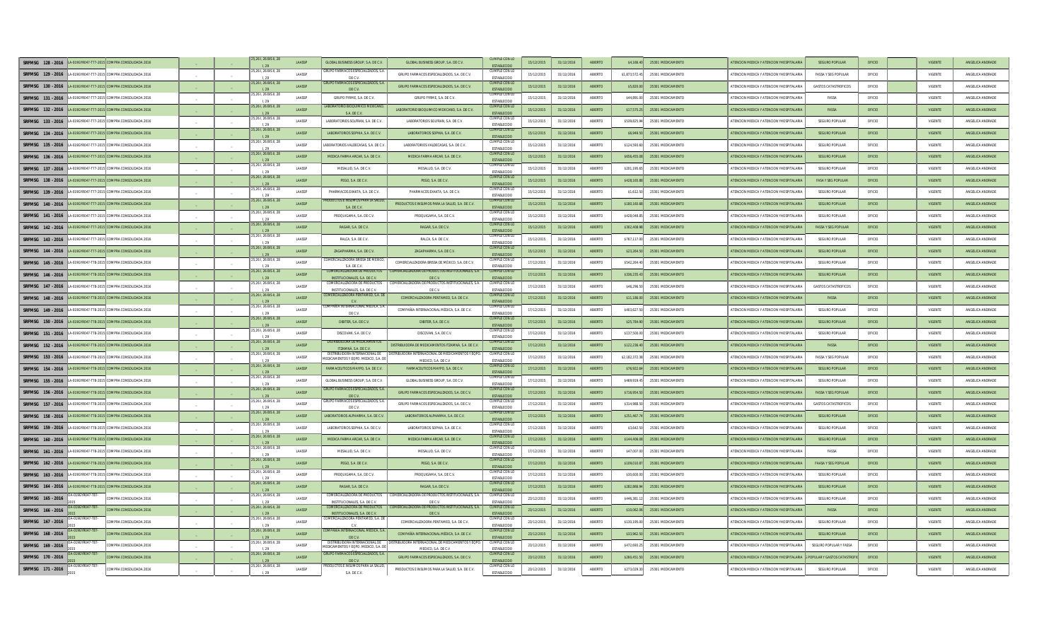| | | | | | | | | | | | | | | | | | | | | | | |
|---|---|---|---|---|---|---|---|---|---|---|---|---|---|---|---|---|---|---|---|---|---|---|
| SRFMSG 128 - 2016 | LA-019GYR047-T77-2015 | COMPRA CONSOLIDADA 2016 | _ | _ | 25,26 I, 26 BIS II, 28 I, 29 | LAASSP | GLOBAL BUSINESS GROUP, S.A. DE C.V. | GLOBAL BUSINESS GROUP, S.A. DE C.V. | CUMPLE CON LO ESTABLECIDO | 15/12/2015 | 31/12/2016 | ABIERTO | $4,168.40 | 25301 MEDICAMENTO | ATENCION MEDICA Y ATENCION YHOSPITALARIA | SEGURO POPULAR | OFICIO | | VIGENTE | ANGELICA ANDRADE |
| SRFMSG 129 - 2016 | LA-019GYR047-T77-2015 | COMPRA CONSOLIDADA 2016 | _ | _ | 25,26 I, 26 BIS II, 28 I, 29 | LAASSP | GRUPO FARMACOS ESPECIALIZADOS, S.A. DE C.V. | GRUPO FARMACOS ESPECIALIZADOS, S.A. DE C.V. | CUMPLE CON LO ESTABLECIDO | 15/12/2015 | 31/12/2016 | ABIERTO | $1,873,572.45 | 25301 MEDICAMENTO | ATENCION MEDICA Y ATENCION YHOSPITALARIA | FASSA Y SEG POPULAR | OFICIO | | VIGENTE | ANGELICA ANDRADE |
| SRFMSG 130 - 2016 | LA-019GYR047-T77-2015 | COMPRA CONSOLIDADA 2016 | _ | _ | 25,26 I, 26 BIS II, 28 I, 29 | LAASSP | GRUPO FARMACOS ESPECIALIZADOS, S.A. DE C.V. | GRUPO FARMACOS ESPECIALIZADOS, S.A. DE C.V. | CUMPLE CON LO ESTABLECIDO | 15/12/2015 | 31/12/2016 | ABIERTO | $5,820.00 | 25301 MEDICAMENTO | ATENCION MEDICA Y ATENCION YHOSPITALARIA | GASTOS CATASTROFICOS | OFICIO | | VIGENTE | ANGELICA ANDRADE |
| SRFMSG 131 - 2016 | LA-019GYR047-T77-2015 | COMPRA CONSOLIDADA 2016 | _ | _ | 25,26 I, 26 BIS II, 28 I, 29 | LAASSP | GRUPO FYRME, S.A. DE C.V. | GRUPO FYRME, S.A. DE C.V. | CUMPLE CON LO ESTABLECIDO | 15/12/2015 | 31/12/2016 | ABIERTO | $44,891.00 | 25301 MEDICAMENTO | ATENCION MEDICA Y ATENCION YHOSPITALARIA | FASSA | OFICIO | | VIGENTE | ANGELICA ANDRADE |
| SRFMSG 132 - 2016 | LA-019GYR047-T77-2015 | COMPRA CONSOLIDADA 2016 | _ | _ | 25,26 I, 26 BIS II, 28 I, 29 | LAASSP | LABORATORIO BIOQUIMICO MEXICANO, S.A. DE C.V. | LABORATORIO BIOQUIMICO MEXICANO, S.A. DE C.V. | CUMPLE CON LO ESTABLECIDO | 15/12/2015 | 31/12/2016 | ABIERTO | $17,575.25 | 25301 MEDICAMENTO | ATENCION MEDICA Y ATENCION YHOSPITALARIA | FASSA | OFICIO | | VIGENTE | ANGELICA ANDRADE |
| SRFMSG 133 - 2016 | LA-019GYR047-T77-2015 | COMPRA CONSOLIDADA 2016 | _ | _ | 25,26 I, 26 BIS II, 28 I, 29 | LAASSP | LABORATORIOS SOLFRAN, S.A. DE C.V. | LABORATORIOS SOLFRAN, S.A. DE C.V. | CUMPLE CON LO ESTABLECIDO | 15/12/2015 | 31/12/2016 | ABIERTO | $539,825.94 | 25301 MEDICAMENTO | ATENCION MEDICA Y ATENCION YHOSPITALARIA | SEGURO POPULAR | OFICIO | | VIGENTE | ANGELICA ANDRADE |
| SRFMSG 134 - 2016 | LA-019GYR047-T77-2015 | COMPRA CONSOLIDADA 2016 | _ | _ | 25,26 I, 26 BIS II, 28 I, 29 | LAASSP | LABORATORIOS SOPHIA, S.A. DE C.V. | LABORATORIOS SOPHIA, S.A. DE C.V. | CUMPLE CON LO ESTABLECIDO | 15/12/2015 | 31/12/2016 | ABIERTO | $6,949.50 | 25301 MEDICAMENTO | ATENCION MEDICA Y ATENCION YHOSPITALARIA | SEGURO POPULAR | OFICIO | | VIGENTE | ANGELICA ANDRADE |
| SRFMSG 135 - 2016 | LA-019GYR047-T77-2015 | COMPRA CONSOLIDADA 2016 | _ | _ | 25,26 I, 26 BIS II, 28 I, 29 | LAASSP | LABORATORIOS VALDECASAS, S.A. DE C.V. | LABORATORIOS VALDECASAS, S.A. DE C.V. | CUMPLE CON LO ESTABLECIDO | 15/12/2015 | 31/12/2016 | ABIERTO | $124,593.60 | 25301 MEDICAMENTO | ATENCION MEDICA Y ATENCION YHOSPITALARIA | SEGURO POPULAR | OFICIO | | VIGENTE | ANGELICA ANDRADE |
| SRFMSG 136 - 2016 | LA-019GYR047-T77-2015 | COMPRA CONSOLIDADA 2016 | _ | _ | 25,26 I, 26 BIS II, 28 I, 29 | LAASSP | MEDICA FARMA ARCAR, S.A. DE C.V. | MEDICA FARMA ARCAR, S.A. DE C.V. | CUMPLE CON LO ESTABLECIDO | 15/12/2015 | 31/12/2016 | ABIERTO | $656,455.08 | 25301 MEDICAMENTO | ATENCION MEDICA Y ATENCION YHOSPITALARIA | SEGURO POPULAR | OFICIO | | VIGENTE | ANGELICA ANDRADE |
| SRFMSG 137 - 2016 | LA-019GYR047-T77-2015 | COMPRA CONSOLIDADA 2016 | _ | _ | 25,26 I, 26 BIS II, 28 I, 29 | LAASSP | MEISALUD, S.A. DE C.V. | MEISALUD, S.A. DE C.V. | CUMPLE CON LO ESTABLECIDO | 15/12/2015 | 31/12/2016 | ABIERTO | $201,195.65 | 25301 MEDICAMENTO | ATENCION MEDICA Y ATENCION YHOSPITALARIA | SEGURO POPULAR | OFICIO | | VIGENTE | ANGELICA ANDRADE |
| SRFMSG 138 - 2016 | LA-019GYR047-T77-2015 | COMPRA CONSOLIDADA 2016 | _ | _ | 25,26 I, 26 BIS II, 28 I, 29 | LAASSP | PEGO, S.A. DE C.V. | PEGO, S.A. DE C.V. | CUMPLE CON LO ESTABLECIDO | 15/12/2015 | 31/12/2016 | ABIERTO | $418,165.88 | 25301 MEDICAMENTO | ATENCION MEDICA Y ATENCION YHOSPITALARIA | FASA Y SEG POPULAR | OFICIO | | VIGENTE | ANGELICA ANDRADE |
| SRFMSG 139 - 2016 | LA-019GYR047-T77-2015 | COMPRA CONSOLIDADA 2016 | _ | _ | 25,26 I, 26 BIS II, 28 I, 29 | LAASSP | PHARMACOS EXAKTA, S.A. DE C.V. | PHARMACOS EXAKTA, S.A. DE C.V. | CUMPLE CON LO ESTABLECIDO | 15/12/2015 | 31/12/2016 | ABIERTO | $1,612.50 | 25301 MEDICAMENTO | ATENCION MEDICA Y ATENCION YHOSPITALARIA | SEGURO POPULAR | OFICIO | | VIGENTE | ANGELICA ANDRADE |
| SRFMSG 140 - 2016 | LA-019GYR047-T77-2015 | COMPRA CONSOLIDADA 2016 | _ | _ | 25,26 I, 26 BIS II, 28 I, 29 | LAASSP | PRODUCTOS E INSUMOS PARA LA SALUD, S.A. DE C.V. | PRODUCTOS E INSUMOS PARA LA SALUD, S.A. DE C.V. | CUMPLE CON LO ESTABLECIDO | 15/12/2015 | 31/12/2016 | ABIERTO | $180,163.68 | 25301 MEDICAMENTO | ATENCION MEDICA Y ATENCION YHOSPITALARIA | SEGURO POPULAR | OFICIO | | VIGENTE | ANGELICA ANDRADE |
| SRFMSG 141 - 2016 | LA-019GYR047-T77-2015 | COMPRA CONSOLIDADA 2016 | _ | _ | 25,26 I, 26 BIS II, 28 I, 29 | LAASSP | PROQUIGAMA, S.A. DE C.V. | PROQUIGAMA, S.A. DE C.V. | CUMPLE CON LO ESTABLECIDO | 15/12/2015 | 31/12/2016 | ABIERTO | $428,048.85 | 25301 MEDICAMENTO | ATENCION MEDICA Y ATENCION YHOSPITALARIA | SEGURO POPULAR | OFICIO | | VIGENTE | ANGELICA ANDRADE |
| SRFMSG 142 - 2016 | LA-019GYR047-T77-2015 | COMPRA CONSOLIDADA 2016 | _ | _ | 25,26 I, 26 BIS II, 28 I, 29 | LAASSP | RAGAR, S.A. DE C.V. | RAGAR, S.A. DE C.V. | CUMPLE CON LO ESTABLECIDO | 15/12/2015 | 31/12/2016 | ABIERTO | $302,408.98 | 25301 MEDICAMENTO | ATENCION MEDICA Y ATENCION YHOSPITALARIA | FASSA Y SEG POPULAR | OFICIO | | VIGENTE | ANGELICA ANDRADE |
| SRFMSG 143 - 2016 | LA-019GYR047-T77-2015 | COMPRA CONSOLIDADA 2016 | _ | _ | 25,26 I, 26 BIS II, 28 I, 29 | LAASSP | RALCA, S.A. DE C.V. | RALCA, S.A. DE C.V. | CUMPLE CON LO ESTABLECIDO | 15/12/2015 | 31/12/2016 | ABIERTO | $767,117.00 | 25301 MEDICAMENTO | ATENCION MEDICA Y ATENCION YHOSPITALARIA | SEGURO POPULAR | OFICIO | | VIGENTE | ANGELICA ANDRADE |
| SRFMSG 144 - 2016 | LA-019GYR047-T77-2015 | COMPRA CONSOLIDADA 2016 | _ | _ | 25,26 I, 26 BIS II, 28 I, 29 | LAASSP | ZAGAPHARMA, S.A. DE C.V. | ZAGAPHARMA, S.A. DE C.V. | CUMPLE CON LO ESTABLECIDO | 15/12/2015 | 31/12/2016 | ABIERTO | $23,264.50 | 25301 MEDICAMENTO | ATENCION MEDICA Y ATENCION YHOSPITALARIA | SEGURO POPULAR | OFICIO | | VIGENTE | ANGELICA ANDRADE |
| SRFMSG 145 - 2016 | LA-019GYR047-T78-2015 | COMPRA CONSOLIDADA 2016 | _ | _ | 25,26 I, 26 BIS II, 28 I, 29 | LAASSP | COMERCIALIZADORA BRISSA DE MEXICO, S.A. DE C.V. | COMERCIALIZADORA BRISSA DE MEXICO, S.A. DE C.V. | CUMPLE CON LO ESTABLECIDO | 17/12/2015 | 31/12/2016 | ABIERTO | $542,264.40 | 25301 MEDICAMENTO | ATENCION MEDICA Y ATENCION YHOSPITALARIA | SEGURO POPULAR | OFICIO | | VIGENTE | ANGELICA ANDRADE |
| SRFMSG 146 - 2016 | LA-019GYR047-T78-2015 | COMPRA CONSOLIDADA 2016 | _ | _ | 25,26 I, 26 BIS II, 28 I, 29 | LAASSP | COMERCIALIZADORA DE PRODUCTOS INSTITUCIONALES, S.A. DE C.V. | COMERCIALIZADORA DE PRODUCTOS INSTITUCIONALES, S.A. DE C.V. | CUMPLE CON LO ESTABLECIDO | 17/12/2015 | 31/12/2016 | ABIERTO | $338,235.43 | 25301 MEDICAMENTO | ATENCION MEDICA Y ATENCION YHOSPITALARIA | SEGURO POPULAR | OFICIO | | VIGENTE | ANGELICA ANDRADE |
| SRFMSG 147 - 2016 | LA-019GYR047-T78-2015 | COMPRA CONSOLIDADA 2016 | _ | _ | 25,26 I, 26 BIS II, 28 I, 29 | LAASSP | COMERCIALIZADORA DE PRODUCTOS INSTITUCIONALES, S.A. DE C.V. | COMERCIALIZADORA DE PRODUCTOS INSTITUCIONALES, S.A. DE C.V. | CUMPLE CON LO ESTABLECIDO | 17/12/2015 | 31/12/2016 | ABIERTO | $46,296.50 | 25301 MEDICAMENTO | ATENCION MEDICA Y ATENCION YHOSPITALARIA | GASTOS CATASTROFICOS | OFICIO | | VIGENTE | ANGELICA ANDRADE |
| SRFMSG 148 - 2016 | LA-019GYR047-T78-2015 | COMPRA CONSOLIDADA 2016 | _ | _ | 25,26 I, 26 BIS II, 28 I, 29 | LAASSP | COMERCIALIZADORA PENTAMED, S.A. DE C.V. | COMERCIALIZADORA PENTAMED, S.A. DE C.V. | CUMPLE CON LO ESTABLECIDO | 17/12/2015 | 31/12/2016 | ABIERTO | $11,186.00 | 25301 MEDICAMENTO | ATENCION MEDICA Y ATENCION YHOSPITALARIA | FASSA | OFICIO | | VIGENTE | ANGELICA ANDRADE |
| SRFMSG 149 - 2016 | LA-019GYR047-T78-2015 | COMPRA CONSOLIDADA 2016 | _ | _ | 25,26 I, 26 BIS II, 28 I, 29 | LAASSP | COMPAÑIA INTERNACIONAL MEDICA, S.A. DE C.V. | COMPAÑIA INTERNACIONAL MEDICA, S.A. DE C.V. | CUMPLE CON LO ESTABLECIDO | 17/12/2015 | 31/12/2016 | ABIERTO | $403,627.50 | 25301 MEDICAMENTO | ATENCION MEDICA Y ATENCION YHOSPITALARIA | SEGURO POPULAR | OFICIO | | VIGENTE | ANGELICA ANDRADE |
| SRFMSG 150 - 2016 | LA-019GYR047-T78-2015 | COMPRA CONSOLIDADA 2016 | _ | _ | 25,26 I, 26 BIS II, 28 I, 29 | LAASSP | DIBITER, S.A. DE C.V. | DIBITER, S.A. DE C.V. | CUMPLE CON LO ESTABLECIDO | 17/12/2015 | 31/12/2016 | ABIERTO | $25,784.90 | 25301 MEDICAMENTO | ATENCION MEDICA Y ATENCION YHOSPITALARIA | SEGURO POPULAR | OFICIO | | VIGENTE | ANGELICA ANDRADE |
| SRFMSG 151 - 2016 | LA-019GYR047-T78-2015 | COMPRA CONSOLIDADA 2016 | _ | _ | 25,26 I, 26 BIS II, 28 I, 29 | LAASSP | DISCOVAN, S.A. DE C.V. | DISCOVAN, S.A. DE C.V. | CUMPLE CON LO ESTABLECIDO | 17/12/2015 | 31/12/2016 | ABIERTO | $137,500.00 | 25301 MEDICAMENTO | ATENCION MEDICA Y ATENCION YHOSPITALARIA | SEGURO POPULAR | OFICIO | | VIGENTE | ANGELICA ANDRADE |
| SRFMSG 152 - 2016 | LA-019GYR047-T78-2015 | COMPRA CONSOLIDADA 2016 | _ | _ | 25,26 I, 26 BIS II, 28 I, 29 | LAASSP | DISTRIBUIDORA DE MEDICAMENTOS ITZAMNA, S.A. DE C.V. | DISTRIBUIDORA DE MEDICAMENTOS ITZAMNA, S.A. DE C.V. | CUMPLE CON LO ESTABLECIDO | 17/12/2015 | 31/12/2016 | ABIERTO | $122,238.40 | 25301 MEDICAMENTO | ATENCION MEDICA Y ATENCION YHOSPITALARIA | FASSA | OFICIO | | VIGENTE | ANGELICA ANDRADE |
| SRFMSG 153 - 2016 | LA-019GYR047-T78-2015 | COMPRA CONSOLIDADA 2016 | _ | _ | 25,26 I, 26 BIS II, 28 I, 29 | LAASSP | DISTRIBUIDORA INTERNACIONAL DE MEDICAMENTOS Y EQPO. MEDICO, S.A. DE C.V. | DISTRIBUIDORA INTERNACIONAL DE MEDICAMENTOS Y EQPO. MEDICO, S.A. DE C.V. | CUMPLE CON LO ESTABLECIDO | 17/12/2015 | 31/12/2016 | ABIERTO | $2,182,372.38 | 25301 MEDICAMENTO | ATENCION MEDICA Y ATENCION YHOSPITALARIA | FASSA Y SEG POPULAR | OFICIO | | VIGENTE | ANGELICA ANDRADE |
| SRFMSG 154 - 2016 | LA-019GYR047-T78-2015 | COMPRA CONSOLIDADA 2016 | _ | _ | 25,26 I, 26 BIS II, 28 I, 29 | LAASSP | FARMACEUTICOS MAYPO, S.A. DE C.V. | FARMACEUTICOS MAYPO, S.A. DE C.V. | CUMPLE CON LO ESTABLECIDO | 17/12/2015 | 31/12/2016 | ABIERTO | $76,922.84 | 25301 MEDICAMENTO | ATENCION MEDICA Y ATENCION YHOSPITALARIA | SEGURO POPULAR | OFICIO | | VIGENTE | ANGELICA ANDRADE |
| SRFMSG 155 - 2016 | LA-019GYR047-T78-2015 | COMPRA CONSOLIDADA 2016 | _ | _ | 25,26 I, 26 BIS II, 28 I, 29 | LAASSP | GLOBAL BUSINESS GROUP, S.A. DE C.V. | GLOBAL BUSINESS GROUP, S.A. DE C.V. | CUMPLE CON LO ESTABLECIDO | 17/12/2015 | 31/12/2016 | ABIERTO | $469,919.45 | 25301 MEDICAMENTO | ATENCION MEDICA Y ATENCION YHOSPITALARIA | SEGURO POPULAR | OFICIO | | VIGENTE | ANGELICA ANDRADE |
| SRFMSG 156 - 2016 | LA-019GYR047-T78-2015 | COMPRA CONSOLIDADA 2016 | _ | _ | 25,26 I, 26 BIS II, 28 I, 29 | LAASSP | GRUPO FARMACOS ESPECIALIZADOS, S.A. DE C.V. | GRUPO FARMACOS ESPECIALIZADOS, S.A. DE C.V. | CUMPLE CON LO ESTABLECIDO | 17/12/2015 | 31/12/2016 | ABIERTO | $716,954.50 | 25301 MEDICAMENTO | ATENCION MEDICA Y ATENCION YHOSPITALARIA | FASSA Y SEG POPULAR | OFICIO | | VIGENTE | ANGELICA ANDRADE |
| SRFMSG 157 - 2016 | LA-019GYR047-T78-2015 | COMPRA CONSOLIDADA 2016 | _ | _ | 25,26 I, 26 BIS II, 28 I, 29 | LAASSP | GRUPO FARMACOS ESPECIALIZADOS, S.A. DE C.V. | GRUPO FARMACOS ESPECIALIZADOS, S.A. DE C.V. | CUMPLE CON LO ESTABLECIDO | 17/12/2015 | 31/12/2016 | ABIERTO | $314,988.50 | 25301 MEDICAMENTO | ATENCION MEDICA Y ATENCION YHOSPITALARIA | GASTOS CATASTROFICOS | OFICIO | | VIGENTE | ANGELICA ANDRADE |
| SRFMSG 158 - 2016 | LA-019GYR047-T78-2015 | COMPRA CONSOLIDADA 2016 | _ | _ | 25,26 I, 26 BIS II, 28 I, 29 | LAASSP | LABORATORIOS ALPHARMA, S.A. DE C.V. | LABORATORIOS ALPHARMA, S.A. DE C.V. | CUMPLE CON LO ESTABLECIDO | 17/12/2015 | 31/12/2016 | ABIERTO | $251,467.74 | 25301 MEDICAMENTO | ATENCION MEDICA Y ATENCION YHOSPITALARIA | SEGURO POPULAR | OFICIO | | VIGENTE | ANGELICA ANDRADE |
| SRFMSG 159 - 2016 | LA-019GYR047-T78-2015 | COMPRA CONSOLIDADA 2016 | _ | _ | 25,26 I, 26 BIS II, 28 I, 29 | LAASSP | LABORATORIOS SOPHIA, S.A. DE C.V. | LABORATORIOS SOPHIA, S.A. DE C.V. | CUMPLE CON LO ESTABLECIDO | 17/12/2015 | 31/12/2016 | ABIERTO | $3,642.50 | 25301 MEDICAMENTO | ATENCION MEDICA Y ATENCION YHOSPITALARIA | SEGURO POPULAR | OFICIO | | VIGENTE | ANGELICA ANDRADE |
| SRFMSG 160 - 2016 | LA-019GYR047-T78-2015 | COMPRA CONSOLIDADA 2016 | _ | _ | 25,26 I, 26 BIS II, 28 I, 29 | LAASSP | MEDICA FARMA ARCAR, S.A. DE C.V. | MEDICA FARMA ARCAR, S.A. DE C.V. | CUMPLE CON LO ESTABLECIDO | 17/12/2015 | 31/12/2016 | ABIERTO | $144,406.00 | 25301 MEDICAMENTO | ATENCION MEDICA Y ATENCION YHOSPITALARIA | SEGURO POPULAR | OFICIO | | VIGENTE | ANGELICA ANDRADE |
| SRFMSG 161 - 2016 | LA-019GYR047-T78-2015 | COMPRA CONSOLIDADA 2016 | _ | _ | 25,26 I, 26 BIS II, 28 I, 29 | LAASSP | MEISALUD, S.A. DE C.V. | MEISALUD, S.A. DE C.V. | CUMPLE CON LO ESTABLECIDO | 17/12/2015 | 31/12/2016 | ABIERTO | $47,007.00 | 25301 MEDICAMENTO | ATENCION MEDICA Y ATENCION YHOSPITALARIA | FASSA | OFICIO | | VIGENTE | ANGELICA ANDRADE |
| SRFMSG 162 - 2016 | LA-019GYR047-T78-2015 | COMPRA CONSOLIDADA 2016 | _ | _ | 25,26 I, 26 BIS II, 28 I, 29 | LAASSP | PEGO, S.A. DE C.V. | PEGO, S.A. DE C.V. | CUMPLE CON LO ESTABLECIDO | 17/12/2015 | 31/12/2016 | ABIERTO | $109,010.87 | 25301 MEDICAMENTO | ATENCION MEDICA Y ATENCION YHOSPITALARIA | FAASA Y SEG POPULAR | OFICIO | | VIGENTE | ANGELICA ANDRADE |
| SRFMSG 163 - 2016 | LA-019GYR047-T78-2015 | COMPRA CONSOLIDADA 2016 | _ | _ | 25,26 I, 26 BIS II, 28 I, 29 | LAASSP | PROQUIGAMA, S.A. DE C.V. | PROQUIGAMA, S.A. DE C.V. | CUMPLE CON LO ESTABLECIDO | 17/12/2015 | 31/12/2016 | ABIERTO | $30,600.00 | 25301 MEDICAMENTO | ATENCION MEDICA Y ATENCION YHOSPITALARIA | SEGURO POPULAR | OFICIO | | VIGENTE | ANGELICA ANDRADE |
| SRFMSG 164 - 2016 | LA-019GYR047-T78-2015 | COMPRA CONSOLIDADA 2016 | _ | _ | 25,26 I, 26 BIS II, 28 I, 29 | LAASSP | RAGAR, S.A. DE C.V. | RAGAR, S.A. DE C.V. | CUMPLE CON LO ESTABLECIDO | 17/12/2015 | 31/12/2016 | ABIERTO | $282,066.94 | 25301 MEDICAMENTO | ATENCION MEDICA Y ATENCION YHOSPITALARIA | SEGURO POPULAR | OFICIO | | VIGENTE | ANGELICA ANDRADE |
| SRFMSG 165 - 2016 | LA-019GYR047-T87-2015 | COMPRA CONSOLIDADA 2016 | _ | _ | 25,26 I, 26 BIS II, 28 I, 29 | LAASSP | COMERCIALIZADORA DE PRODUCTOS INSTITUCIONALES, S.A. DE C.V. | COMERCIALIZADORA DE PRODUCTOS INSTITUCIONALES, S.A. DE C.V. | CUMPLE CON LO ESTABLECIDO | 23/12/2015 | 31/12/2016 | ABIERTO | $446,381.12 | 25301 MEDICAMENTO | ATENCION MEDICA Y ATENCION YHOSPITALARIA | SEGURO POPULAR | OFICIO | | VIGENTE | ANGELICA ANDRADE |
| SRFMSG 166 - 2016 | LA-019GYR047-T87-2015 | COMPRA CONSOLIDADA 2016 | _ | _ | 25,26 I, 26 BIS II, 28 I, 29 | LAASSP | COMERCIALIZADORA DE PRODUCTOS INSTITUCIONALES, S.A. DE C.V. | COMERCIALIZADORA DE PRODUCTOS INSTITUCIONALES, S.A. DE C.V. | CUMPLE CON LO ESTABLECIDO | 23/12/2015 | 31/12/2016 | ABIERTO | $10,062.86 | 25301 MEDICAMENTO | ATENCION MEDICA Y ATENCION YHOSPITALARIA | FASSA | OFICIO | | VIGENTE | ANGELICA ANDRADE |
| SRFMSG 167 - 2016 | LA-019GYR047-T87-2015 | COMPRA CONSOLIDADA 2016 | _ | _ | 25,26 I, 26 BIS II, 28 I, 29 | LAASSP | COMERCIALIZADORA PENTAMED, S.A. DE C.V. | COMERCIALIZADORA PENTAMED, S.A. DE C.V. | CUMPLE CON LO ESTABLECIDO | 23/12/2015 | 31/12/2016 | ABIERTO | $130,195.00 | 25301 MEDICAMENTO | ATENCION MEDICA Y ATENCION YHOSPITALARIA | SEGURO POPULAR | OFICIO | | VIGENTE | ANGELICA ANDRADE |
| SRFMSG 168 - 2016 | LA-019GYR047-T87-2015 | COMPRA CONSOLIDADA 2016 | _ | _ | 25,26 I, 26 BIS II, 28 I, 29 | LAASSP | COMPAÑIA INTERNACIONAL MEDICA, S.A. DE C.V. | COMPAÑIA INTERNACIONAL MEDICA, S.A. DE C.V. | CUMPLE CON LO ESTABLECIDO | 23/12/2015 | 31/12/2016 | ABIERTO | $33,962.50 | 25301 MEDICAMENTO | ATENCION MEDICA Y ATENCION YHOSPITALARIA | SEGURO POPULAR | OFICIO | | VIGENTE | ANGELICA ANDRADE |
| SRFMSG 169 - 2016 | LA-019GYR047-T87-2015 | COMPRA CONSOLIDADA 2016 | _ | _ | 25,26 I, 26 BIS II, 28 I, 29 | LAASSP | DISTRIBUIDORA INTERNACIONAL DE MEDICAMENTOS Y EQPO. MEDICO, S.A. DE C.V. | DISTRIBUIDORA INTERNACIONAL DE MEDICAMENTOS Y EQPO. MEDICO, S.A. DE C.V. | CUMPLE CON LO ESTABLECIDO | 23/12/2015 | 31/12/2016 | ABIERTO | $472,693.25 | 25301 MEDICAMENTO | ATENCION MEDICA Y ATENCION YHOSPITALARIA | SEGURO POPULAR Y FASSA | OFICIO | | VIGENTE | ANGELICA ANDRADE |
| SRFMSG 170 - 2016 | LA-019GYR047-T87-2015 | COMPRA CONSOLIDADA 2016 | _ | _ | 25,26 I, 26 BIS II, 28 I, 29 | LAASSP | GRUPO FARMACOS ESPECIALIZADOS, S.A. DE C.V. | GRUPO FARMACOS ESPECIALIZADOS, S.A. DE C.V. | CUMPLE CON LO ESTABLECIDO | 23/12/2015 | 31/12/2016 | ABIERTO | $269,451.50 | 25301 MEDICAMENTO | ATENCION MEDICA Y ATENCION YHOSPITALARIA | S POPULAR Y GASTOS CATASTROFIC | OFICIO | | VIGENTE | ANGELICA ANDRADE |
| SRFMSG 171 - 2016 | LA-019GYR047-T87-2015 | COMPRA CONSOLIDADA 2016 | _ | _ | 25,26 I, 26 BIS II, 28 I, 29 | LAASSP | PRODUCTOS E INSUMOS PARA LA SALUD, S.A. DE C.V. | PRODUCTOS E INSUMOS PARA LA SALUD, S.A. DE C.V. | CUMPLE CON LO ESTABLECIDO | 23/12/2015 | 31/12/2016 | ABIERTO | $273,029.30 | 25301 MEDICAMENTO | ATENCION MEDICA Y ATENCION YHOSPITALARIA | SEGURO POPULAR | OFICIO | | VIGENTE | ANGELICA ANDRADE |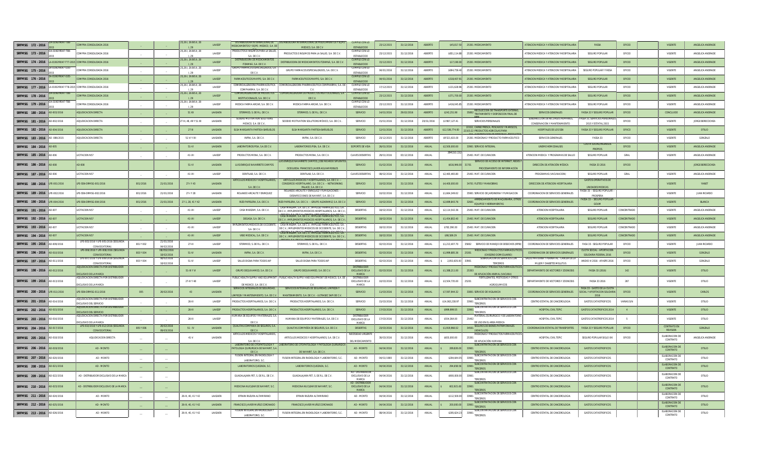| SRFMSG 172 - 2016 | LA-019GYR047-T88-2015 | COMPRA CONSOLIDADA 2016 | ... | ... | 25,26 I, 26 BIS 6, 28 I, 29 | LAASSP | DISTRIBUIDORA INTERNACIONAL DE MEDICAMENTOS Y EQPO. MEDICO, S.A. DE | DISTRIBUIDORA INTERNACIONAL DE MEDICAMENTOS Y EQPO. MEDICO, S.A. DE C.V. | CUMPLE CON LO ESTABLECIDO | 23/12/2015 | 31/12/2016 | ABIERTO | $45,817.50 | 25301 MEDICAMENTO | ATENCION MEDICA Y ATENCION YHOSPITALARIA | FASSA | OFICIO | | VIGENTE | ANGELICA ANDRADE |
|---|---|---|---|---|---|---|---|---|---|---|---|---|---|---|---|---|---|---|---|---|
| SRFMSG 173 - 2016 | LA-019GYR047-T88-2015 | COMPRA CONSOLIDADA 2016 | ... | ... | 25,26 I, 26 BIS 6, 28 I, 29 | LAASSP | PRODUCTOS E INSUMOS PARA LA SALUD, S.A. DE C.V. | PRODUCTOS E INSUMOS PARA LA SALUD, S.A. DE C.V. | CUMPLE CON LO ESTABLECIDO | 23/12/2015 | 31/12/2016 | ABIERTO | $951,114.88 | 25301 MEDICAMENTO | ATENCION MEDICA Y ATENCION YHOSPITALARIA | SEGURO POPULAR | OFICIO | | VIGENTE | ANGELICA ANDRADE |
| SRFMSG 174 - 2016 | LA-019GYR047-T77-2015 | COMPRA CONSOLIDADA 2016 | ... | ... | 25,26 I, 26 BIS 6, 28 I, 29 | LAASSP | DISTRIBUIDORA DE MEDICAMENTOS ITZAMNÁ, S.A. DE C.V. | DISTRIBUIDORA DE MEDICAMENTOS ITZAMNÁ, S.A. DE C.V. | CUMPLE CON LO ESTABLECIDO | 15/12/2015 | 31/12/2016 | ABIERTO | $17,160.00 | 25301 MEDICAMENTO | ATENCION MEDICA Y ATENCION YHOSPITALARIA | SEGURO POPULAR | OFICIO | | VIGENTE | ANGELICA ANDRADE |
| SRFMSG 175 - 2016 | LA-019GYR047-E185-2015 | COMPRA CONSOLIDADA 2016 | ... | ... | 25,26 I, 26 BIS 6, 28 I, 29 | LAASSP | GRUPO FARMACOS ESPECIALIZADOS, S.A. DE C.V. | GRUPO FARMACOS ESPECIALIZADOS, S.A. DE C.V. | CUMPLE CON LO ESTABLECIDO | 04/01/2016 | 31/12/2016 | ABIERTO | $684,759.40 | 25301 MEDICAMENTO | ATENCION MEDICA Y ATENCION YHOSPITALARIA | SEGURO POPULAR Y FASSA | OFICIO | | VIGENTE | ANGELICA ANDRADE |
| SRFMSG 176 - 2016 | LA-019GYR047-E185-2015 | COMPRA CONSOLIDADA 2016 | ... | ... | 25,26 I, 26 BIS 6, 28 I, 29 | LAASSP | FARMACEUTICOS MAYPO, S.A. DE C.V. | FARMACEUTICOS MAYPO, S.A. DE C.V. | CUMPLE CON LO ESTABLECIDO | 04/01/2016 | 31/12/2016 | ABIERTO | $318,407.91 | 25301 MEDICAMENTO | ATENCION MEDICA Y ATENCION YHOSPITALARIA | SEGURO POPULAR | OFICIO | | VIGENTE | ANGELICA ANDRADE |
| SRFMSG 177 - 2016 | LA-019GYR047-T78-2015 | COMPRA CONSOLIDADA 2016 | ... | ... | 25,26 I, 26 BIS 6, 28 I, 29 | LAASSP | COMERCIALIZADORA PHARMACEUTICA COMPHARMA, S.A. DE C.V. | COMERCIALIZADORA PHARMACEUTICA COMPHARMA, S.A. DE C.V. | CUMPLE CON LO ESTABLECIDO | 17/12/2015 | 31/12/2016 | ABIERTO | $131,628.96 | 25301 MEDICAMENTO | ATENCION MEDICA Y ATENCION YHOSPITALARIA | SEGURO POPULAR | OFICIO | | VIGENTE | ANGELICA ANDRADE |
| SRFMSG 178 - 2016 | LA-019GYR047-T88-2015 | COMPRA CONSOLIDADA 2016 | ... | ... | 25,26 I, 26 BIS 6, 28 I, 29 | LAASSP | COMERCIALIZADORA DE PRODUCTOS INSTITUCIONALES, S.A. DE C.V. | COMERCIALIZADORA DE PRODUCTOS INSTITUCIONALES, S.A. DE C.V. | CUMPLE CON LO ESTABLECIDO | 23/12/2015 | 31/12/2016 | ABIERTO | $371,700.00 | 25301 MEDICAMENTO | ATENCION MEDICA Y ATENCION YHOSPITALARIA | SEGURO POPULAR | OFICIO | | VIGENTE | ANGELICA ANDRADE |
| SRFMSG 179 - 2016 | LA-019GYR047-T88-2015 | COMPRA CONSOLIDADA 2016 | ... | ... | 25,26 I, 26 BIS 6, 28 I, 29 | LAASSP | MEDICA FARMA ARCAR, S.A. DE C.V. | MEDICA FARMA ARCAR, S.A. DE C.V. | CUMPLE CON LO ESTABLECIDO | 23/12/2015 | 31/12/2016 | ABIERTO | $416,045.85 | 25301 MEDICAMENTO | ATENCION MEDICA Y ATENCION YHOSPITALARIA | SEGURO POPULAR | OFICIO | | VIGENTE | ANGELICA ANDRADE |
| SRFMSG 180 - 2016 | AD-003/2016 | ADJUDICACION DIRECTA | ... | ... | 51 XII | LAASAEN | STERIMED, S. DE R.L. DE C.V. | STERIMED, S. DE R.L. DE C.V. | SERVICIO | 14/01/2016 | 29/02/2016 | ABIERTO | $242,251.90 | 35802 RECOLECCION DE TRANSPORTE EXTERNO, TRATAMIENTO Y DISPOSICION FINAL DE RPBI | SERVICIOS GENERALES | FASSA 33 Y SEGURO POPULAR | OFICIO | | CONCLUIDO | ANGELICA ANDRADE |
| SRFMSG 181 - 2016 | AD-002/2016 | ADJUDICACION DIRECTA | ... | ... | 27 III, 48, 49 Y 51 XII | LAASAEN | SODEXO MOTIVATION SOLUTIONS MEXICO, S.A. DE C.V. | SODEXO MOTIVATION SOLUTIONS MÉXICO, S.A. DE C.V. | SERVICIO | 15/01/2016 | 31/12/2016 | 20/01/2016 | $1'807,127.41 | SERVICIOS PERSONALES | SUBDIRECCION DE RECURSOS HUMANOS, CONSERVACIÓN Y MANTENIMIENTO | FASSA 33, SERVICIOS PERSONALES 2015 Y ESTATAL 2015 | OFICIO | | VIGENTE | JORGE BERECOCHEA |
| SRFMSG 182 - 2016 | AD-004/2016 | ADJUDICACION DIRECTA | ... | ... | 27 III | LAASAEN | ELSA MARGARITA PARTIDA BAÑUELOS | ELSA MARGARITA PARTIDA BAÑUELOS | SERVICIO | 12/01/2016 | 31/12/2016 | ABIERTO | $12,536,774.00 | 22102, CARNE FRESCA, PESCADOS Y MARISCOS, 22103.22 PRODUCTOS AGRICOLAS PARA ... | HOSPITALES DE LOS SSN | FASSA 33 Y SEGURO POPULAR | OFICIO | | VIGENTE | OTILIO |
| SRFMSG 183 - 2016 | AD-086/2015 | ADJUDICACION DIRECTA | ... | ... | 51 VI Y XII | LAASAEN | INFRA, S.A. DE C.V. | INFRA, S.A. DE C.V. | SERVICIO | 23/12/2015 | 31/12/2016 | ABIERTO | $9'321,615.00 | 25301 MEDICINAS Y PRODUCTO FARMACEUTICO | SERVICIOS GENERALES | FASSA 33 | OFICIO | | VIGENTE | GONZALO |
| SRFMSG 184 - 2016 | AD-005 | ... | ... | ... | 51-VI | LAASAEN | LABORATORIOS PISA, S.A DE C.V. | LABORATORIOS PISA, S.A. DE C.V. | SOPORTE DE VIDA | 28/01/2016 | 31/12/2016 | ANUAL | $2,508,000.00 | 33901 SERVICIO INTEGRAL | UNIDMS HEMODIALISIS | CUOTA SOCIAL/INGRESOS PROPIOS | OFICIO | | VIGENTE | ANGELICA ANDRADE |
| SRFMSG 185 - 2016 | AD-006 | LICITACION N57 | ... | ... | 41-VII | LAASSP | PRODUCTOS MENA, S.A. DE C.V. | PRODUCTOS MENA, S.A. DE C.V. | CLAVES DESIERTAS | 28/01/2016 | 03/12/2016 | ANUAL | 394153.152 | 25401 MAT. DE CURACION | ATENCIÓN MEDICA Y PROGRAMAS DE SALUD | SEGURO POPULAR | GRAL | | VIGENTE | ANGELICA ANDRADE |
| SRFMSG 186 - 2016 | AD-008 | AD-008 | ... | ... | 51-VI | LAASAEN | LUIS ENRIQUE NAVARRETE CAMPOS | LUIS ENRIQUE NAVARRETE CAMPOS; JOSE RICARDO SIFUENTES OCEGUEDA; FRANCISCO JAVIER AGUIAR ROBLES | SERVICIO | 01/02/2016 | 31/12/2016 | ANUAL | $616,946.00 | 31701 SERVICIO DE ACCESO DE INTERNET, REDES Y PROCESAMIENTO DE INFORMACIÓN | DIRECCIÓN DE ATENCIÓN MÉDICA | FASSA 33 2016 | OFICIO | | | JORGE BERECOCHEA |
| SRFMSG 187 - 2016 | AD-006 | LICITACION N57 | ... | ... | 41-VII | LAASSP | DENTILAB, S.A. DE C.V. | DENTILAB, S.A. DE C.V. | CLAVES DESIERTAS | 08/02/2016 | 31/12/2016 | ANUAL | $2,465,465.80 | 25401 MAT. DE CURACION | PROGRAMAS (VACUNACION) | SEGURO POPULAR | GRAL | | VIGENTE | ANGELICA ANDRADE |
| SRFMSG 188 - 2016 | LPE-001/2016 | LPE-SSN-DRMSG-001/2016 | 001/2016 | 21/01/2016 | 27-I Y 43 | LAASAEN | ARTICULOS MEDICOS Y HOSPITALARIOS, S.A. DE C.V. | ARTICULOS MEDICOS Y HOSPITALARIOS, S.A. DE C.V. -- CONSORCIO HOSPITALARIO, S.A. DE C.V. -- NETWORKING PALACE, S.A. DE C.V. | SERVICIO | 18/02/2016 | 31/12/2016 | ANUAL | $4,408,000.00 | 34701 FLETES Y MANIOBRAS | DIRECCION DE ATENCION HOSPITALARIA | GASTOS OPERATIVOS DE UNIDADES MEDICAS | OFICIO | | VIGENTE | YANET |
| SRFMSG 189 - 2016 | LPE-002/2016 | LPE-SSN-DRMSG-002/2016 | 001/2016 | 21/01/2016 | 27-I Y 28 | LAASAEN | ROLANDO ARCAUTE Y ENRIQUEZ | ROLANDO ARCAUTE Y ENRIQUEZ Y FUMIGACIONES - DESINFECCIONES DE NAYARIT, S.A. DE C.V. | SERVICIO | 18/02/2016 | 31/12/2016 | ANUAL | $1,664,249.62 | 35901 SERVICIO DE JARDINERIA Y FUMIGACION | COORDINACION DE SERVICIOS GENERALES | FASSA 33 -- SEGURO POPULAR -- PROSPERA | OFICIO | | VIGENTE | JUAN RICARDO |
| SRFMSG 190 - 2016 | LPE-004/2016 | LPE-SSN-DRMSG-004/2016 | 001/2016 | 21/01/2016 | 27-1, 28, 41 Y 42 | LAASAEN | RIZO PAPELERIA, S.A. DE C.V. | RIZO PAPELERIA, S.A. DE C.V. -- GRUPO ALDARAMIZ, S.A. DE C.V. | SERVICIO | 18/02/2016 | 31/12/2016 | ANUAL | $2,899,843.76 | 32601 ARRENDAMIENTO DE MAQUINARIA, OTROS EQUIPOS Y HERRAMIENTAS | COORDINACION DE SERVICIOS GENERALES | FASSA 33 -- SEGURO POPULAR-GOUM | OFICIO | | VIGENTE | BLANCA |
| SRFMSG 191 - 2016 | AD-007 | LICITACION N57 | ... | ... | 41-VII | LAASSP | CASA MARZAM, S.A. DE C.V. | CASA MARZAM, S.A. DE C.V.; IMPULSO FARMACEUTICO, S.A. DE C.V.; IMPLEMENTOS MEDICOS HOSPITALARIOS, S.A. DE C.V. ... | DESIERTAS | 18/02/2016 | 31/12/2016 | ANUAL | $2,114,542.36 | 25401 MAT. DE CURACION | ATENCION HOSPITALARIA | SEGURO POPULAR | CONCENTRADO | | VIGENTE | ANGELICA ANDRADE |
| SRFMSG 192 - 2016 | AD-007 | LICITACION N57 | ... | ... | 41-VII | LAASSP | DEGASA, S.A. DE C.V. | CASA MARZAM, S.A. DE C.V.; IMPULSO FARMACEUTICO, S.A. DE C.V.; IMPLEMENTOS MEDICOS HOSPITALARIOS, S.A. DE C.V. ... | DESIERTAS | 18/02/2016 | 31/12/2016 | ANUAL | $1,454,802.40 | 25401 MAT. DE CURACION | ATENCION HOSPITALARIA | SEGURO POPULAR | CONCENTRADO | | VIGENTE | ANGELICA ANDRADE |
| SRFMSG 193 - 2016 | AD-007 | LICITACION N57 | ... | ... | 41-VII | LAASSP | IMPLEMENTOS MEDICOS DE OCCIDENTE, S.A. DE C.V. | CASA MARZAM, S.A. DE C.V.; IMPULSO FARMACEUTICO, S.A. DE C.V.; IMPLEMENTOS MEDICOS DE OCCIDENTE, S.A. DE C.V. ... | DESIERTAS | 18/02/2016 | 31/12/2016 | ANUAL | $782,390.30 | 25401 MAT. DE CURACION | ATENCION HOSPITALARIA | SEGURO POPULAR | CONCENTRADO | | VIGENTE | ANGELICA ANDRADE |
| SRFMSG 194 - 2016 | AD-007 | LICITACION N57 | ... | ... | 41-VII | LAASSP | VIBO MEDICAL, S.A. DE C.V. | CASA MARZAM, S.A. DE C.V.; IMPULSO FARMACEUTICO, S.A. DE C.V.; IMPLEMENTOS MEDICOS DE OCCIDENTE, S.A. DE C.V. ... | DESIERTAS | 18/02/2016 | 31/12/2016 | ANUAL | $98,509.29 | 25401 MAT. DE CURACION | ATENCION HOSPITALARIA | SEGURO POPULAR | CONCENTRADO | | VIGENTE | ANGELICA ANDRADE |
| SRFMSG 195 - 2016 | AD-009/2016 | LPE-003/2016 Y LPE-005/2016 (SEGUNDA CONVOCATORIA) | 001 Y 002 | 21/01/2016 04/02/2016 | 27-II | LAASAEN | STERIMED, S. DE R.L. DE C.V. | STERIMED, S. DE R.L. DE C.V. | DESIERTAS | 02/03/2016 | 31/12/2016 | ANUAL | $1,213,407.70 | 35802 SERVICIO DE MANEJO DE DESECHOS (RPBI) | COORDINACION DE SERVICIOS GENERALES | FASA 33 - SEGURO POPULAR | OFICIO | | VIGENTE | JUAN RICARDO |
| SRFMSG 196 - 2016 | AD-010/2016 | LPE-006/2016 Y LPE-006/2016 (SEGUNDA CONVOCATORIA) | 003 Y 004 | 08/02/2016 18/02/2016 | 51-IV | LAASAEN | INFRA, S.A. DE C.V. | INFRA, S.A. DE C.V. | DESIERTAS | 02/03/2016 | 31/12/2016 | ANUAL | $1,998,805.36 | 25301 MEDICINAS Y PRODUCTOS FARMACEUTICOS (OXIGENO DOMICILIARIO) | COORDINACION DE SERVICIOS GENERALES | CUOTA SOCIAL - APORTACION SOLIDARIA FEDERAL 2016 | OFICIO | | VIGENTE | GONZALO |
| SRFMSG 197 - 2016 | AD-011/2016 | LPE-007/2016 Y LPE-007/2016 (SEGUNDA CONVOCATORIA) | 003 Y 004 | 08/02/2016 18/02/2016 | 51-IV | LAASAEN | SALUD DIGNA PARA TODOS IAP | SALUD DIGNA PARA TODOS IAP | DESIERTAS | 02/03/2016 | 31/12/2016 | ANUAL | $ 2,053,635.00 | 33901 SUBROGACION DE SERVICIOS CON TERCEROS | SALUD MATERNA Y PERINATAL - CANCER DE LA MUJER Y DIABETES MELLITUS | ANEXO IV 2016 - AFASPE 2016 | OFICIO | | VIGENTE | GONZALO |
| SRFMSG 198 - 2016 | AD-012/2016 | ADJUDICACION DIRECTA POR DISTRIBUIDOR EXCLUSIVO DE LA MARCA | ... | ... | 51-III Y VI | LAASSP | GRUPO DEQUIVAMED, S.A. DE C.V. | GRUPO DEQUIVAMED, S.A. DE C.V. | DISTRIBUIDOR EXCLUSIVO DE LA MARCA | 02/03/2016 | 31/12/2016 | ANUAL | $1,308,211.00 | 25303 MEDICINAS Y PRODUCTOS FARMACEUTICOS DE APLICACIÓN ANIMAL (VACUNA) | DEPARTAMENTO DE VECTORES Y ZOONOSIS | FASSA 33 (2016) | 142 | | VIGENTE | OTILIO |
| SRFMSG 199 - 2016 | AD-013/2016 | ADJUDICACION DIRECTA POR DISTRIBUIDOR EXCLUSIVO DE LA MARCA | ... | ... | 27-III Y 48 | LAASSP | PUBLIC HEALTH SUPPLY AND EQUIPMENT DE MEXICO, S.A. DE C.V. | PUBLIC HEALTH SUPPLY AND EQUIPMENT DE MEXICO, S.A. DE C.V. | DISTRIBUIDOR EXCLUSIVO DE LA MARCA | 18/03/2016 | 31/12/2016 | ANUAL | $3,504,735.00 | 25201 FERTILIZANTES, PESTICIDAS Y OTROS AGROQUIMICOS | DEPARTAMENTO DE VECTORES Y ZOONOSIS | FASSA 33 2016 | 287 | | VIGENTE | OTILIO |
| SRFMSG 200 - 2016 | LPE-011/2016 | LPE-SSN-DRMSG-011/2016 | 005 | 26/02/2016 | 43 | LAASAEN | SERVICIOS INTEGRALES DE SEGURIDAD, LIMPIEZA Y MANTENIMIENTO, S.A. DE C.V. | SERVICIOS INTEGRALES DE SEGURIDAD, LIMPIEZA Y MANTENIMIENTO, S.A. DE C.V. - ULTRASEC SAPI DE C.V. | SERVICIO | 11/03/2016 | 31/12/2016 | ANUAL | $7,597,944.32 | 33801 SERVICIO DE VIGILANCIA | COORDINACION DE SERVICIOS GENERALES | FASA 33 - GASTO DE LA CUOTA SOCIAL Y APORTACION SOLIDARIA 2016 | OFICIO | | VIGENTE | CARLOS |
| SRFMSG 201 - 2016 | AD-014/2016 | ADJUDICACION DIRECTA POR DISTRIBUIDOR EXCLUSIVO DEL SERVICIO | ... | ... | 28-III | LAASAEN | PRODUCTOS HOSPITALARIOS, S.A. DE C.V. | PRODUCTOS HOSPITALARIOS, S.A. DE C.V. | SERVICIO | 15/03/2016 | 31/12/2016 | ANUAL | $14,063,238.97 | 33901 SUBCONTRATACION DE SERVICIOS CON TERCEROS | CENTRO ESTATAL DE CANCEROLOGIA | GASTOS CATASTROFICOS | VARIAS S/N | | VIGENTE | OTILIO |
| SRFMSG 202 - 2016 | AD-015/2016 | ADJUDICACION DIRECTA POR DISTRIBUIDOR EXCLUSIVO DEL SERVICIO | ... | ... | 28-III | LAASAEN | PRODUCTOS HOSPITALARIOS, S.A. DE C.V. | PRODUCTOS HOSPITALARIOS, S.A. DE C.V. | SERVICIO | 17/03/2016 | 31/12/2016 | ANUAL | $898,899.55 | 33901 SUBCONTRATACION DE SERVICIOS CON TERCEROS | HOSPITAL CIVIL TEPIC | GASTOS CATASTROFICOS 2014 | 4 | | VIGENTE | OTILIO |
| SRFMSG 203 - 2016 | AD-016/2016 | ADJUDICACION DIRECTA POR DISTRIBUIDOR EXCLUSIVO DE LA MARCA | ... | ... | 28-III | LAASAEN | HUMANA DE EQUIPOS Y MATERIALES, S.A. DE C.V. | HUMANA DE EQUIPOS Y MATERIALES, S.A. DE C.V. | DISTRIBUIDOR EXCLUSIVO DE LA MARCA | 17/03/2016 | 31/12/2016 | ANUAL | $554,364.00 | 25402 MATERIAL QUIRURGICO Y DE LABORATORIO DE USO EN EL AREA MEDICA | HOSPITAL CIVIL TEPIC | GASTOS CATASTROFICOS 2014 | 5 | | VIGENTE | OTILIO |
| SRFMSG 204 - 2016 | AD-017/2016 | LPE-012/2016 Y LPE-012/2016 (SEGUNDA CONVOCATORIA) | 005 Y 006 | 26/02/2016 09/03/2016 | 51 - IV | LAASAEN | QUALITAS COMPAÑIA DE SEGUROS, S.A. DE C.V. | QUALITAS COMPAÑIA DE SEGUROS, S.A. DE C.V. | DESIERTAS | 23/03/2016 | 31/12/2016 | ANUAL | $1,919,966.52 | 34501 SEGUROS DE BIENES PATRIMONIALES (VEHICULOS) | COORDINACION ESTATAL DE TRANSPORTES | FASSA 33 Y SEGURO POPULAR | OFICIO | | CONTRATO EN REVISION | GONZALO |
| SRFMSG 205 - 2016 | AD-018/2016 | ADJUDICACION DIRECTA | ... | ... | 41-V | LAASSP | ARTICULOS MEDICOS Y HOSPITALARIOS, S.A. DE C.V. | ARTICULOS MEDICOS Y HOSPITALARIOS, S.A. DE C.V. | NECESIDAD URGENTE DEL MEDICAMENTO | 28/03/2016 | 31/12/2016 | ANUAL | $655,000.00 | 25301 MEDICINAS Y PRODUCTOS FARMACEUTICOS DE APLICACIÓN HUMANA | HOSPITAL CIVIL TEPIC | SEGURO POPULAR SIGLO XXI | OFICIO | | ELABORACION DE CONTRATO | ANGELICA ANDRADE |
| SRFMSG 206 - 2016 | AD-019/2016 | AD - MONTO | ... | ... | | | LABORATORIO DE CITOPATOLOGIA Y PATOLOGIA QUIRURGICA DE NAYARIT, S.A. DE C.V. | LABORATORIO DE CITOPATOLOGIA Y PATOLOGIA QUIRURGICA DE NAYARIT, S.A. DE C.V. | AD - MONTO | 04/04/2016 | 31/12/2016 | ANUAL | $ 289,826.00 | 33901 SUBCONTRATACION DE SERVICIOS CON TERCEROS | CENTRO ESTATAL DE CANCEROLOGIA | GASTOS CATASTROFICOS | | | ELABORACION DE CONTRATO | OTILIO |
| SRFMSG 207 - 2016 | AD-020/2016 | AD - MONTO | ... | ... | | | FUSION INTEGRAL EN RADIOLOGIA Y LABORATORIO, S.C. | FUSION INTEGRAL EN RADIOLOGIA Y LABORATORIO, S.C. | AD - MONTO | 04/01/1900 | 31/12/2016 | ANUAL | $284,644.05 | 33901 SUBCONTRATACION DE SERVICIOS CON TERCEROS | CENTRO ESTATAL DE CANCEROLOGIA | GASTOS CATASTROFICOS | | | ELABORACION DE CONTRATO | OTILIO |
| SRFMSG 208 - 2016 | AD-021/2016 | AD - MONTO | ... | ... | | | LABORATORIOS QUEZADA, S.C. | LABORATORIOS QUEZADA, S.C. | AD - MONTO | 04/04/2016 | 31/12/2016 | ANUAL | $ 294,658.56 | 33901 SUBCONTRATACION DE SERVICIOS CON TERCEROS | CENTRO ESTATAL DE CANCEROLOGIA | GASTOS CATASTROFICOS | | | ELABORACION DE CONTRATO | OTILIO |
| SRFMSG 209 - 2016 | AD-022/2016 | AD - DISTRIBUIDOR EXCLUSIVO DE LA MARCA | ... | ... | | | GUADALAJARA PET, S. DE R.L. DE C.V. | GUADALAJARA PET, S. DE R.L. DE C.V. | AD - DISTRIBUIDOR EXCLUSIVO DE LA MARCA | 04/04/2016 | 31/12/2016 | ANUAL | $900,000.00 | 33901 SUBCONTRATACION DE SERVICIOS CON TERCEROS | CENTRO ESTATAL DE CANCEROLOGIA | GASTOS CATASTROFICOS | | | ELABORACION DE CONTRATO | OTILIO |
| SRFMSG 210 - 2016 | AD-023/2016 | AD - DISTRIBUIDOR EXCLUSIVO DE LA MARCA | ... | ... | | | MEDICINA NUCLEAR DE NAYARIT, S.C. | MEDICINA NUCLEAR DE NAYARIT, S.C. | AD - DISTRIBUIDOR EXCLUSIVO DE LA MARCA | 04/04/2016 | 31/12/2016 | ANUAL | $ 802,921.60 | 33901 SUBCONTRATACION DE SERVICIOS CON TERCEROS | CENTRO ESTATAL DE CANCEROLOGIA | GASTOS CATASTROFICOS | | | ELABORACION DE CONTRATO | OTILIO |
| SRFMSG 211 - 2016 | AD-024/2016 | AD - MONTO | ... | ... | 26-III, 40, 41 Y 42 | LAASAEN | EFRAIN RAZURA ALTAMIRANO | EFRAIN RAZURA ALTAMIRANO | AD - MONTO | 04/04/2016 | 31/12/2016 | ANUAL | $112,500.00 | 33901 SUBCONTRATACION DE SERVICIOS CON TERCEROS | CENTRO ESTATAL DE CANCEROLOGIA | GASTOS CATASTROFICOS | | | ELABORACION DE CONTRATO | OTILIO |
| SRFMSG 212 - 2016 | AD-025/2016 | AD - MONTO | ... | ... | 26-III, 40, 41 Y 42 | LAASAEN | FRANCISCO JAVIER MUÑIZ CORONADO | FRANCISCO JAVIER MUÑIZ CORONADO | AD - MONTO | 04/04/2016 | 31/12/2016 | ANUAL | $ 200,000.00 | 33901 SUBCONTRATACION DE SERVICIOS CON TERCEROS | CENTRO ESTATAL DE CANCEROLOGIA | GASTOS CATASTROFICOS | | | ELABORACION DE CONTRATO | OTILIO |
| SRFMSG 213 - 2016 | AD-026/2016 | AD - MONTO | ... | ... | 26-III, 40, 41 Y 42 | LAASAEN | FUSION INTEGRAL EN RADIOLOGIA Y LABORATORIO, S.C. | FUSION INTEGRAL EN RADIOLOGIA Y LABORATORIO, S.C. | AD - MONTO | 08/04/2016 | 31/12/2016 | ANUAL | $285,624.23 | 33901 SUBCONTRATACION DE SERVICIOS CON TERCEROS | CENTRO ESTATAL DE CANCEROLOGIA | GASTOS CATASTROFICOS | | | ELABORACION DE CONTRATO | OTILIO |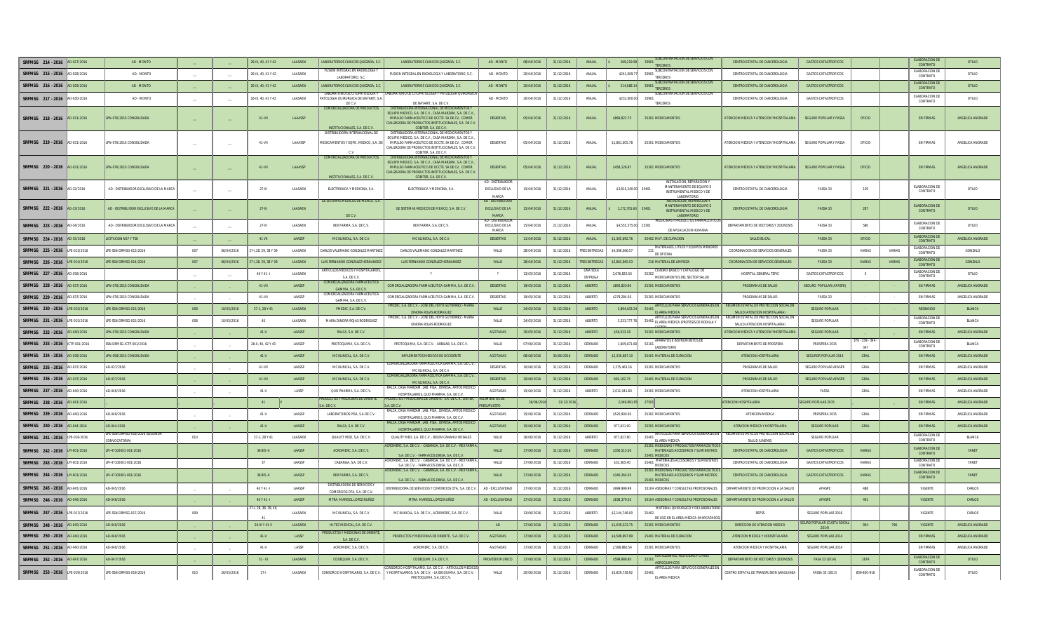| SRFMSG 214 - 2016 | AD-027/2016 | AD - MONTO | ... | ... | 26-III, 40, 41 Y 42 | LAASAEN | LABORATORIOS CLINICOS QUEZADA, S.C. | LABORATORIOS CLINICOS QUEZADA, S.C. | AD - MONTO | 08/04/2016 | 31/12/2016 | ANUAL | $ 269,219.98 | 33901 SUBCONTRATACION DE SERVICIOS CON TERCEROS | CENTRO ESTATAL DE CANCEROLOGIA | GASTOS CATASTROFICOS | | | ELABORACION DE CONTRATO | OTILIO |
|---|---|---|---|---|---|---|---|---|---|---|---|---|---|---|---|---|---|---|---|---|
| SRFMSG 215 - 2016 | AD-028/2016 | AD - MONTO | ... | ... | 26-III, 40, 41 Y 42 | LAASAEN | FUSION INTEGRAL EN RADIOLOGIA Y LABORATORIO, S.C. | FUSION INTEGRAL EN RADIOLOGIA Y LABORATORIO, S.C. | AD - MONTO | 20/04/2016 | 31/12/2016 | ANUAL | $241,009.77 | 33901 SUBCONTRATACION DE SERVICIOS CON TERCEROS | CENTRO ESTATAL DE CANCEROLOGIA | GASTOS CATASTROFICOS | | | ELABORACION DE CONTRATO | OTILIO |
| SRFMSG 216 - 2016 | AD-029/2016 | AD - MONTO | ... | ... | 26-III, 40, 41 Y 42 | LAASAEN | LABORATORIOS CLINICOS QUEZADA, S.C. | LABORATORIOS CLINICOS QUEZADA, S.C. | AD - MONTO | 20/04/2016 | 31/12/2016 | ANUAL | $ 214,068.14 | 33901 SUBCONTRATACION DE SERVICIOS CON TERCEROS | CENTRO ESTATAL DE CANCEROLOGIA | GASTOS CATASTROFICOS | | | ELABORACION DE CONTRATO | OTILIO |
| SRFMSG 217 - 2016 | AD-030/2016 | AD - MONTO | ... | ... | 26-III, 40, 41 Y 42 | LAASAEN | LABORATORIO DE CITOPATOLOGIA Y PATOLOGIA QUIRURGICA DE NAYARIT, S.A. DE C.V. | LABORATORIO DE CITOPATOLOGIA Y PATOLOGIA QUIRURGICA DE NAYARIT, S.A. DE C.V. | AD - MONTO | 20/04/2016 | 31/12/2016 | ANUAL | $232,000.00 | 33901 SUBCONTRATACION DE SERVICIOS CON TERCEROS | CENTRO ESTATAL DE CANCEROLOGIA | GASTOS CATASTROFICOS | | | ELABORACION DE CONTRATO | OTILIO |
| SRFMSG 218 - 2016 | AD-031/2016 | LPE-078/2015 CONSOLIDADA | ... | ... | 41-VII | LAAASSP | COMERCIALIZADORA DE PRODUCTOS INSTITUCIONALES, S.A. DE C.V. | DISTRIBUIDORA INTERNACIONAL DE MEDICAMENTOS Y EQUIPO MEDICO, S.A. DE C.V., CASA MARZAM, S.A. DE C.V., IMPULSO FARMACEUTICO DE OCCTE. SA DE CV, COMERCIALIZADORA DE PRODUCTOS INSTITUCIONALES, S.A. DE C.V. COBITER, S.A. DE C.V. | DESIERTAS | 05/04/2016 | 31/12/2016 | ANUAL | $869,822.75 | 25301 MEDICAMENTOS | ATENCION MEDICA Y ATENCION YHOSPITALARIA | SEGURO POPULAR Y FASSA | OFICIO | | EN FIRMAS | ANGELICA ANDRADE |
| SRFMSG 219 - 2016 | AD-031/2016 | LPE-078/2015 CONSOLIDADA | ... | ... | 41-VII | LAAASSP | DISTRIBUIDORA INTERNACIONAL DE MEDICAMENTOS Y EQPO. MEDICO, S.A. DE C.V. | DISTRIBUIDORA INTERNACIONAL DE MEDICAMENTOS Y EQUIPO MEDICO, S.A. DE C.V., CASA MARZAM, S.A. DE C.V., IMPULSO FARMACEUTICO DE OCCTE. SA DE CV, COMERCIALIZADORA DE PRODUCTOS INSTITUCIONALES, S.A. DE C.V. COBITER, S.A. DE C.V. | DESIERTAS | 05/04/2016 | 31/12/2016 | ANUAL | $1,863,805.78 | 25301 MEDICAMENTOS | ATENCION MEDICA Y ATENCION YHOSPITALARIA | SEGURO POPULAR Y FASSA | OFICIO | | EN FIRMAS | ANGELICA ANDRADE |
| SRFMSG 220 - 2016 | AD-031/2016 | LPE-078/2015 CONSOLIDADA | ... | ... | 41-VII | LAAASSP | COMERCIALIZADORA DE PRODUCTOS INSTITUCIONALES, S.A. DE C.V. | DISTRIBUIDORA INTERNACIONAL DE MEDICAMENTOS Y EQUIPO MEDICO, S.A. DE C.V., CASA MARZAM, S.A. DE C.V., IMPULSO FARMACEUTICO DE OCCTE. SA DE CV, COMERCIALIZADORA DE PRODUCTOS INSTITUCIONALES, S.A. DE C.V. COBITER, S.A. DE C.V. | DESIERTAS | 05/04/2016 | 31/12/2016 | ANUAL | $458,226.97 | 25301 MEDICAMENTOS | ATENCION MEDICA Y ATENCION YHOSPITALARIA | SEGURO POPULAR Y FASSA | OFICIO | | EN FIRMAS | ANGELICA ANDRADE |
| SRFMSG 221 - 2016 | AD-32/2016 | AD - DISTRIBUIDOR EXCLUSIVO DE LA MARCA | ... | ... | 27-III | LAASAEN | ELECTRONICA Y MEDICINA, S.A. | ELECTRONICA Y MEDICINA, S.A. | AD - DISTRIBUIDOR EXCLUSIVO DE LA MARCA | 15/04/2016 | 31/12/2016 | ANUAL | $3,015,240.00 | 35401 INSTALACION, REPARACION Y MANTENIMIENTO DE EQUIPO E INSTRUMENTAL MEDICO Y DE LABORATORIO | CENTRO ESTATAL DE CANCEROLOGIA | FASSA 33 | 139 | | ELABORACION DE CONTRATO | OTILIO |
| SRFMSG 222 - 2016 | AD-33/2016 | AD - DISTRIBUIDOR EXCLUSIVO DE LA MARCA | ... | ... | 27-III | LAASAEN | GE SISTEMAS MEDICOS DE MEXICO, S.A. DE C.V. | GE SISTEMAS MEDICOS DE MEXICO, S.A. DE C.V. | AD - DISTRIBUIDOR EXCLUSIVO DE LA MARCA | 15/04/2016 | 31/12/2016 | ANUAL | $ 1,272,705.60 | 35401 INSTALACION, REPARACION Y MANTENIMIENTO DE EQUIPO E INSTRUMENTAL MEDICO Y DE LABORATORIO | CENTRO ESTATAL DE CANCEROLOGIA | FASSA 33 | 287 | | ELABORACION DE CONTRATO | OTILIO |
| SRFMSG 223 - 2016 | AD-34/2016 | AD - DISTRIBUIDOR EXCLUSIVO DE LA MARCA | ... | ... | 27-III | LAASAEN | REXFARMA, S.A. DE C.V. | REXFARMA, S.A. DE C.V. | AD - DISTRIBUIDOR EXCLUSIVO DE LA MARCA | 15/04/2016 | 21/12/2016 | ANUAL | $4,555,375.00 | 25301 MEDICINAS Y PRODUCTOS FARMACEUTICOS DE APLICACION HUMANA | DEPARTAMENTO DE VECTORES Y ZOONOSIS | FASSA 33 | 580 | | ELABORACION DE CONTRATO | OTILIO |
| SRFMSG 224 - 2016 | AD-35/2016 | LICITACION N57 Y T58 | ... | ... | 41-VII | LAASSP | MC KLINICAL, S.A. DE C.V. | MC KLINICAL, S.A. DE C.V. | DESIERTAS | 11/04/2016 | 31/12/2016 | ANUAL | $1,305,692.76 | 25402 MAT. DE CURACION | SALUD BUCAL | FASSA 33 | OFICIO | | ELABORACION DE CONTRATO | ANGELICA ANDRADE |
| SRFMSG 225 - 2016 | LPE-013/2016 | LPE-SSN-ORMSG-013/2016 | 007 | 06/04/2016 | 27-I, 28, 29, 38 Y 39 | LAASAEN | CARLOS VALERIANO GONZALEZ MARTINEZ | CARLOS VALERIANO GONZALEZ MARTINEZ | FALLO | 28/04/2016 | 31/12/2016 | TRES ENTREGAS | $4,306,066.57 | 211 MATERIALES, UTILES Y EQUIPOS MENORES DE OFICINA | COORDINACION DE SERVICIOS GENERALES | FASSA 33 | VARIAS | VARIAS | ELABORACION DE CONTRATO | GONZALO |
| SRFMSG 226 - 2016 | LPE-014/2016 | LPE-SSN-ORMSG-014/2016 | 007 | 06/04/2016 | 27-I, 28, 29, 38 Y 39 | LAASAEN | LUIS FERNANDO GONZALEZ HERNANDEZ | LUIS FERNANDO GONZALEZ HERNANDEZ | FALLO | 28/04/2016 | 31/12/2016 | TRES ENTREGAS | $2,862,965.53 | 216 MATERIAL DE LIMPIEZA | COORDINACION DE SERVICIOS GENERALES | FASSA 33 | VARIAS | VARIAS | ELABORACION DE CONTRATO | GONZALO |
| SRFMSG 227 - 2016 | AD-036/2016 | | ... | ... | 40 Y 41-I | LAASAEN | ARTICULOS MEDICOS Y HOSPITALARIOS, S.A. DE C.V. | ? | ? | 13/05/2016 | 31/12/2016 | UNA SOLA ENTREGA | 2,678,828.50 | 25302 CUADRO BASICO Y CATALOGO DE MEDICAMENTOS DEL SECTOR SALUD | HOSPITAL GENERAL TEPIC | GASTOS CATASTROFICOS | 5 | | ELABORACION DE CONTRATO | OTILIO |
| SRFMSG 228 - 2016 | AD-037/2016 | LPE-078/2015 CONSOLIDADA | ... | ... | 41-VII | LAASSP | COMERCIALIZADORA FARMACEUTICA GAMMA, S.A. DE C.V. | COMERCIALIZADORA FARMACEUTICA GAMMA, S.A. DE C.V. | DESIERTAS | 18/05/2016 | 31/12/2016 | ABIERTO | $892,820.90 | 25301 MEDICAMENTOS | PROGRAMAS DE SALUD | SEGURO POPULAR (AFASPE) | - | - | EN FIRMAS | ANGELICA ANDRADE |
| SRFMSG 229 - 2016 | AD-037/2016 | LPE-078/2015 CONSOLIDADA | .. | .. | 41-VII | LAASSP | COMERCIALIZADORA FARMACEUTICA GAMMA, S.A. DE C.V. | COMERCIALIZADORA FARMACEUTICA GAMMA, S.A. DE C.V. | DESIERTAS | 18/05/2016 | 31/12/2016 | ABIERTO | $279,284.50 | 25301 MEDICAMENTOS | PROGRAMAS DE SALUD | FASSA 33 | - | - | EN FIRMAS | ANGELICA ANDRADE |
| SRFMSG 230 - 2016 | LPE-015/2016 | LPE-SSN-ORMSG-015/2016 | 008 | 10/05/2016 | 27-1, 28 Y 41 | LAASAEN | FMEDIC, S.A. DE C.V. | FMEDIC, S.A. DE C.V. - JOSE DEL HOYO GUTIERREZ - MARIA DINORA ROJAS RODRIGUEZ | FALLO | 24/05/2016 | 31/12/2016 | ABIERTO | 5,894,633.24 | 25401 ARTICULOS PARA SERVICIOS GENERALES EN EL AREA MEDICA | REGIMEN ESTATAL DE PROTECCION SOCIAL EN SALUD (ATENCION HOSPITALARIA) | SEGURO POPULAR | - | - | RESINDIDO | BLANCA |
| SRFMSG 231 - 2016 | LPE-015/2016 | LPE-SSN-ORMSG-015/2016 | 008 | 10/05/2016 | 45 | LAASAEN | MARIA DINORA ROJAS RODRIGUEZ | FMEDIC, S.A. DE C.V. - JOSE DEL HOYO GUTIERREZ - MARIA DINORA ROJAS RODRIGUEZ | FALLO | 24/05/2016 | 31/12/2016 | ABIERTO | 3,333,777.76 | 25401 ARTICULOS PARA SERVICIOS GENERALES EN EL AREA MEDICA (PROTESIS DE RODILLA Y CADERA) | REGIMEN ESTATAL DE PROTECCION SOCIAL EN SALUD (ATENCION HOSPITALARIA) | SEGURO POPULAR | | - | ELABORACION DE CONTRATO | BLANCA |
| SRFMSG 232 - 2016 | AD-040/2016 | LPE-078/2015 CONSOLIDADA | .. | .. | 41-V | LAASSP | RALCA, S.A. DE C.V. | RALCA, S.A. DE C.V. | AGOTADAS | 30/05/2016 | 31/12/2016 | ABIERTO | $56,033.10 | 25301 MEDICAMENTOS | ATENCION MEDICA Y ATENCION YHOSPITALARIA | SEGURO POPULAR | | | EN FIRMAS | ANGELICA ANDRADE |
| SRFMSG 233 - 2016 | ICTP-001/2016 | SSN-ORMSG-ICTP-001/2016 | .. | .. | 26-II, 40, 42 Y 43 | LAASSP | PROTOQUIMIA, S.A. DE C.V. | PROTOQUIMIA, S.A. DE C.V. - ARBILAB, S.A. DE C.V. | FALLO | 07/06/2016 | 31/12/2016 | CERRADO | 1,809,671.60 | 53101 APARATOS E INSTRUMENTOS DE LABORATORIO | DEPARTAMENTO DE PROSPERA | PROSPERA 2015 | 376 - 339 - 344 - 347 | | ELABORACION DE CONTRATO | BLANCA |
| SRFMSG 234 - 2016 | AD-038/2016 | LPE-058/2015 CONSOLIDADA | .. | .. | 41-V | LAASSP | MC KLINICAL, S.A. DE C.V. | IMPLEMENTOS MEDICOS DE OCCIDENTE | AGOTADAS | 08/06/2016 | 30/06/2016 | CERRADO | $2,338,687.10 | 25401 MATERIAL DE CURACION | ATENCION HOSPITALARIA | SEGUROR POPULAR 2014 | GRAL | | EN FIRMAS | ANGELICA ANDRADE |
| SRFMSG 235 - 2016 | AD-037/2016 | AD-037/2016 | .. | .. | 41-VII | LAASSP | MC KLINICAL, S.A. DE C.V. | COMERCIALIZADORA FARMACEUTICA GAMMA, S.A. DE C.V., MC KLINICAL, S.A. DE C.V. | DESIERTAS | 10/06/2016 | 31/12/2016 | CERRADO | 1,375,463.16 | 25301 MEDICAMENTOS | PROGRAMAS DE SALUD | SEGURO POPULAR AFASPE | GRAL | | EN FIRMAS | ANGELICA ANDRADE |
| SRFMSG 236 - 2016 | AD-037/2016 | AD-037/2016 | .. | .. | 41-VII | LAASSP | MC KLINICAL, S.A. DE C.V. | COMERCIALIZADORA FARMACEUTICA GAMMA, S.A. DE C.V., MC KLINICAL, S.A. DE C.V. | DESIERTAS | 10/06/2016 | 31/12/2016 | CERRADO | 691,182.75 | 25401 MATERIAL DE CURACION | PROGRAMAS DE SALUD | SEGURO POPULAR AFASPE | GRAL | | EN FIRMAS | ANGELICA ANDRADE |
| SRFMSG 237 - 2016 | AD-040/2016 | AD-040/2016 | .. | .. | 41-V | LAASP | QUO PHARMA, S.A. DE C.V. | RALCA, CASA MARZAM , LAB. PISA , DIMESA, ARTOS MEDICO HOSPITALARIOS, QUO PHARMA, S.A. DE C.V. | AGOTADAS | 15/06/2016 | 31/12/2016 | ABIERTO | 2,011,041.60 | 24301 MEDICAMENTOS | ATENCION HOSPITALARIA | FASSA | GRAL | | EN FIRMAS | ANGELICA ANDRADE |
| SRFMSG 238 - 2016 | AD-041/2016 | | | | 41 | | PRODUCTOS Y MEDICINAS DE ORIENTE, S.A. DE C.V. | PRODUCTOS Y MEDICINAS DE ORIENTE, S.A. DE C.V., DINTER, S.A. DE C.V. | INCUMPLIENTOS DE PRESUPUESTO | 28/06/2016 | 31/12/2016 | | 2,049,993.95 | 37901 | ATENCION HOSPITALARIA | SEGURO POPULAR 2015 | | | EN FIRMAS | ANGELICA ANDRADE |
| SRFMSG 239 - 2016 | AD-040/2016 | AD-040/2016 | .. | .. | 41-V | LAASSP | LABORATORIOS PISA, S.A. DE C.V. | RALCA, CASA MARZAM , LAB. PISA , DIMESA, ARTOS MEDICO HOSPITALARIOS, QUO PHARMA, S.A. DE C.V. | AGOTADAS | 15/06/2016 | 31/12/2016 | CERRADO | $520,900.00 | 25301 MEDICAMENTOS | ATENCION MEDICA | PROSPERA 2015 | GRAL | | EN FIRMAS | ANGELICA ANDRADE |
| SRFMSG 240 - 2016 | AD-044-2016 | AD-044-2016 | .. | .. | 41-V | LAASSP | RALCA, S.A. DE C.V. | RALCA, CASA MARZAM , LAB. PISA , DIMESA, ARTOS MEDICO HOSPITALARIOS, QUO PHARMA, S.A. DE C.V. | AGOTADAS | 15/06/2016 | 31/12/2016 | CERRADO | 977,631.00 | 25301 MEDICAMENTOS | ATENCION MEDICA Y HOSPITALARIA | SEGURO POPULAR | GRAL | | EN FIRMAS | ANGELICA ANDRADE |
| SRFMSG 241 - 2016 | LPE-016-2016 | LPE-SSN-ORMSG-016/2016 (SEGUNDA CONVOCATORIA) | 010 | | 27-1, 28 Y 41 | LAASAEN | QUALITY MED, S.A. DE C.V. | QUALITY MED, S.A. DE C.V. - BELEN CANAHUI ROSALES | FALLO | 16/06/2016 | 31/12/2016 | ABIERTO | 977,827.80 | 25401 ARTICULOS PARA SERVICIOS GENERALES EN EL AREA MEDICA | REGIMEN ESTATAL DE PROTECCION SOCIAL EN SALUD (LINEME) | SEGURO POPULAR | | | ELABORACION DE CONTRATO | BLANCA |
| SRFMSG 242 - 2016 | LPI-001/2016 | LPI-47308001-001/2016 | | | 36 BIS-II | LAASSP | ACROMERIC, S.A. DE C.V. | ACROMERIC, S.A. DE C.V. - CABANGA, S.A. DE C.V. - REX FARMA, S.A. DE C.V. - FARMACOS DINSA, S.A. DE C.V. | FALLO | 17/06/2016 | 31/12/2016 | CERRADO | $358,515.00 | 25301 MEDICINAS Y PRODUCTOS FARMACEUTICOS 25401 MATERIALES ACCESORIOS Y SUMINISTROS MEDICOS | CENTRO ESTATAL DE CANCEROLOGIA | GASTOS CATASTROFICOS | VARIAS | | ELABORACION DE CONTRATO | YANET |
| SRFMSG 243 - 2016 | LPI-001/2016 | LPI-47308001-001/2016 | | | 37 | LAASSP | CABANGA, S.A. DE C.V. | ACROMERIC, S.A. DE C.V. - CABANGA, S.A. DE C.V. - REX FARMA, S.A. DE C.V. - FARMACOS DINSA, S.A. DE C.V. | FALLO | 17/06/2016 | 31/12/2016 | CERRADO | $32,365.40 | 25401 MATERIALES ACCESORIOS Y SUMINISTROS MEDICOS | CENTRO ESTATAL DE CANCEROLOGIA | GASTOS CATASTROFICOS | VARIAS | | ELABORACION DE CONTRATO | YANET |
| SRFMSG 244 - 2016 | LPI-001/2016 | LPI-47308001-001/2016 | | | 36 BIS-II | LAASSP | REX FARMA, S.A. DE C.V. | ACROMERIC, S.A. DE C.V. - CABANGA, S.A. DE C.V. - REX FARMA, S.A. DE C.V. - FARMACOS DINSA, S.A. DE C.V. | FALLO | 17/06/2016 | 31/12/2016 | CERRADO | $348,264.50 | 25301 MEDICINAS Y PRODUCTOS FARMACEUTICOS 25401 MATERIALES ACCESORIOS Y SUMINISTROS MEDICOS | CENTRO ESTATAL DE CANCEROLOGIA | GASTOS CATASTROFICOS | VARIAS | | ELABORACION DE CONTRATO | YANET |
| SRFMSG 245 - 2016 | AD-045/2016 | AD-045/2016 | .. | .. | 40 Y 41-I | LAASSP | DISTRIBUIDORA DE SERVICIOS Y COMERCIOS OTA, S.A. DE C.V. | DISTRIBUIDORA DE SERVICIOS Y COMERCIOS OTA, S.A. DE C.V. | AD - EXCLUSIVIDAD | 17/06/2016 | 31/12/2016 | CERRADO | $998,999.99 | 33104 ASESORIAS Y CONSULTAS PROFESIONALES | DEPARTAMENTO DE PROMOCION A LA SALUD | AFASPE | 480 | | VIGENTE | CARLOS |
| SRFMSG 246 - 2016 | AD-046/2016 | AD-046/2016 | .. | .. | 40 Y 41-I | LAASSP | MTRA. MARISOL LOPEZ NUÑEZ | MTRA. MARISOL LOPEZ NUÑEZ | AD - EXCLUSIVIDAD | 17/06/2016 | 31/12/2016 | CERRADO | $838,379.50 | 33104 ASESORIAS Y CONSULTAS PROFESIONALES | DEPARTAMENTO DE PROMOCION A LA SALUD | AFASPE | 481 | | VIGENTE | CARLOS |
| SRFMSG 247 - 2016 | LPE-017/2016 | LPE-SSN-ORMSG-017/2016 | 009 | | 27-I, 28, 30, 39, 40, 41 | LAASAEN | MC KLINICAL, S.A. DE C.V. | MC KLINICAL, S.A. DE C.V., ACROMERIC, S.A. DE C.V. | FALLO | 13/06/2016 | 31/12/2016 | ABIERTO | $2,144,748.80 | 25402 MATERIAL QUIRURGICO Y DE LABORATORIO DE USO EN EL AREA MEDICA (MARCAPASOS) | REPSS | SEGURO POPULAR 2016 | | | VIGENTE | CARLOS |
| SRFMSG 248 - 2016 | AD-043/2016 | AD-043/2016 | .. | .. | 26-III Y 41-V | LAASAEN | HI-TEC MEDICAL, S.A. DE C.V. | HI-TEC MEDICAL, S.A. DE C.V. | AD | 17/06/2016 | 31/12/2016 | CERRADO | $1,039,323.75 | 25301 MEDICAMENTOS | DIRECCION DE ATENCION MEDICA | SEGURO POPULAR (CUOTA SOCIAL 2014) | 954 | 796 | VIGENTE | ANGELICA ANDRADE |
| SRFMSG 250 - 2016 | AD-048/2016 | AD-048/2016 | .. | .. | 41-V | LAASP | PRODUCTOS Y MEDICINAS DE ORIENTE, S.A. DE C.V. | PRODUCTOS Y MEDICINAS DE ORIENTE, S.A. DE C.V. | AGOTADAS | 17/06/2016 | 31/12/2016 | CERRADO | $4,598,997.89 | 25401 MATERIAL DE CURACION | ATENCION MEDICA Y HOSPITALARIA | SEGURO POPULAR 2014 | | | EN FIRMAS | ANGELICA ANDRADE |
| SRFMSG 251 - 2016 | AD-049/2016 | AD-049/2016 | .. | .. | 41-V | LAASP | ACROMERIC, S.A. DE C.V. | ACROMERIC, S.A. DE C.V. | AGOTADAS | 17/06/2016 | 31/12/2016 | CERRADO | 2,588,880.54 | 25301 MEDICAMENTOS | ATENCION MEDICA Y HOSPITALARIA | SEGURO POPULAR 2014 | | | EN FIRMAS | ANGELICA ANDRADE |
| SRFMSG 252 - 2016 | AD-047/2016 | AD-047/2016 | .. | .. | 51 - III | LAASAEN | CODEQUIM, S.A. DE C.V. | CODEQUIM, S.A. DE C.V. | PROVEEDOR UNICO | 17/06/2016 | 31/12/2016 | CERRADO | $599,880.80 | 25201 FERTILIZANTES, PESTICIDAS Y OTROS AGROQUIMICOS | DEPARTAMENTO DE VECTORES Y ZOONOSIS | FASA 33 (2014) | 1674 | | ELABORACION DE CONTRATO | OTILIO |
| SRFMSG 253 - 2016 | LPE-019/2016 | LPE-SSN-ORMSG-019/2016 | 010 | 26/05/2016 | 27-I | LAASAEN | CONSORCIO HOSPITALARIO, S.A. DE C.V. | CONSORCIO HOSPITALARIO, S.A. DE C.V. - ARTICULOS MEDICOS Y HOSPITALARIOS, S.A. DE C.V. - LA BIOQUIMICA, S.A. DE C.V. - PROTOQUIMIA, S.A. DE C.V. | FALLO | 28/06/2016 | 31/12/2016 | CERRADO | $5,829,738.92 | 25401 ARTICULOS PARA SERVICIOS GENERALES EN EL AREA MEDICA | CENTRO ESTATAL DE TRANSFUSION SANGUINEA | FASSA 33 (2013) | 839-830-916 | | ELABORACION DE CONTRATO | BLANCA |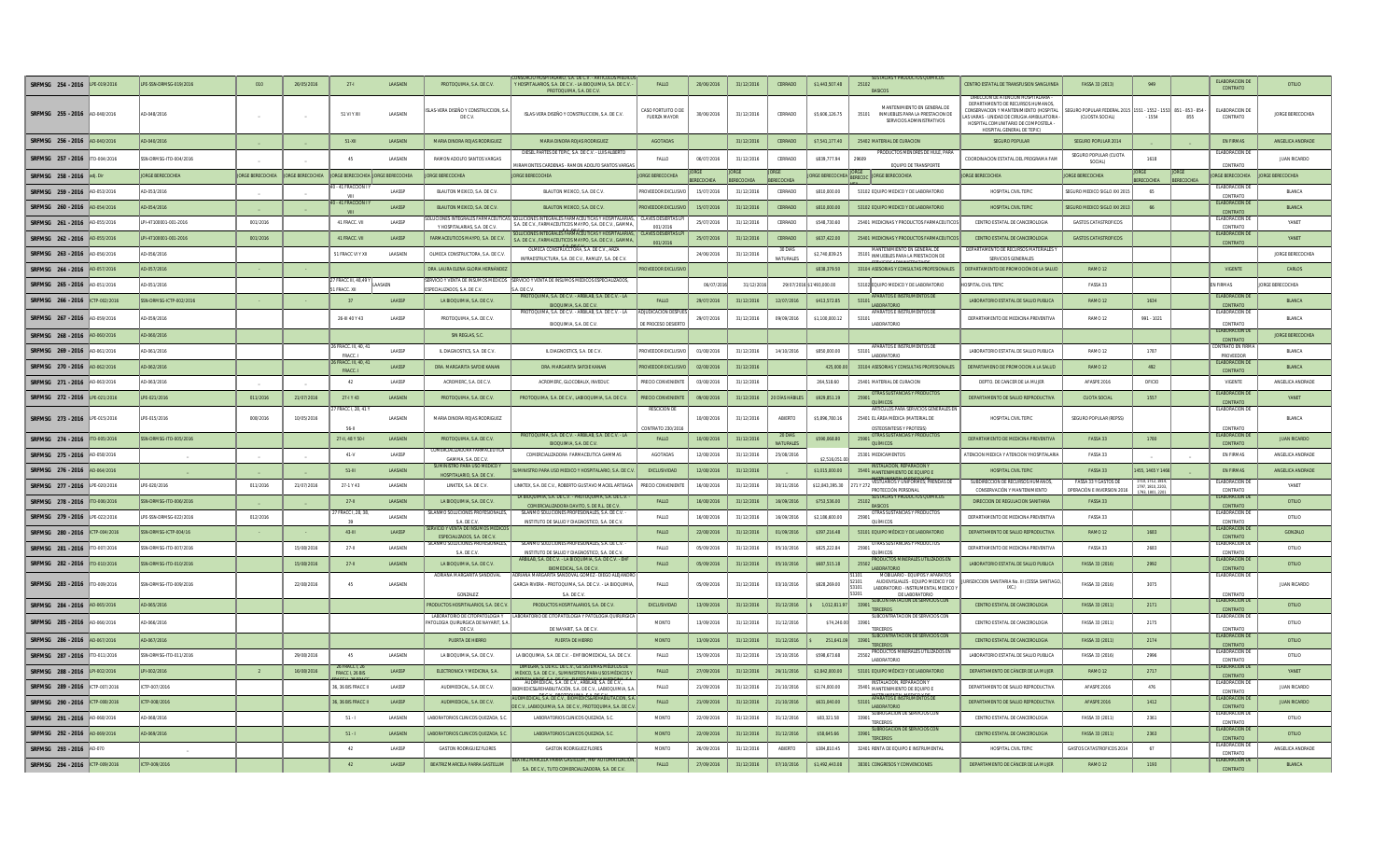| SRFMSG 254 - 2016 | LPE-019/2016 | LPE-SSN-DRMSG-019/2016 | 010 | 26/05/2016 | 27-I | LAASAEN | PROTOQUIMIA, S.A. DE C.V. | CONSORCIO HOSPITALARIO, S.A. DE C.V. - ARTICULOS MEDICOS Y HOSPITALARIOS, S.A. DE C.V. - LA BIOQUIMIA, S.A. DE C.V. - PROTOQUIMIA, S.A. DE C.V. | FALLO | 20/06/2016 | 31/12/2016 | CERRADO | $1,443,507.48 | 25102 | SUSTANCIAS Y PRODUCTOS QUIMICOS BASICOS | CENTRO ESTATAL DE TRANSFUSION SANGUINEA | FASSA 33 (2013) | 949 | | ELABORACION DE CONTRATO | OTILIO |
|---|---|---|---|---|---|---|---|---|---|---|---|---|---|---|---|---|---|---|---|---|---|
| SRFMSG 255 - 2016 | AD-048/2016 | AD-048/2016 | | | 51 VI Y XII | LAASAEN | ISLAS-VERA DISEÑO Y CONSTRUCCION, S.A. DE C.V. | ISLAS-VERA DISEÑO Y CONSTRUCCION, S.A. DE C.V. | CASO FORTUITO O DE FUERZA MAYOR | 30/06/2016 | 31/12/2016 | CERRADO | $5,608,126.75 | 35101 | MANTENIMIENTO EN GENERAL DE INMUEBLES PARA LA PRESTACION DE SERVICIOS ADMINISTRATIVOS | DIRECCION DE ATENCION HOSPITALARIA - DEPARTAMENTO DE RECURSOS HUMANOS, CONSERVACION Y MANTENIMIENTO (HOSPITAL LAS VARAS - UNIDAD DE CIRUGIA AMBULATORIA - HOSPITAL COMUNITARIO DE COMPOSTELA - HOSPITAL GENERAL DE TEPIC) | SEGURO POPULAR FEDERAL 2015 (CUOTA SOCIAL) | 1551 - 1552 - 1553 - 1554 | 851 - 853 - 854 - 855 | ELABORACION DE CONTRATO | JORGE BERECOCHEA |
| SRFMSG 256 - 2016 | AD-049/2016 | AD-049/2016 | | | 51-XII | LAASAEN | MARIA DINORA ROJAS RODRIGUEZ | MARIA DINORA ROJAS RODRIGUEZ | AGOTADAS | | 31/12/2016 | CERRADO | $7,541,177.40 | | 25402 MATERIAL DE CURACION | SEGURO POPULAR | SEGURO POPULAR 2014 | | | EN FIRMAS | ANGELICA ANDRADE |
| SRFMSG 257 - 2016 | ITO-004/2016 | SSN-DRMSG-ITO-004/2016 | | | 45 | LAASAEN | RAMON ADOLFO SANTOS VARGAS | DIESEL PARTES DE TEPIC, S.A. DE C.V. - LUIS ALBERTO MIRAMONTES CARDENAS - RAMON ADOLFO SANTOS VARGAS | FALLO | 06/07/2016 | 31/12/2016 | CERRADO | $838,777.94 | 29609 | PRODUCTOS MENORES DE HULE, PARA EQUIPO DE TRANSPORTE | COORDINACION ESTATAL DEL PROGRAMA FAM | SEGURO POPULAR (CUOTA SOCIAL) | 1618 | | ELABORACION DE CONTRATO | JUAN RICARDO |
| SRFMSG 258 - 2016 | adj. Dir | JORGE BERECOCHEA | JORGE BERECOCHEA | JORGE BERECOCHEA | JORGE BERECOCHEA | JORGE BERECOCHEA | JORGE BERECOCHEA | JORGE BERECOCHEA | JORGE BERECOCHEA | JORGE BERECOCHEA | JORGE BERECOCHEA | JORGE BERECOCHEA | JORGE BERECOCHEA | JORGE BERECOC | JORGE BERECOCHEA | JORGE BERECOCHEA | JORGE BERECOCHEA | JORGE BERECOCHEA | JORGE BERECOCHEA | JORGE BERECOCHEA | JORGE BERECOCHEA |
| SRFMSG 259 - 2016 | AD-053/2016 | AD-053/2016 | | | 40 - 41 FRACCION I Y VIII | LAASSP | BLAUTON MEXICO, S.A. DE C.V. | BLAUTON MEXICO, S.A. DE C.V. | PROVEEDOR EXCLUSIVO | 15/07/2016 | 31/12/2016 | CERRADO | $810,000.00 | | 53102 EQUIPO MEDICO Y DE LABORATORIO | HOSPITAL CIVIL TEPIC | SEGURO MEDICO SIGLO XXI 2015 | 85 | | ELABORACION DE CONTRATO | BLANCA |
| SRFMSG 260 - 2016 | AD-054/2016 | AD-054/2016 | | | 40 - 41 FRACCION I Y VIII | LAASSP | BLAUTON MEXICO, S.A. DE C.V. | BLAUTON MEXICO, S.A. DE C.V. | PROVEEDOR EXCLUSIVO | 15/07/2016 | 31/12/2016 | CERRADO | $810,000.00 | | 53102 EQUIPO MEDICO Y DE LABORATORIO | HOSPITAL CIVIL TEPIC | SEGURO MEDICO SIGLO XXI 2013 | 86 | | ELABORACION DE CONTRATO | BLANCA |
| SRFMSG 261 - 2016 | AD-055/2016 | LPI-47108001-001-2016 | 001/2016 | | 41 FRACC. VII | LAASSP | SOLUCIONES INTEGRALES FARMACEUTICAS Y HOSPITALARIAS, S.A. DE C.V. | SOLUCIONES INTEGRALES FARMACEUTICAS Y HOSPITALARIAS, S.A. DE C.V., FARMACEUTICOS MAYPO, S.A. DE C.V., GAMMA, | CLAVES DESIERTAS LPI 001/2016 | 25/07/2016 | 31/12/2016 | CERRADO | $548,730.60 | | 25401 MEDICINAS Y PRODUCTOS FARMACEUTICOS | CENTRO ESTATAL DE CANCEROLOGIA | GASTOS CATASTROFICOS | | | ELABORACION DE CONTRATO | YANET |
| SRFMSG 262 - 2016 | AD-055/2016 | LPI-47108001-001-2016 | 001/2016 | | 41 FRACC. VII | LAASSP | FARMACEUTICOS MAYPO, S.A. DE C.V. | SOLUCIONES INTEGRALES FARMACEUTICAS Y HOSPITALARIAS, S.A. DE C.V., FARMACEUTICOS MAYPO, S.A. DE C.V., GAMMA, | CLAVES DESIERTAS LPI 001/2016 | 25/07/2016 | 31/12/2016 | CERRADO | $637,422.00 | | 25401 MEDICINAS Y PRODUCTOS FARMACEUTICOS | CENTRO ESTATAL DE CANCEROLOGIA | GASTOS CATASTROFICOS | | | ELABORACION DE CONTRATO | YANET |
| SRFMSG 263 - 2016 | AD-056/2016 | AD-056/2016 | | | 51 FRACC VI Y XII | LAASAEN | OLMECA CONSTRUCTORA, S.A. DE C.V. | OLMECA CONSTRUCTORA, S.A. DE C.V., ANZA INFRAESTRUCTURA, S.A. DE C.V., RAMLEY, S.A. DE C.V. | | 24/06/2016 | 31/12/2016 | 30 DIAS NATURALES | $2,740,839.25 | 35101 | MANTENIMIENTO EN GENERAL DE INMUEBLES PARA LA PRESTACION DE | DEPARTAMENTO DE RECURSOS MATERIALES Y SERVICIOS GENERALES | | | | | JORGE BERECOCHEA |
| SRFMSG 264 - 2016 | AD-057/2016 | AD-057/2016 | | | | | DRA. LAURA ELENA GLORIA HERNÁNDEZ | | PROVEEDOR EXCLUSIVO | | | | $838,379.50 | | 33104 ASESORIAS Y CONSULTAS PROFESIONALES | DEPARTAMENTO DE PROMOCIÓN DE LA SALUD | RAMO 12 | | | VIGENTE | CARLOS |
| SRFMSG 265 - 2016 | AD-051/2016 | AD-051/2016 | | | 27 FRACC III, 48,49 Y 51 FRACC. XII | LAASAEN | SERVICIO Y VENTA DE INSUMOS MEDICOS ESPECIALIZADOS, S.A. DE C.V. | SERVICIO Y VENTA DE INSUMOS MEDICOS ESPECIALIZADOS, S.A. DE C.V. | | 06/07/2016 | 31/12/2016 | 29/07/2016 | $3,993,000.00 | | 53102 EQUIPO MEDICO Y DE LABORATORIO | HOSPITAL CIVIL TEPIC | FASSA 33 | | | EN FIRMAS | JORGE BERECOCHEA |
| SRFMSG 266 - 2016 | ICTP-002/2016 | SSN-DRMSG-ICTP-002/2016 | | | 37 | LAASSP | LA BIOQUIMIA, S.A. DE C.V. | PROTOQUIMIA, S.A. DE C.V. - ANBLAB, S.A. DE C.V. - LA BIOQUIMIA, S.A. DE C.V. | FALLO | 28/07/2016 | 31/12/2016 | 12/07/2016 | $413,572.85 | 53101 | APARATOS E INSTRUMENTOS DE LABORATORIO | LABORATORIO ESTATAL DE SALUD PUBLICA | RAMO 12 | 1634 | | ELABORACION DE CONTRATO | BLANCA |
| SRFMSG 267 - 2016 | AD-058/2016 | AD-058/2016 | | | 26-III 40 Y 43 | LAASSP | PROTOQUIMIA, S.A. DE C.V. | PROTOQUIMIA, S.A. DE C.V. - ANBLAB, S.A. DE C.V. - LA BIOQUIMIA, S.A. DE C.V. | ADJUDICACION DESPUES DE PROCESO DESIERTO | 28/07/2016 | 31/12/2016 | 09/08/2016 | $1,108,000.12 | 53101 | APARATOS E INSTRUMENTOS DE LABORATORIO | DEPARTAMENTO DE MEDICINA PREVENTIVA | RAMO 12 | 991 - 1021 | | ELABORACION DE CONTRATO | BLANCA |
| SRFMSG 268 - 2016 | AD-060/2016 | AD-060/2016 | | | | | SIN REGLAS, S.C. | | | | | | | | | | | | | ELABORACION DE CONTRATO | JORGE BERECOCHEA |
| SRFMSG 269 - 2016 | AD-061/2016 | AD-061/2016 | | | 26 FRACC. III, 40, 41 FRACC. I | LAASSP | IL DIAGNOSTICS, S.A. DE C.V. | IL DIAGNOSTICS, S.A. DE C.V. | PROVEEDOR EXCLUSIVO | 01/08/2016 | 31/12/2016 | 14/10/2016 | $850,000.00 | 53101 | APARATOS E INSTRUMENTOS DE LABORATORIO | LABORATORIO ESTATAL DE SALUD PUBLICA | RAMO 12 | 1787 | | CONTRATO EN FIRMA PROVEEDOR | BLANCA |
| SRFMSG 270 - 2016 | AD-062/2016 | AD-062/2016 | | | 26 FRACC. III, 40, 41 FRACC. I | LAASSP | DRA. MARGARITA SAFDIE XANAN | DRA. MARGARITA SAFDIE XANAN | PROVEEDOR EXCLUSIVO | 02/08/2016 | 31/12/2016 | | 425,000.00 | | 33104 ASESORIAS Y CONSULTAS PROFESIONALES | DEPARTAMENTO DE PROMOCION A LA SALUD | RAMO 12 | 482 | | ELABORACION DE CONTRATO | BLANCA |
| SRFMSG 271 - 2016 | AD-063/2016 | AD-063/2016 | | | 42 | LAASSP | ACROMERC, S.A. DE C.V. | ACROMERC, GLOCOBALK, INVEDUC | PRECIO CONVENIENTE | 03/08/2016 | 31/12/2016 | | 264,518.60 | | 25401 MATERIAL DE CURACION | DEPTO. DE CANCER DE LA MUJER | AFASPE 2016 | OFICIO | | VIGENTE | ANGELICA ANDRADE |
| SRFMSG 272 - 2016 | LPE-021/2016 | LPE-021/2016 | 011/2016 | 21/07/2016 | 27-I Y 43 | LAASAEN | PROTOQUIMIA, S.A. DE C.V. | PROTOQUIMIA, S.A. DE C.V., LABIOQUIMIA, S.A. DE C.V. | PRECIO CONVENIENTE | 09/08/2016 | 31/12/2016 | 20 DIAS HABILES | $829,851.19 | 25901 | OTRAS SUSTANCIAS Y PRODUCTOS QUIMICOS | DEPARTAMENTO DE SALUD REPRODUCTIVA | CUOTA SOCIAL | 1557 | | ELABORACION DE CONTRATO | YANET |
| SRFMSG 273 - 2016 | LPE-015/2016 | LPE-015/2016 | 008/2016 | 10/05/2016 | 27 FRACC I, 20, 41 Y 56-II | LAASAEN | MARIA DINORA ROJAS RODRIGUEZ | | RESCICION DE CONTRATO 230/2016 | 10/08/2016 | 31/12/2016 | ABIERTO | $5,998,780.16 | | ARTICULOS PARA SERVICIOS GENERALES EN 25401 EL AREA MEDICA (MATERIAL DE OSTEOSINTESIS Y PROTESIS) | HOSPITAL CIVIL TEPIC | SEGURO POPULAR (REPSS) | | | ELABORACION DE CONTRATO | BLANCA |
| SRFMSG 274 - 2016 | ITO-005/2016 | SSN-DRMSG-ITO-005/2016 | | | 27-II, 48 Y 50-I | LAASAEN | PROTOQUIMIA, S.A. DE C.V. | PROTOQUIMIA, S.A. DE C.V. - ANBLAB, S.A. DE C.V. - LA BIOQUIMIA, S.A. DE C.V. | FALLO | 10/08/2016 | 31/12/2016 | 20 DIAS NATURALES | $598,868.80 | 25901 | OTRAS SUSTANCIAS Y PRODUCTOS QUIMICOS | DEPARTAMENTO DE MEDICINA PREVENTIVA | FASSA 33 | 1780 | | ELABORACION DE CONTRATO | JUAN RICARDO |
| SRFMSG 275 - 2016 | AD-058/2016 | | | | 41-V | LAASSP | COMERCIALIZADORA FARMACEUTICA GAMMA, S.A. DE C.V. | COMERCIALIZADORA FARMACEUTICA GAMMAS | AGOTADAS | 12/08/2016 | 31/12/2016 | 25/08/2016 | $2,516,051.00 | | 25301 MEDICAMENTOS | ATENCION MEDICA Y ATENCION YHOSPITALARIA | FASSA 33 | | | EN FIRMAS | ANGELICA ANDRADE |
| SRFMSG 276 - 2016 | AD-064/2016 | | | | 51-III | LAASAEN | SUMINISTRO PARA USO MEDICO Y HOSPITALARIO, S.A. DE C.V. | SUMINISTRO PARA USO MEDICO Y HOSPITALARIO, S.A. DE C.V. | EXCLUSIVIDAD | 12/08/2016 | 31/12/2016 | | $1,015,000.00 | 35401 | INSTALACION, REPARACION Y MANTENIMIENTO DE EQUIPO E | HOSPITAL CIVIL TEPIC | FASSA 33 | 1455, 1465 Y 1466 | | EN FIRMAS | ANGELICA ANDRADE |
| SRFMSG 277 - 2016 | LPE-020/2016 | LPE-020/2016 | 011/2016 | 21/07/2016 | 27-1 Y 43 | LAASAEN | LIMATEX, S.A. DE C.V. | LIMATEX, S.A. DE C.V., ROBERTO GUSTAVO MACIEL ARTEAGA | PRECIO CONVENIENTE | 16/08/2016 | 31/12/2016 | 30/11/2016 | $12,843,395.38 | 271 Y 272 | VESTUARIO Y UNIFORMES, PRENDAS DE PROTECCIÓN PERSONAL | SUBDIRECCION DE RECURSOS HUMANOS, CONSERVACIÓN Y MANTENIMIENTO | FASSA 33 Y GASTOS DE OPERACIÓN E INVERSIÓN 2016 | 1710, 1712, 1804, 1797, 1810, 1200, 1791, 1801, 2201 | | ELABORACION DE CONTRATO | YANET |
| SRFMSG 278 - 2016 | ITO-006/2016 | SSN-DRMSG-ITO-006/2016 | | | 27-II | LAASAEN | LA BIOQUIMIA, S.A. DE C.V. | LA BIOQUIMIA, S.A. DE C.V. - PROTOQUIMIA, S.A. DE C.V. - COMERCIALIZADORA DAVITO, S. DE R.L. DE C.V. | FALLO | 16/08/2016 | 31/12/2016 | 16/09/2016 | $752,536.00 | 25102 | SUSTANCIAS Y PRODUCTOS QUIMICOS BASICOS | DIRECCION DE REGULACION SANITARIA | FASSA 33 | | | ELABORACION DE CONTRATO | OTILIO |
| SRFMSG 279 - 2016 | LPE-022/2016 | SSN-DRMSG-LPE-022/2016 | 012/2016 | | 27 FRACC. I, 28, 30, 39 | LAASAEN | SELANMID SOLUCIONES PROFESIONALES, S.A. DE C.V. | SELANMID SOLUCIONES PROFESIONALES, S.A. DE C.V. - INSTITUTO DE SALUD Y DIAGNOSTICO, S.A. DE C.V. | FALLO | 16/08/2016 | 31/12/2016 | 16/09/2016 | $2,108,600.00 | 25901 | OTRAS SUSTANCIAS Y PRODUCTOS QUIMICOS | DEPARTAMENTO DE MEDICINA PREVENTIVA | FASSA 33 | | | ELABORACION DE CONTRATO | OTILIO |
| SRFMSG 280 - 2016 | ICTP-004/2016 | SSN-DRMSG-ICTP-004/16 | | | 43-III | LAASSP | SERVICIO Y VENTA DE INSUMOS MEDICOS ESPECIALIZADOS, S.A. DE C.V. | | FALLO | 22/08/2016 | 31/12/2016 | 01/09/2016 | $397,216.48 | | 53101 EQUIPO MEDICO Y DE LABORATORIO | DEPARTAMENTO DE SALUD REPRODUCTIVA | RAMO 12 | 1603 | | ELABORACION DE CONTRATO | GONZALO |
| SRFMSG 281 - 2016 | ITO-007/2016 | SSN-DRMSG-ITO-007/2016 | | 15/08/2016 | 27-II | LAASAEN | SELANMID SOLUCIONES PROFESIONALES, S.A. DE C.V. | SELANMID SOLUCIONES PROFESIONALES, S.A. DE C.V. - INSTITUTO DE SALUD Y DIAGNOSTICO, S.A. DE C.V. | FALLO | 05/09/2016 | 31/12/2016 | 05/10/2016 | $825,222.84 | 25901 | OTRAS SUSTANCIAS Y PRODUCTOS QUIMICOS | DEPARTAMENTO DE MEDICINA PREVENTIVA | FASSA 33 | 2603 | | ELABORACION DE CONTRATO | OTILIO |
| SRFMSG 282 - 2016 | ITO-010/2016 | SSN-DRMSG-ITO-010/2016 | | 15/08/2016 | 27-II | LAASAEN | LA BIOQUIMIA, S.A. DE C.V. | ARBILAB, S.A. DE C.V. - LA BIOQUIMIA, S.A. DE C.V. - EHF BIOMEDICAL, S.A. DE C.V. | FALLO | 05/09/2016 | 31/12/2016 | 05/10/2016 | $667,515.18 | 25502 | PRODUCTOS MINERALES UTILIZADOS EN LABORATORIO | LABORATORIO ESTATAL DE SALUD PUBLICA | FASSA 33 (2016) | 2992 | | ELABORACION DE CONTRATO | OTILIO |
| SRFMSG 283 - 2016 | ITO-009/2016 | SSN-DRMSG-ITO-009/2016 | | 22/08/2016 | 45 | LAASAEN | ADRIANA MARGARITA SANDOVAL GONZALEZ | ADRIANA MARGARITA SANDOVAL GOMEZ - DIEGO ALEJANDRO GARCIA RIVERA - PROTOQUIMIA, S.A. DE C.V. - LA BIOQUIMIA, S.A. DE C.V. | FALLO | 05/09/2016 | 31/12/2016 | 03/10/2016 | $828,269.00 | 51101 52101 53101 53201 | MOBILIARIO - EQUIPOS Y APARATOS AUDIOVISUALES - EQUIPO MEDICO Y DE LABORATORIO - INSTRUMENTAL MEDICO Y DE LABORATORIO | JURISDICCION SANITARIA No. III (CESSA SANTIAGO, IXC.) | FASSA 33 (2016) | 3075 | | ELABORACION DE CONTRATO | JUAN RICARDO |
| SRFMSG 284 - 2016 | AD-065/2016 | AD-065/2016 | | | | | PRODUCTOS HOSPITALARIOS, S.A. DE C.V. | PRODUCTOS HOSPITALARIOS, S.A. DE C.V. | EXCLUSIVIDAD | 13/09/2016 | 31/12/2016 | 31/12/2016 | $ 1,012,813.97 | 33901 | SUBCONTRATACION DE SERVICIOS CON TERCEROS | CENTRO ESTATAL DE CANCEROLOGIA | FASSA 33 (2011) | 2171 | | ELABORACION DE CONTRATO | OTILIO |
| SRFMSG 285 - 2016 | AD-066/2016 | AD-066/2016 | | | | | LABORATORIO DE CITOPATOLOGIA Y PATOLOGIA QUIRURGICA DE NAYARIT, S.A. DE C.V. | LABORATORIO DE CITOPATOLOGIA Y PATOLOGIA QUIRURGICA DE NAYARIT, S.A. DE C.V. | MONTO | 13/09/2016 | 31/12/2016 | 31/12/2016 | $74,240.00 | 33901 | SUBCONTRATACION DE SERVICIOS CON TERCEROS | CENTRO ESTATAL DE CANCEROLOGIA | FASSA 33 (2011) | 2175 | | ELABORACION DE CONTRATO | OTILIO |
| SRFMSG 286 - 2016 | AD-067/2016 | AD-067/2016 | | | | | PUERTA DE HIERRO | PUERTA DE HIERRO | MONTO | 13/09/2016 | 31/12/2016 | 31/12/2016 | $ 251,641.09 | 33901 | SUBCONTRATACION DE SERVICIOS CON TERCEROS | CENTRO ESTATAL DE CANCEROLOGIA | FASSA 33 (2011) | 2174 | | ELABORACION DE CONTRATO | OTILIO |
| SRFMSG 287 - 2016 | ITO-011/2016 | SSN-DRMSG-ITO-011/2016 | | 29/08/2016 | 45 | LAASAEN | LA BIOQUIMIA, S.A. DE C.V. | LA BIOQUIMIA, S.A. DE C.V. - EHF BIOMEDICAL, S.A. DE C.V. | FALLO | 15/09/2016 | 31/12/2016 | 15/10/2016 | $538,673.68 | 25502 | PRODUCTOS MINERALES UTILIZADOS EN LABORATORIO | LABORATORIO ESTATAL DE SALUD PUBLICA | FASSA 33 (2016) | 2996 | | ELABORACION DE CONTRATO | OTILIO |
| SRFMSG 288 - 2016 | LPI-002/2016 | LPI-002/2016 | 2 | 16/08/2016 | 26 FRACC I, 26 FRACC I, 26 BIS | LAASSP | ELECTRONICA Y MEDICINA, S.A. | CIMNSA, S.A. DE C.V., SOLUCIONES MEDICAS DE MEXICO, S.A. DE C.V., SUMINISTROS PARA USOS MEDICOS Y | FALLO | 27/09/2016 | 31/12/2016 | 28/11/2016 | $2,842,800.00 | | 53101 EQUIPO MÉDICO Y DE LABORATORIO | DEPARTAMENTO DE CÁNCER DE LA MUJER | RAMO 12 | 2717 | | ELABORACION DE CONTRATO | YANET |
| SRFMSG 289 - 2016 | ICTP-007/2016 | ICTP-007/2016 | | | 36, 36 BIS FRACC II | LAASSP | AUDIMEDICAL, S.A. DE C.V. | AUDIMEDICAL, S.A. DE C.V., ARBILAB, S.A. DE C.V., BIOMEDICS&REHABILITACION, S.A. DE C.V., LABIOQUIMIA, S.A. | FALLO | 21/09/2016 | 31/12/2016 | 21/10/2016 | $174,000.00 | 35401 | INSTALACION, REPARACION Y MANTENIMIENTO DE EQUIPO E | DEPARTAMENTO DE SALUD REPRODUCTIVA | AFASPE 2016 | 476 | | ELABORACION DE CONTRATO | JUAN RICARDO |
| SRFMSG 290 - 2016 | ICTP-008/2016 | ICTP-008/2016 | | | 36, 36 BIS FRACC II | LAASSP | AUDIMEDICAL, S.A. DE C.V. | AUDIMEDICAL, S.A. DE C.V., BIOMEDICS&REHABILITACION, S.A. DE C.V., LABIOQUIMIA, S.A. DE C.V., PROTOQUIMIA, S.A. DE C.V. | FALLO | 23/09/2016 | 31/12/2016 | 21/10/2016 | $631,040.00 | 53101 | APARATOS E INSTRUMENTOS DE LABORATORIO | DEPARTAMENTO DE SALUD REPRODUCTIVA | AFASPE 2016 | 1412 | | ELABORACION DE CONTRATO | JUAN RICARDO |
| SRFMSG 291 - 2016 | AD-068/2016 | AD-068/2016 | | | 51 - I | LAASAEN | LABORATORIOS CLINICOS QUEZADA, S.C. | LABORATORIOS CLINICOS QUEZADA, S.C. | MONTO | 23/09/2016 | 31/12/2016 | 31/12/2016 | $83,321.50 | 33901 | SUBROGACION DE SERVICIOS CON TERCEROS | CENTRO ESTATAL DE CANCEROLOGIA | FASSA 33 (2011) | 2362 | | ELABORACION DE CONTRATO | OTILIO |
| SRFMSG 292 - 2016 | AD-069/2016 | AD-069/2016 | | | 51 - I | LAASAEN | LABORATORIOS CLINICOS QUEZADA, S.C. | LABORATORIOS CLINICOS QUEZADA, S.C. | MONTO | 22/09/2016 | 31/12/2016 | 31/12/2016 | $58,845.66 | 33901 | SUBROGACION DE SERVICIOS CON TERCEROS | CENTRO ESTATAL DE CANCEROLOGIA | FASSA 33 (2011) | 2363 | | ELABORACION DE CONTRATO | OTILIO |
| SRFMSG 293 - 2016 | AD-070 | | | | 42 | LAASSP | GASTON RODRIGUEZ FLORES | GASTON RODRIGUEZ FLORES | MONTO | 26/09/2016 | 31/12/2016 | ABIERTO | $304,810.45 | | 32401 RENTA DE EQUIPO E INSTRUMENTAL | HOSPITAL CIVIL TEPIC | GASTOS CATASTROFICOS 2014 | 67 | | ELABORACION DE CONTRATO | ANGELICA ANDRADE |
| SRFMSG 294 - 2016 | ICTP-009/2016 | ICTP-009/2016 | | | 42 | LAASSP | BEATRIZ MARCELA PARRA GASTELUM | BEATRIZ MARCELA PARRA GASTELUM, MAP AUTOMATIZACION, S.A. DE C.V., TUTO COMERCIALIZADORA, S.A. DE C.V. | FALLO | 27/09/2016 | 31/12/2016 | 07/10/2016 | $1,492,440.68 | | 38301 CONGRESOS Y CONVENCIONES | DEPARTAMENTO DE CÁNCER DE LA MUJER | RAMO 12 | 1193 | | ELABORACION DE CONTRATO | BLANCA |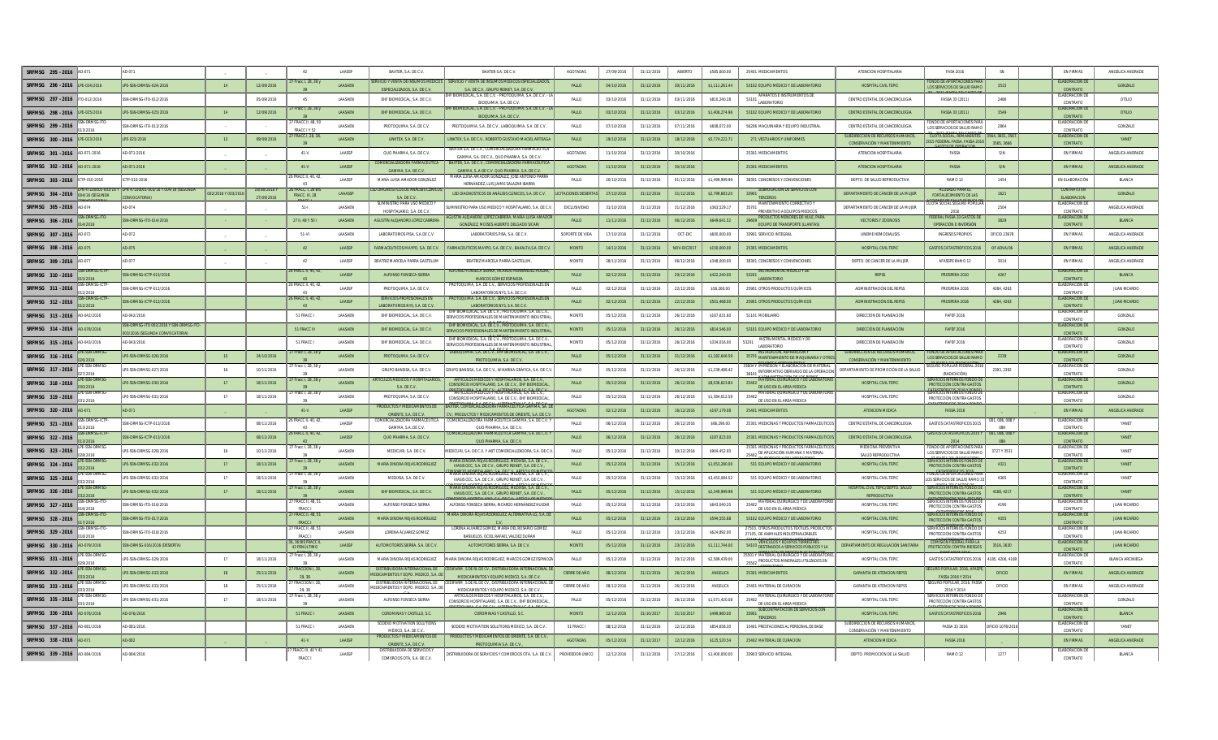| | | | | | | | | | | | | | | | | | | | | |
|---|---|---|---|---|---|---|---|---|---|---|---|---|---|---|---|---|---|---|---|---|
| SRFMSG 295 - 2016 | AD-071 | AD-071 | | | 42 | LAASSP | BAXTER, S.A. DE C.V. | BAXTER S.A. DE C.V. | AGOTADAS | 27/09/2016 | 31/12/2016 | ABIERTO | $505,800.00 | 25401 MEDICAMENTOS | ATENCION HOSPITALARIA | FASSA 2016 | SN | EN FIRMAS | ANGELICA ANDRADE |
| SRFMSG 296 - 2016 | LPE-024/2016 | LPE-SSN-DRMSG-024/2016 | 14 | 12/09/2016 | 27 Fracc I, 28, 28 y 39 | LAASAEN | SERVICIO Y VENTA DE INSUMOS MEDICOS ESPECIALIZADOS, S.A. DE C.V. | SERVICIO Y VENTA DE INSUMOS MEDICOS ESPECIALIZADOS, S.A. DE C.V., GRUPO RBINET, S.A. DE C.V. | FALLO | 04/10/2016 | 31/12/2016 | 30/11/2016 | $1,113,261.44 | 53102 EQUIPO MÉDICO Y DE LABORATORIO | HOSPITAL CIVIL TEPIC | FONDO DE APORTACIONES PARA LOS SERVICIOS DE SALUD RAMO 33 | 3515 | ELABORACION DE CONTRATO | GONZALO |
| SRFMSG 297 - 2016 | ITO-012/2016 | SSN-DRMSG-ITO-012/2016 | | 05/09/2016 | 45 | LAASAEN | EHF BIOMEDICAL, S.A. DE C.V. | EHF BIOMEDICAL, S.A. DE C.V., PROTOQUIMIA, S.A. DE C.V., LA BIOQUIMIA, S.A. DE C.V. | FALLO | 03/10/2016 | 31/12/2016 | 03/11/2016 | $818,240.28 | 53101 APARATOS E INSTRUMENTOS DE LABORATORIO | CENTRO ESTATAL DE CANCEROLOGIA | FASSA 33 (2011) | 2486 | ELABORACION DE CONTRATO | OTILIO |
| SRFMSG 298 - 2016 | LPE-025/2016 | LPE-SSN-DRMSG-025/2016 | 14 | 12/09/2016 | 27 Fracc I, 28, 28 y 39 | LAASAEN | EHF BIOMEDICAL, S.A. DE C.V. | EHF BIOMEDICAL, S.A. DE C.V., PROTOQUIMIA, S.A. DE C.V., LA BIOQUIMIA, S.A. DE C.V. | FALLO | 03/10/2016 | 31/12/2016 | 03/12/2016 | $1,408,274.96 | 53102 EQUIPO MÉDICO Y DE LABORATORIO | CENTRO ESTATAL DE CANCEROLOGIA | FASSA 33 (2011) | 3549 | ELABORACION DE CONTRATO | OTILIO |
| SRFMSG 299 - 2016 | SSN-DRMSG-ITO-013/2016 | SSN-DRMSG-ITO-013/2016 | - | - | 27 FRACC II, 48, 50 FRACC I Y 52 | LAASAEN | PROTOQUIMIA, S.A. DE C.V. | PROTOQUIMIA, S.A. DE C.V., LABIOQUIMIA, S.A. DE C.V. | FALLO | 07/10/2016 | 31/12/2016 | 07/11/2016 | $608,072.00 | 56206 MAQUINARIA Y EQUIPO INDUSTRIAL | CENTRO ESTATAL DE CANCEROLOGIA | FONDO DE APORTACIONES PARA LOS SERVICIOS DE SALUD RAMO 33 | 2864 | ELABORACION DE CONTRATO | GONZALO |
| SRFMSG 300 - 2016 | LPE-023/2016 | LPE-023/2016 | 13 | 09/09/2016 | 27 FRACC I, 28, 38, 39 | LAASAEN | LINATEX, S.A. DE C.V. | LINATEX, S.A. DE C.V., ROBERTO GUSTAVO MACIEL ARTEAGA | FALLO | 18/10/2016 | 31/12/2016 | 18/12/2016 | $5,774,222.71 | 271 VESTUARIOS Y UNIFORMES | SUBDIRECCION DE RECURSOS HUMANOS, CONSERVACIÓN Y MANTENIMIENTO | CUOTA SOCIAL REMANENTES 2015 FEDERAL FASSA, FASSA 2016 GASTOS DE OPERACIÓN | 3584, 3601, 3567, 3585, 3686 | ELABORACION DE CONTRATO | YANET |
| SRFMSG 301 - 2016 | AD-073-2016 | AD-073-2016 | | | 41-V | LAASSP | QUO PHARMA, S.A. DE C.V. | BAXTER S.A. DE C.V., COMERCIALIZADORA FARMACEUTICA GAMMA, S.A. DE C.V., QUO PHARMA S.A. DE C.V. | AGOTADAS | 11/10/2016 | 31/12/2016 | 30/10/2016 | | 25301 MEDICAMENTOS | ATENCION HOSPITALARIA | FASSA | S/N | EN FIRMAS | ANGELICA ANDRADE |
| SRFMSG 302 - 2016 | AD-073-2016 | AD-073-2016 | - | - | 41-V | LAASSP | COMERCIALIZADORA FARMACEUTICA GAMMA, S.A. DE C.V. | BAXTER, S.A. DE C.V., COMERCIALIZADORA FARMACEUTICA GAMMA, S.A. DE C.V. QUO PHARMA, S.A. DE C.V. | AGOTADAS | 11/10/2016 | 31/12/2016 | 30/10/2016 | | 25301 MEDICAMENTOS | ATENCION HOSPITALARIA | FASSA | S/N | EN FIRMAS | ANGELICA ANDRADE |
| SRFMSG 303 - 2016 | ICTP-010-2016 | ICTP-010-2016 | | | 26 FRACC II, 40, 42, 43 | LAASSP | MARIA LUISA AMADOR GONZALEZ | MARIA LUISA AMADOR GONZALEZ, JOSE ANTONIO PARRA HERNÁNDEZ, LUIS JAVIE SALAZAR IBARRA | FALLO | 28/10/2016 | 31/12/2016 | 01/12/2016 | $1,499,999.99 | 38301 CONGRESOS Y CONVENCIONES | DEPTO. DE SALUD REPRODUCTIVA | RAMO 12 | 1454 | EN ELABORACIÓN | BLANCA |
| SRFMSG 304 - 2016 | LPN-47108001-003/2016 (SEGUNDA CONVOCATORIA) | LPN-47108001-003/2016 (SEGUNDA CONVOCATORIA) | 002/2016 Y 003/2016 | 10/08/2016 Y 27/09/2016 | 26 FRACC. I, 26 BIS FRACC. III, 28 | LAASSP | LSD DIAGNOSTICOS DE ANALISIS CLINICOS, S.A. DE C.V. | LSD DIAGNOSTICOS DE ANALISIS CLINICOS, S.A. DE C.V. | LICITACIONES DESIERTAS | 27/10/2016 | 31/12/2016 | 31/12/2016 | $2,799,603.20 | 33901 SUBROGACIÓN DE SERVICIOS CON TERCEROS | DEPARTAMENTO DE CÁNCER DE LA MUJER | ACUERDO PARA EL FORTALECIMIENTO DE LAS | 1621 | CONTRATO EN ELABORACIÓN | GONZALO |
| SRFMSG 305 - 2016 | AD-074 | AD-074 | | | 51-I | LAASAEN | SUMINISTRO PARA USO MEDICO Y HOSPITALARIO, S.A. DE C.V. | SUMINISTRO PARA USO MEDICO Y HOSPITALARIO, S.A. DE C.V. | EXCLUSIVIDAD | 31/10/2016 | 31/12/2016 | 31/12/2016 | $362,529.17 | 35701 MANTENIMIENTO CORRECTIVO Y PREVENTIVO A EQUIPOS MEDICOS | DEPARTAMENTO DE CÁNCER DE LA MUJER | CUOTA SOCIAL SEGURO POPULAR 2016 | 2504 | ELABORACION DE CONTRATO | ANGELICA ANDRADE |
| SRFMSG 306 - 2016 | SSN-DRMSG-ITO-014/2016 | SSN-DRMSG-ITO-014/2016 | - | - | 27 II, 48 Y 50 I | LAASAEN | AGUSTIN ALEJANDRO LÓPEZ CABRERA | AGUSTIN ALEJANDRO LÓPEZ CABRERA, MARIA LUISA AMADOR GONZÁLEZ, MOISES ALBERTO DELGADO SICARI | FALLO | 11/11/2016 | 31/12/2016 | 09/12/2016 | $649,641.52 | 29609 PRODUCTOS MENORES DE HULE, PARA EQUIPO DE TRANSPORTE (LLANTAS) | VECTORES Y ZOONOSIS | FEDERAL FASSA 33 GASTOS DE OPERACIÓN E INVERSIÓN | 3829 | ELABORACION DE CONTRATO | BLANCA |
| SRFMSG 307 - 2016 | AD-072 | AD-072 | | | 51-VI | LAASAEN | LABORATORIOS PISA, S.A. DE C.V. | LABORATORIOS PISA, S.A. DE C.V. | SOPORTE DE VIDA | 17/10/2016 | 31/12/2016 | OCT-DIC | $600,000.00 | 33901 SERVICIO INTEGRAL | UNEME HEMODIALISIS | INGRESOS PROPIOS | OFICIO 23678 | EN FIRMAS | ANGELICA ANDRADE |
| SRFMSG 308 - 2016 | AD-075 | AD-075 | | | 42 | LAASSP | FARMACEUTICOS MAYPO, S.A. DE C.V. | FARMACEUTICOS MAYPO, S.A. DE C.V., BAXALTA S.A. DE C.V. | MONTO | 14/11/2016 | 31/12/2016 | NOV-DIC2017 | $150,000.00 | 25301 MEDICAMENTOS | HOSPITAL CIVIL TEPIC | GASTOS CATASTROFICOS 2016 | OF ADVA/06 | EN FIRMAS | ANGELICA ANDRADE |
| SRFMSG 309 - 2016 | AD-077 | AD-077 | | | 42 | LAASSP | BEATRIZ ARCELA PARRA GASTELUM | BEATRIZ ARCELA PARRA GASTELUM | MONTO | 28/11/2016 | 31/12/2016 | 06/12/2016 | $348,000.00 | 38301 CONGRESOS Y CONVENCIONES | DEPTO. DE CANCER DE LA MUJER | AFASSPE RAMO 12 | 3014 | EN FIRMAS | ANGELICA ANDRADE |
| SRFMSG 310 - 2016 | SSN-DRMSG-ICTP-015/2016 | SSN-DRMSG-ICTP-015/2016 | | | 26 FRACC II, 40, 42, 43 | LAASSP | ALFONSO FONSECA SIERRA | ALFONSO FONSECA SIERRA, RICARDO HERNANDEZ HOLGUIN, MARCOS GÓMEZ ESPINOZA | FALLO | 02/12/2016 | 31/12/2016 | 20/12/2016 | $422,240.00 | 53201 INSTRUMENTAL MÉDICO Y DE LABORATORIO | REPSS | PROSPERA 2000 | 4267 | ELABORACION DE CONTRATO | BLANCA |
| SRFMSG 311 - 2016 | SSN-DRMSG-ICTP-012/2016 | SSN-DRMSG-ICTP-012/2016 | | | 26 FRACC II, 40, 42, 43 | LAASSP | PROTOQUIMIA, S.A. DE C.V. | PROTOQUIMIA, S.A. DE C.V., SERVICIOS PROFESIONALES EN LABORATORIOS NYS, S.A. DE C.V. | FALLO | 02/12/2016 | 31/12/2016 | 22/12/2016 | $56,260.00 | 25901 OTROS PRODUCTOS QUÍMICOS | ADMINISTRACIÓN DEL REPSS | PROSPERA 2016 | 4284, 4263 | ELABORACION DE CONTRATO | JUAN RICARDO |
| SRFMSG 312 - 2016 | SSN-DRMSG-ICTP-012/2016 | SSN-DRMSG-ICTP-012/2016 | | | 26 FRACC II, 40, 42, 43 | LAASSP | SERVICIOS PROFESIONALES EN LABORATORIOS NYS, S.A. DE C.V. | PROTOQUIMIA, S.A. DE C.V., SERVICIOS PROFESIONALES EN LABORATORIOS NYS, S.A. DE C.V. | FALLO | 02/12/2016 | 31/12/2016 | 22/12/2016 | $503,468.00 | 25901 OTROS PRODUCTOS QUÍMICOS | ADMINISTRACIÓN DEL REPSS | PROSPERA 2016 | 4284, 4263 | ELABORACION DE CONTRATO | JUAN RICARDO |
| SRFMSG 313 - 2016 | AD-042/2016 | AD-042/2016 | | | 51 FRACC I | LAASAEN | EHF BIOMEDICAL, S.A. DE C.V. | EHF BIOMEDICAL, S.A. DE C.V., PROTOQUIMIA, S.A. DE C.V., SERVICIOS PROFESIONALES DE MANTENIMIENTO INDUSTRIAL, S.A. DE C.V. | MONTO | 05/12/2016 | 31/12/2016 | 28/12/2016 | $167,631.60 | 51101 MOBILIARIO | DIRECCIÓN DE PLANEACIÓN | FAFEF 2016 | | ELABORACION DE CONTRATO | GONZALO |
| SRFMSG 314 - 2016 | AD-078/2016 | SSN-DRMSG-ITO-002/2016 Y SSN-DRMSG-ITO-003/2016 (SEGUNDA CONVOCATORIA) | | | 51 FRACC IV | LAASAEN | EHF BIOMEDICAL, S.A. DE C.V. | EHF BIOMEDICAL, S.A. DE C.V., PROTOQUIMIA, S.A. DE C.V., SERVICIOS PROFESIONALES DE MANTENIMIENTO INDUSTRIAL, S.A. DE C.V. | MONTO | 05/12/2016 | 31/12/2016 | 28/12/2016 | $814,546.00 | 53101 EQUIPO MÉDICO Y DE LABORATORIO | DIRECCIÓN DE PLANEACIÓN | FAFEF 2016 | | ELABORACION DE CONTRATO | GONZALO |
| SRFMSG 315 - 2016 | AD-043/2016 | AD-043/2016 | | | 51 FRACC I | LAASAEN | EHF BIOMEDICAL, S.A. DE C.V. | EHF BIOMEDICAL, S.A. DE C.V., PROTOQUIMIA, S.A. DE C.V., SERVICIOS PROFESIONALES DE MANTENIMIENTO INDUSTRIAL, S.A. DE C.V. | MONTO | 05/12/2016 | 31/12/2016 | 28/12/2016 | $134,016.00 | 53101 INSTRUMENTAL MÉDICO Y DE LABORATORIO | DIRECCIÓN DE PLANEACIÓN | FAFEF 2016 | | ELABORACION DE CONTRATO | GONZALO |
| SRFMSG 316 - 2016 | LPE-SSN-DRMSG-026/2016 | LPE-SSN-DRMSG-026/2016 | 15 | 24/10/2016 | 27 Fracc I, 28, 28 y 39 | LAASAEN | PROTOQUIMIA, S.A. DE C.V. | LABIOQUIMIA, S.A. DE C.V., EHF BIOMEDICAL, S.A. DE C.V., PROTOQUIMIA, S.A. DE C.V. | FALLO | 05/12/2016 | 31/12/2016 | 31/12/2016 | $1,182,646.59 | 35701 INSTALACIÓN, REPARACIÓN Y MANTENIMIENTO DE MAQUINARIA Y OTROS EQUIPOS | SUBDIRECCION DE RECURSOS HUMANOS, CONSERVACIÓN Y MANTENIMIENTO | FONDO DE APORTACIONES PARA LOS SERVICIOS DE SALUD RAMO 33 | 2239 | ELABORACION DE CONTRATO | GONZALO |
| SRFMSG 317 - 2016 | LPE-SSN-DRMSG-027/2016 | LPE-SSN-DRMSG-027/2016 | 16 | 10/11/2016 | 27 Fracc I, 28, 28 y 39 | LAASAEN | GRUPO BANISSA, S.A. DE C.V. | GRUPO BANISSA, S.A. DE C.V., IM KARMA GRÁFICA, S.A. DE C.V. | FALLO | 05/12/2016 | 31/12/2016 | 28/12/2016 | $1,239,488.42 | 33604 Y 36101 IMPRESIÓN Y ELABORACIÓN DE MATERIAL INFORMATIVO DERIVADO DE LA OPERACIÓN | DEPARTAMENTO DE PROMOCIÓN DE LA SALUD | SEGURO POPULAR FEDERAL 2016 (RADICACIÓN) | 2393, 2392 | ELABORACION DE CONTRATO | GONZALO |
| SRFMSG 318 - 2016 | LPE-SSN-DRMSG-030/2016 | LPE-SSN-DRMSG-030/2016 | 17 | 18/11/2016 | 27 Fracc I, 28, 28 y 39 | LAASAEN | ARTICULOS MEDICOS Y HOSPITALARIOS, S.A. DE C.V. | ARTICULOS MEDICOS Y HOSPITALARIOS, S.A. DE C.V., CONSORCIO HOSPITALARIO, S.A. DE C.V., EHF BIOMEDICAL, PROTOQUIMIA, S.A. DE C.V. | FALLO | 05/12/2016 | 31/12/2016 | 28/12/2016 | $8,038,823.84 | 25402 MATERIAL QUIRÚRGICO Y DE LABORATORIO DE USO EN EL ÁREA MÉDICA | HOSPITAL CIVIL TEPIC | SERVICIOS INTERNOS FONDO DE PROTECCIÓN CONTRA GASTOS CATASTRÓFICOS | | ELABORACION DE CONTRATO | GONZALO |
| SRFMSG 319 - 2016 | LPE-SSN-DRMSG-031/2016 | LPE-SSN-DRMSG-031/2016 | 17 | 18/11/2016 | 27 Fracc I, 28, 28 y 39 | LAASAEN | PROTOQUIMIA, S.A. DE C.V. | ARTICULOS MEDICOS Y HOSPITALARIOS, S.A. DE C.V., CONSORCIO HOSPITALARIO, S.A. DE C.V., EHF BIOMEDICAL, PROTOQUIMIA, S.A. DE C.V. | FALLO | 05/12/2016 | 31/12/2016 | 28/12/2016 | $1,384,012.59 | 25402 MATERIAL QUIRÚRGICO Y DE LABORATORIO DE USO EN EL ÁREA MÉDICA | HOSPITAL CIVIL TEPIC | SERVICIOS INTERNOS FONDO DE PROTECCIÓN CONTRA GASTOS CATASTRÓFICOS | | ELABORACION DE CONTRATO | GONZALO |
| SRFMSG 320 - 2016 | AD-071 | AD-073 | | | 41-V | LAASSP | PRODUCTOS Y MEDICAMENTOS DE ORIENTE, S.A. DE C.V. | BAXTER, COMERCIALIZADORA FARMACEUTICA GAMMA, S.A. DE C.V., PRODUCTOS Y MEDICAMENTOS DE ORIENTE, S.A. DE C.V. | AGOTADAS | 02/12/2016 | 31/12/2016 | 18/12/2016 | $197,179.08 | 25401 MEDICAMENTOS | ATENCION MEDICA | FASSA 2016 | | EN FIRMAS | ANGELICA ANDRADE |
| SRFMSG 321 - 2016 | SSN-DRMSG-ICTP-013/2016 | SSN-DRMSG-ICTP-013/2016 | | 08/11/2016 | 26 FRACC II, 40, 42, 43 | LAASSP | COMERCIALIZADORA FARMACEUTICA GAMMA, S.A. DE C.V. | COMERCIALIZADORA FARMACEUTICA GAMMA, S.A. DE C.V. Y QUO PHARMA, S.A. DE C.V. | FALLO | 06/12/2016 | 31/12/2016 | 28/12/2016 | $66,290.00 | 25301 MEDICINAS Y PRODUCTOS FARMACEUTICOS | CENTRO ESTATAL DE CANCEROLOGIA | GASTOS CATASTROFICOS 2015 | 081, 088, 089 Y 089 | ELABORACION DE CONTRATO | YANET |
| SRFMSG 322 - 2016 | SSN-DRMSG-ICTP-013/2016 | SSN-DRMSG-ICTP-013/2016 | | 08/11/2016 | 26 FRACC II, 40, 42, 43 | LAASSP | QUO PHARMA, S.A. DE C.V. | COMERCIALIZADORA FARMACEUTICA GAMMA, S.A. DE C.V. Y QUO PHARMA, S.A. DE C.V. | FALLO | 06/12/2016 | 31/12/2016 | 28/12/2016 | $107,823.00 | 25301 MEDICINAS Y PRODUCTOS FARMACEUTICOS | CENTRO ESTATAL DE CANCEROLOGIA | GASTOS CATASTROFICOS 2015 Y 2014 | 081, 088, 089 Y 089 | ELABORACION DE CONTRATO | YANET |
| SRFMSG 323 - 2016 | LPE-SSN-DRMSG-028/2016 | LPE-SSN-DRMSG-028/2016 | 16 | 10/11/2016 | 27 Fracc I, 28, 28 y 39 | LAASAEN | MEDICURI, S.A. DE C.V. | MEDICURI, S.A. DE C.V. Y ABT COMERCIALIZADORA, S.A. DE C.V. | FALLO | 05/12/2016 | 31/12/2016 | 30/12/2016 | $904,452.00 | 25301 MEDICINAS Y PRODUCTOS FARMACEUTICOS 25402 DE APLICACIÓN HUMANA Y MATERIAL QUIRÚRGICO Y DE LABORATORIO | MEDICINA PREVENTIVA SALUD REPRODUCTIVA | FONDO DE APORTACIONES PARA LOS SERVICIOS DE SALUD RAMO 33 | 3727 Y 3531 | ELABORACION DE CONTRATO | YANET |
| SRFMSG 324 - 2016 | LPE-SSN-DRMSG-032/2016 | LPE-SSN-DRMSG-032/2016 | 17 | 18/11/2016 | 27 Fracc I, 28, 28 y 39 | LAASAEN | MARIA DINORA ROJAS RODRÍGUEZ | MARIA DINORA ROJAS RODRÍGUEZ, MEDIXSA, S.A. DE C.V., VIASIS OCC, S.A. DE C.V., GRUPO RBINET, S.A. DE C.V., CONSORCIO HOSPITALARIO, S.A. DE C.V. Y ARTICULOS MEDICOS | FALLO | 05/12/2016 | 31/12/2016 | 15/12/2016 | $1,052,280.00 | 531 EQUIPO MÉDICO Y DE LABORATORIO | HOSPITAL CIVIL TEPIC | SERVICIOS INTERNOS FONDO DE PROTECCIÓN CONTRA GASTOS CATASTRÓFICOS 2014 | 4321 | ELABORACION DE CONTRATO | YANET |
| SRFMSG 325 - 2016 | LPE-SSN-DRMSG-032/2016 | LPE-SSN-DRMSG-032/2016 | 17 | 18/11/2016 | 27 Fracc I, 28, 28 y 39 | LAASAEN | MEDIXSA, S.A. DE C.V. | MARIA DINORA ROJAS RODRÍGUEZ, MEDIXSA, S.A. DE C.V., VIASIS OCC, S.A. DE C.V., GRUPO RBINET, S.A. DE C.V., CONSORCIO HOSPITALARIO, S.A. DE C.V. Y ARTICULOS MEDICOS | FALLO | 05/12/2016 | 31/12/2016 | 15/12/2016 | $3,453,884.52 | 531 EQUIPO MÉDICO Y DE LABORATORIO | HOSPITAL CIVIL TEPIC | FONDO DE APORTACIONES PARA LOS SERVICIOS DE SALUD RAMO 33 | 4365 | ELABORACION DE CONTRATO | YANET |
| SRFMSG 326 - 2016 | LPE-SSN-DRMSG-032/2016 | LPE-SSN-DRMSG-032/2016 | 17 | 18/11/2016 | 27 Fracc I, 28, 28 y 39 | LAASAEN | EHF BIOMEDICAL, S.A. DE C.V. | MARIA DINORA ROJAS RODRÍGUEZ, MEDIXSA, S.A. DE C.V., VIASIS OCC, S.A. DE C.V., GRUPO RBINET, S.A. DE C.V., CONSORCIO HOSPITALARIO, S.A. DE C.V. Y ARTICULOS MEDICOS | FALLO | 05/12/2016 | 31/12/2016 | 15/12/2016 | $2,249,999.99 | 531 EQUIPO MÉDICO Y DE LABORATORIO | HOSPITAL CIVIL TEPIC/DEPTO. SALUD REPRODUCTIVA | SERVICIOS INTERNOS FONDO DE PROTECCIÓN CONTRA GASTOS CATASTRÓFICOS 2014 / AFASSPE | 4180, 4217 | ELABORACION DE CONTRATO | YANET |
| SRFMSG 327 - 2016 | SSN-DRMSG-ITO-016/2016 | SSN-DRMSG-ITO-016/2016 | | | 27 FRACC II, 48, 51 FRACC I | LAASAEN | ALFONSO FONSECA SIERRA | ALFONSO FONSECA SIERRA, RICARDO HERNÁNDEZ HOLGUÍN | FALLO | 05/12/2016 | 31/12/2016 | 23/12/2016 | $643,040.20 | 25402 MATERIAL QUIRÚRGICO Y DE LABORATORIO DE USO EN EL ÁREA MÉDICA | HOSPITAL CIVIL TEPIC | SERVICIOS INTERNOS FONDO DE PROTECCIÓN CONTRA GASTOS CATASTRÓFICOS | 4190 | ELABORACION DE CONTRATO | JUAN RICARDO |
| SRFMSG 328 - 2016 | SSN-DRMSG-ITO-017/2016 | SSN-DRMSG-ITO-017/2016 | | | 27 FRACC II, 48, 51 FRACC I | LAASAEN | MARIA DINORA ROJAS RODRÍGUEZ | MARIA DINORA ROJAS RODRÍGUEZ, ALTERNATIVA IJ, S.A. DE C.V. | FALLO | 05/12/2016 | 31/12/2016 | 23/12/2016 | $594,555.68 | 53102 EQUIPO MÉDICO Y DE LABORATORIO | HOSPITAL CIVIL TEPIC | SERVICIOS INTERNOS FONDO DE PROTECCIÓN CONTRA GASTOS CATASTRÓFICOS | 4355 | ELABORACION DE CONTRATO | JUAN RICARDO |
| SRFMSG 329 - 2016 | SSN-DRMSG-ITO-018/2016 | SSN-DRMSG-ITO-018/2016 | | | 27 FRACC II, 48, 51 FRACC I | LAASAEN | LORENA ÁLVAREZ GOMEZ | LORENA ÁLVAREZ GOMEZ, MARIA DEL ROSARIO GOMEZ BAÑUELOS, OCELI RAFAEL VALDEZ DURAN | FALLO | 05/12/2016 | 31/12/2016 | 23/12/2016 | $624,892.00 | 27503, OTROS PRODUCTOS TEXTILES, PRODUCTOS 27105, DE ANIMALES INDUSTRIALIZABLES 27106, ARTICULOS DEPORTIVOS | HOSPITAL CIVIL TEPIC | SERVICIOS INTERNOS FONDO DE PROTECCIÓN CONTRA GASTOS CATASTRÓFICOS | 4253 | ELABORACION DE CONTRATO | JUAN RICARDO |
| SRFMSG 330 - 2016 | AD-079/2016 | SSN-DRMSG-016/2016 (DESIERTA) | | | 26, 26 BIS FRACC II, 42 PRIMER ULTIMO | LAASSP | AUTOMOTORES SIERRA, S.A. DE C.V. | AUTOMOTORES SIERRA, S.A. DE C.V. | MONTO | 05/12/2016 | 31/12/2016 | 23/12/2016 | $1,111,744.00 | 54103 VEHICULOS Y EQUIPOS TERRESTRES DESTINADOS A SERVICIOS PÚBLICOS Y LA OPERACIÓN | DEPARTAMENTO DE REGULACIÓN SANITARIA | COMISIÓN FEDERAL PARA LA PROTECCIÓN CONTRA RIESGOS SANITARIOS | 3510, 2630 | ELABORACION DE CONTRATO | JUAN RICARDO |
| SRFMSG 331 - 2016 | LPE-SSN-DRMSG-029/2016 | LPE-SSN-DRMSG-029/2016 | 17 | 18/11/2016 | 27 Fracc I, 28, 28 y 39 | LAASAEN | MARIA DINORA ROJAS RODRÍGUEZ | MARIA DINORA ROJAS RODRÍGUEZ, MARCOS GÓMEZ ESPINOZA | FALLO | 05/12/2016 | 31/12/2016 | 28/12/2016 | $2,509,439.00 | 25501 Y 25502 MATERIAL QUIRÚRGICO Y DE LABORATORIO, PRODUCTOS MINERALES UTILIZADOS EN | HOSPITAL CIVIL TEPIC | GASTOS CATASTRÓFICOS 2016 | 4105, 4206, 4189 | ELABORACION DE CONTRATO | BLANCA ARCINIEGA |
| SRFMSG 332 - 2016 | LPE-SSN-DRMSG-033/2016 | LPE-SSN-DRMSG-033/2016 | 18 | 25/11/2016 | 27 FRACCION I, 28, 29, 30 | LAASAEN | DISTRIBUIDORA INTERNACIONAL DE MEDICAMENTOS Y EQPO. MEDICO, S.A. DE C.V. | CEDIFARM, S.DE RL. DE C.V., DISTRIBUIDORA INTERNACIONAL DE MEDICAMENTOS Y EQUIPO MEDICO, S.A. DE C.V. | CIERRE DE AÑO | 08/12/2016 | 31/12/2016 | 28/12/2016 | ANGELICA | 25301 MEDICAMENTOS | GARANTIA DE ATENCION REPSS | SEGURO POPULAR 2016, AFASPE, FASSA 2016 Y 2014 | OFICIO | EN FIRMAS | ANGELICA ANDRADE |
| SRFMSG 333 - 2016 | LPE-SSN-DRMSG-033/2016 | LPE-SSN-DRMSG-033/2016 | 18 | 25/11/2016 | 27 FRACCION I, 28, 29, 30 | LAASAEN | DISTRIBUIDORA INTERNACIONAL DE MEDICAMENTOS Y EQPO. MEDICO, S.A. DE C.V. | CEDIFARM, S.DE RL. DE C.V., DISTRIBUIDORA INTERNACIONAL DE MEDICAMENTOS Y EQUIPO MEDICO, S.A. DE C.V. | CIERRE DE AÑO | 08/12/2016 | 31/12/2016 | 28/12/2016 | ANGELICA | 25401 MATERIAL DE CURACION | GARANTIA DE ATENCION REPSS | SEGURO POPULAR, 2016, FASSA 2016 Y 2014 | OFICIO | EN FIRMAS | ANGELICA ANDRADE |
| SRFMSG 335 - 2016 | LPE-SSN-DRMSG-031/2016 | LPE-SSN-DRMSG-031/2016 | 17 | 18/11/2016 | 27 Fracc I, 28, 28 y 39 | LAASAEN | ALFONSO FONSECA SIERRA | ARTICULOS MEDICOS Y HOSPITALARIOS, S.A. DE C.V., CONSORCIO HOSPITALARIO, S.A. DE C.V., EHF BIOMEDICAL, PROTOQUIMIA, S.A. DE C.V. | FALLO | 05/12/2016 | 31/12/2016 | 28/12/2016 | $1,072,420.08 | 25402 MATERIAL QUIRÚRGICO Y DE LABORATORIO DE USO EN EL ÁREA MÉDICA | HOSPITAL CIVIL TEPIC | SERVICIOS INTERNOS FONDO DE PROTECCIÓN CONTRA GASTOS CATASTRÓFICOS | | ELABORACION DE CONTRATO | GONZALO |
| SRFMSG 336 - 2016 | AD-076/2016 | AD-076/2016 | | | 51 FRACC I | LAASAEN | CORDOMINAS Y CASTILLO, S.C. | CORDOMINAS Y CASTILLO, S.C. | MONTO | 12/12/2016 | 31/10/2017 | 31/10/2017 | $499,960.00 | 33901 SUBCONTRATACIÓN DE SERVICIOS CON TERCEROS | HOSPITAL CIVIL TEPIC | GASTOS CATASTRÓFICOS 2016 | 2946 | ELABORACION DE CONTRATO | BLANCA |
| SRFMSG 337 - 2016 | AD-081/2016 | AD-081/2016 | | | 51 FRACC I | LAASAEN | SODEXO MOTIVATION SOLUTIONS MÉXICO, S.A. DE C.V. | SODEXO MOTIVATION SOLUTIONS MÉXICO, S.A. DE C.V. | 51 FRACC I | 08/12/2016 | 31/12/2016 | 12/12/2016 | $854,858.30 | 15401 PRESTACIONES AL PERSONAL DE BASE | SUBDIRECCION DE RECURSOS HUMANOS, CONSERVACIÓN Y MANTENIMIENTO | FASSA 33 2016 | OFICIO 1078/2016 | ELABORACION DE CONTRATO | YANET |
| SRFMSG 338 - 2016 | AD-082 | AD-082 | | | 41-V | LAASSP | PRODUCTOS Y MEDICAMENTOS DE ORIENTE, S.A. DE C.V. | PRODUCTOS Y MEDICAMENTOS DE ORIENTE, S.A. DE C.V., PROTOQUIMIA, S.A. DE C.V. | AGOTADAS | 05/12/2016 | 31/12/2016 | 12/12/2016 | $125,520.54 | 25402 MATERIAL DE CURACION | ATENCION MEDICA | FASSA 2016 | | EN FIRMAS | ANGELICA ANDRADE |
| SRFMSG 339 - 2016 | AD-084/2016 | AD-084/2016 | | | 27 FRACC II, 40 Y 41 FRACC I | LAASSP | DISTRIBUIDORA DE SERVICIOS Y COMERCIOS OTA, S.A. DE C.V. | DISTRIBUIDORA DE SERVICIOS Y COMERCIOS OTA, S.A. DE C.V. | PROVEEDOR UNICO | 12/12/2016 | 31/12/2016 | 31/12/2016 | $1,400,000.00 | 33903 SERVICIO INTEGRAL | DEPTO. PROMOCIÓN DE LA SALUD | RAMO 12 | 1277 | ELABORACION DE CONTRATO | BLANCA |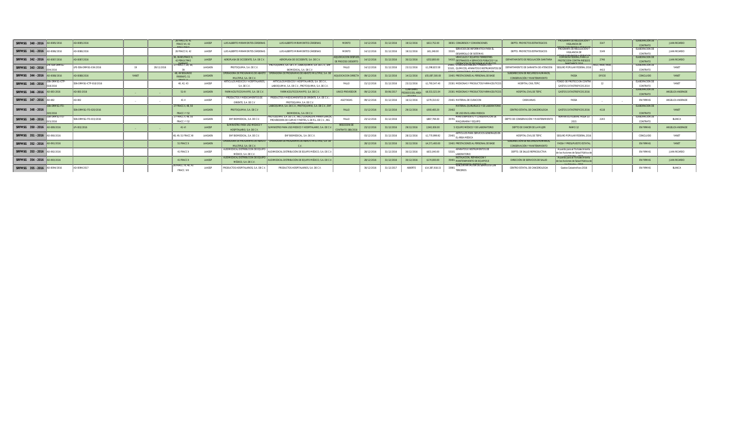| | | | | | | | | | | | | | | | | | | | | | |
|---|---|---|---|---|---|---|---|---|---|---|---|---|---|---|---|---|---|---|---|---|---|
| SRFMSG 340 - 2016 | AD-0085/2016 | AD-0085/2016 | | | 26 FRACC IX, 41 FRACC VII, 42 | LAASSP | LUIS ALBERTO MIRAMONTES CÁRDENAS | LUIS ALBERTO MIRAMONTES CÁRDENAS | MONTO | 14/12/2016 | 31/12/2016 | 19/12/2016 | $613,752.00 | 38301 CONGRESOS Y CONVENCIONES | DEPTO. PROYECTOS ESTRATEGICOS | PROGRAMA DE REGULACIÓN Y VIGILANCIA DE | 3147 | | ELABORACIÓN DE CONTRATO | JUAN RICARDO |
| SRFMSG 341 - 2016 | AD-0086/2016 | AD-0086/2016 | | | 26 FRACC IX, 42 | LAASSP | LUIS ALBERTO MIRAMONTES CÁRDENAS | LUIS ALBERTO MIRAMONTES CÁRDENAS | MONTO | 14/12/2016 | 31/12/2016 | 19/12/2016 | $61,248.00 | 33101 SERVICIOS DE INFORMATICA PARA EL DESARROLLO DE SISTEMAS | DEPTO. PROYECTOS ESTRATEGICOS | PROGRAMA DE REGULACIÓN Y VIGILANCIA DE | 3149 | | ELABORACIÓN DE CONTRATO | JUAN RICARDO |
| SRFMSG 342 - 2016 | AD-0087/2016 | AD-0087/2016 | | | 26, 38 BIS FRACC II, 42 PENULTIMO PARRAFO | LAASSP | AEROPLASA DE OCCIDENTE, S.A. DE C.V. | AEROPLASA DE OCCIDENTE, S.A. DE C.V. | ADJUDICACION DESPUES DE PROCESO DESIERTO | 14/12/2016 | 31/12/2016 | 30/12/2016 | $353,800.00 | 54102 VEHICULOS Y EQUIPOS TERRESTRES DESTINADOS A SERVICIOS PUBLICOS Y LA | DEPARTAMENTO DE REGULACIÓN SANITARIA | CONVENIO FEDERAL PARA LA PROTECCIÓN CONTRA RIESGOS | 2746 | | ELABORACIÓN DE CONTRATO | JUAN RICARDO |
| SRFMSG 343 - 2016 | LPE-SSN-ORMSG-034/2016 | LPE-SSN-ORMSG-034/2016 | 19 | 29/11/2016 | 27 FRACC I, 28, 38, 39 | LAASAEN | PROTOQUIMIA, S.A. DE C.V. | PROTOQUIMIA, S.A. DE C.V., LABOQUIMIA, S.A. DE C.V., EHF BIOMEDICAL, S.A. DE C.V. | FALLO | 14/12/2016 | 31/12/2016 | 23/12/2016 | $1,298,823.58 | 25901, OTROS PRODUCTOS QUIMICOS 53101, QUIMICOS, APARATOS E INSTRUMENTOS DE | DEPARTAMENTO DE GARANTIA DE ATENCIÓN | SEGURO POPULAR FEDERAL 2016 | 4410, 4409, 4408, 4413 | | ELABORACIÓN DE CONTRATO | YANET |
| SRFMSG 344 - 2016 | AD-0088/2016 | AD-0088/2016 | YANET | | 40, 49 SEGUNDO PARRAFO, 51 | LAASAEN | OPERADORA DE PROGRAMAS DE ABASTO MULTIPLE, S.A. DE C.V. | OPERADORA DE PROGRAMAS DE ABASTO MULTIPLE, S.A. DE C.V. | ADJUDICACION DIRECTA | 09/12/2016 | 31/12/2016 | 14/12/2016 | $55,087,580.00 | 15401 PRESTACIONES AL PERSONAL DE BASE | SUBDIRECCIÓN DE RECURSOS HUMANOS, CONSERVACIÓN Y MANTENIMIENTO | FASSA | OFICIO | | CONCLUIDO | YANET |
| SRFMSG 345 - 2016 | SSN-ORMSG-ICTP-018/2016 | SSN-ORMSG-ICTP-018/2016 | | | 40, 42, 43 | LAASSP | ARTICULOS MEDICOS Y HOSPITALARIOS, S.A. DE C.V. | ARTICULOS MEDICOS Y HOSPITALARIOS, S.A. DE C.V., LABOQUIMIA, S.A. DE C.V., PROTOQUIMIA, S.A. DE C.V. | FALLO | 15/12/2016 | 31/12/2016 | 23/12/2016 | $1,793,547.40 | 25301 MEDICINAS Y PRODUCTOS FARMACEUTICOS | HOSPITAL CIVIL TEPIC | FONDO DE PROTECCION CONTRA GASTOS CATASTROFICOS 2014 | 12 | | ELABORACIÓN DE CONTRATO | YANET |
| SRFMSG 346 - 2016 | AD-083-2016 | AD-083-2016 | .. | .. | 51-III | LAASAEN | FARMACEUTICOS MAYPO, S.A. DE C.V. | FARMACEUTICOS MAYPO, S.A. DE C.V. | UNICO PROVEEDOR | 09/12/2016 | 30/06/2017 | CONFORME A PEDIDOS DEL AREA | $6,531,521.04 | 25301 MEDICINAS Y PRODUCTOS FARMACEUTICOS | HOSPITAL CIVIL DE TEPIC | GASTOS CATASTROFICOS 2016 | | | ELABORACIÓN DE CONTRATO | ANGELICA ANDRADE |
| SRFMSG 347 - 2016 | AD-082 | AD-082 | .. | .. | 41-V | LAASSP | PRODUCTOS Y MEDICAMENTOS DE ORIENTE, S.A. DE C.V | PRODUCTOS Y MEDICAMENTOS DE ORIENTE, S.A. DE C.V.; PROTOQUIMIA, S.A. DE C.V. | AGOTADAS | 09/12/2016 | 31/12/2016 | 16/12/2016 | $279,310.02 | 25401 MATERIAL DE CURACION | CARAVANAS | FASSA | .. | .. | EN FIRMAS | ANGELICA ANDRADE |
| SRFMSG 348 - 2016 | SSN-ORMSG-ITO-020/2016 | SSN-ORMSG-ITO-020/2016 | | | 27 FRACC II, 48, 50 FRACC I Y 52 | LAASAEN | PROTOQUIMIA, S.A. DE C.V | LABOQUIMIA, S.A. DE C.V., PROTOQUIMIA, S.A. DE C.V., EHF BIOMEDICAL, S.A. DE C.V. | FALLO | 15/12/2016 | 31/12/2016 | 29/12/2016 | $593,483.20 | 25402 MATERIAL QUIRURGICO Y DE LABORATORIO DE USO EN EL AREA MEDICA | CENTRO ESTATAL DE CANCEROLOGIA | GASTOS CATASTROFICOS 2016 | 4118 | | ELABORACIÓN DE CONTRATO | YANET |
| SRFMSG 349 - 2016 | SSN-ORMSG-ITO-015/2016 | SSN-ORMSG-ITO-015/2016 | | | 27 FRACC II, 48, 50 FRACC I Y 52 | LAASAEN | EHF BIOMEDICAL, S.A. DE C.V. | PROTOQUIMIA, S.A. DE C.V., INGUGUADALUPE PARRA GARCIA, PROVEEDORA DE CLIMAS Y PARTES, S. DE R.L. DE C.V., ING. | FALLO | 23/12/2016 | 31/12/2016 | | $867,794.00 | 35701 MANTENIMIENTO Y CONSERVACIÓN DE MAQUINARIA Y EQUIPO | DEPTO DE CONSERVACIÓN Y MANTENIMIENTO | REMANENTES FEDERAL FASSA 33 2015 | 2243 | | ELABORACIÓN DE CONTRATO | BLANCA |
| SRFMSG 350 - 2016 | AD-089/2016 | LPI-002/2016 | .. | .. | 41-VI | LAASSP | SUMINISTRO PARA USO MEDICO Y HOSPITALARIO, S.A. DE C.V. | SUMINISTRO PARA USO MEDICO Y HOSPITALARIO, S.A. DE C.V. | RESCICION DE CONTRATO 288/2016 | 23/12/2016 | 31/12/2016 | 29/12/2016 | 2,842,000.00 | 5 EQUIPO MÉDICO Y DE LABORATORIO | DEPTO DE CANCER DE LA MUJER | RAMO 12 | | | EN FIRMAS | ANGELICA ANDRADE |
| SRFMSG 351 - 2016 | AD-090/2016 | | | | 48, 49, 51 FRACC XII | LAASAEN | EHF BIOMEDICAL, S.A. DE C.V. | EHF BIOMEDICAL, S.A. DE C.V. | | 03/12/2016 | 31/12/2016 | 28/12/2016 | $1,778,899.82 | 25401 ARTICULOS PARA SERVICIOS GENERALES EN EL AREA MEDICA | HOSPITAL CIVIL DE TEPIC | SEGURO POPULAR FEDERAL 2016 | | | CONCLUIDO | YANET |
| SRFMSG 352 - 2016 | AD-091/2016 | | | | 51 FRACC II | LAASAEN | OPERADORA DE PROGRAMAS DE ABASTO MULTIPLE, S.A. DE C.V. | OPERADORA DE PROGRAMAS DE ABASTO MULTIPLE, S.A. DE C.V. | | 28/12/2016 | 31/12/2016 | 30/12/2016 | $4,271,400.00 | 15401 PRESTACIONES AL PERSONAL DE BASE | SUBDIRECCIÓN DE RECURSOS HUMANOS, CONSERVACIÓN Y MANTENIMIENTO | FASSA Y PRESUPUESTO ESTATAL | | | EN FIRMAS | YANET |
| SRFMSG 353 - 2016 | AD-092/2016 | | | | 41 FRACC II | LAASSP | AUDIMEDICAL DISTRIBUCIÓN DE EQUIPO MÉDICO, S.A. DE C.V. | AUDIMEDICAL DISTRIBUCIÓN DE EQUIPO MÉDICO, S.A. DE C.V. | | 28/12/2016 | 31/12/2016 | 30/12/2016 | $631,040.00 | 53101 APARATOS E INSTRUMENTOS DE LABORATORIO | DEPTO. DE SALUD REPRODUCTIVA | Acuerdo para el Fortalecimiento de las Acciones de Salud Pública de | | | EN FIRMAS | JUAN RICARDO |
| SRFMSG 354 - 2016 | AD-093/2016 | | | | 41 FRACC II | LAASSP | AUDIMEDICAL DISTRIBUCIÓN DE EQUIPO MÉDICO, S.A. DE C.V. | AUDIMEDICAL DISTRIBUCIÓN DE EQUIPO MÉDICO, S.A. DE C.V. | | 28/12/2016 | 31/12/2016 | 30/12/2016 | $174,000.00 | 35401 INSTALACIÓN, REPARACIÓN Y MANTENIMIENTO DE EQUIPOS E | DIRECCIÓN DE SERVICIOS DE SALUD | Acuerdo para el Fortalecimiento de las Acciones de Salud Pública de | | | EN FIRMAS | JUAN RICARDO |
| SRFMSG 355 - 2016 | AD-0094/2016 | AD-0094/2017 | | | 26 FRACC IX, 40, 41 FRACC. VIII | LAASSP | PRODUCTOS HOSPITALARIOS, S.A. DE C.V. | PRODUCTOS HOSPITALARIOS, S.A. DE C.V. | | 30/12/2016 | 31/12/2017 | ABIERTO | $14,387,918.15 | 33901 SUBCONTRATACION DE SERVICIOS CON TERCEROS | CENTRO ESTATAL DE CANCEROLOGIA | Gastos Catastroficos 2016 | | | EN FIRMAS | BLANCA |